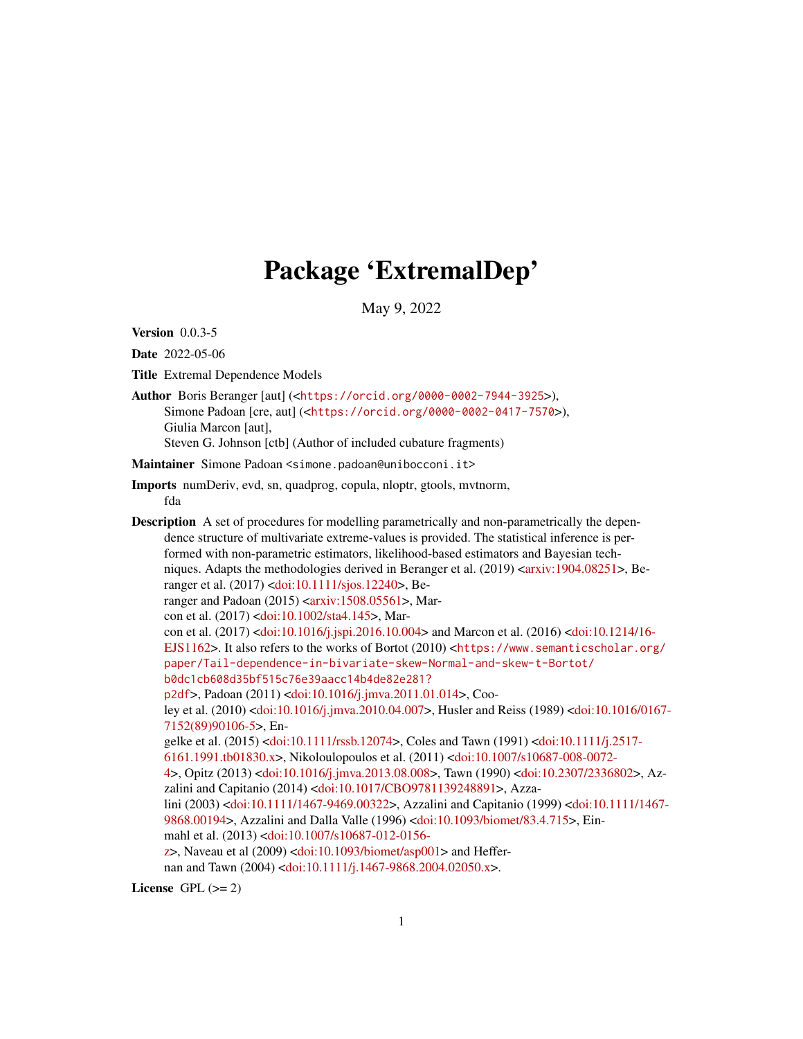# Package 'ExtremalDep'

May 9, 2022

**Version** 0.0.3-5

**Date** 2022-05-06

**Title** Extremal Dependence Models

**Author** Boris Beranger [aut] (<https://orcid.org/0000-0002-7944-3925>), Simone Padoan [cre, aut] (<https://orcid.org/0000-0002-0417-7570>), Giulia Marcon [aut], Steven G. Johnson [ctb] (Author of included cubature fragments)

**Maintainer** Simone Padoan <simone.padoan@unibocconi.it>

**Imports** numDeriv, evd, sn, quadprog, copula, nloptr, gtools, mvtnorm, fda

**Description** A set of procedures for modelling parametrically and non-parametrically the dependence structure of multivariate extreme-values is provided. The statistical inference is performed with non-parametric estimators, likelihood-based estimators and Bayesian techniques. Adapts the methodologies derived in Beranger et al. (2019) <arxiv:1904.08251>, Beranger et al. (2017) <doi:10.1111/sjos.12240>, Beranger and Padoan (2015) <arxiv:1508.05561>, Marcon et al. (2017) <doi:10.1002/sta4.145>, Marcon et al. (2017) <doi:10.1016/j.jspi.2016.10.004> and Marcon et al. (2016) <doi:10.1214/16-EJS1162>. It also refers to the works of Bortot (2010) <https://www.semanticscholar.org/paper/Tail-dependence-in-bivariate-skew-Normal-and-skew-t-Bortot/b0dc1cb608d35bf515c76e39aacc14b4de82e281?p2df>, Padoan (2011) <doi:10.1016/j.jmva.2011.01.014>, Cooley et al. (2010) <doi:10.1016/j.jmva.2010.04.007>, Husler and Reiss (1989) <doi:10.1016/0167-7152(89)90106-5>, Engelke et al. (2015) <doi:10.1111/rssb.12074>, Coles and Tawn (1991) <doi:10.1111/j.2517-6161.1991.tb01830.x>, Nikoloulopoulos et al. (2011) <doi:10.1007/s10687-008-0072-4>, Opitz (2013) <doi:10.1016/j.jmva.2013.08.008>, Tawn (1990) <doi:10.2307/2336802>, Azzalini and Capitanio (2014) <doi:10.1017/CBO9781139248891>, Azzalini (2003) <doi:10.1111/1467-9469.00322>, Azzalini and Capitanio (1999) <doi:10.1111/1467-9868.00194>, Azzalini and Dalla Valle (1996) <doi:10.1093/biomet/83.4.715>, Einmahl et al. (2013) <doi:10.1007/s10687-012-0156-z>, Naveau et al (2009) <doi:10.1093/biomet/asp001> and Heffernan and Tawn (2004) <doi:10.1111/j.1467-9868.2004.02050.x>.

**License** GPL (>= 2)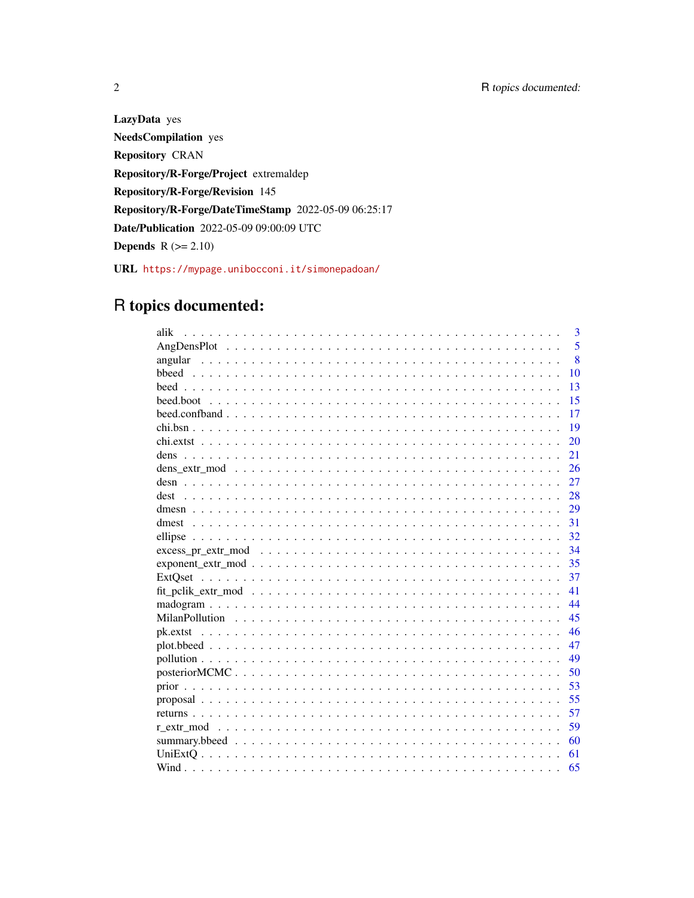**LazyData** yes

**NeedsCompilation** yes

**Repository** CRAN

**Repository/R-Forge/Project** extremaldep

**Repository/R-Forge/Revision** 145

**Repository/R-Forge/DateTimeStamp** 2022-05-09 06:25:17

**Date/Publication** 2022-05-09 09:00:09 UTC

**Depends** R (>= 2.10)

**URL** https://mypage.unibocconi.it/simonepadoan/

# R topics documented:

- alik . . . . . . . . . . 3
- AngDensPlot . . . . . . . . . . 5
- angular . . . . . . . . . . 8
- bbeed . . . . . . . . . . 10
- beed . . . . . . . . . . 13
- beed.boot . . . . . . . . . . 15
- beed.confband . . . . . . . . . . 17
- chi.bsn . . . . . . . . . . 19
- chi.extst . . . . . . . . . . 20
- dens . . . . . . . . . . 21
- dens_extr_mod . . . . . . . . . . 26
- desn . . . . . . . . . . 27
- dest . . . . . . . . . . 28
- dmesn . . . . . . . . . . 29
- dmest . . . . . . . . . . 31
- ellipse . . . . . . . . . . 32
- excess_pr_extr_mod . . . . . . . . . . 34
- exponent_extr_mod . . . . . . . . . . 35
- ExtQset . . . . . . . . . . 37
- fit_pclik_extr_mod . . . . . . . . . . 41
- madogram . . . . . . . . . . 44
- MilanPollution . . . . . . . . . . 45
- pk.extst . . . . . . . . . . 46
- plot.bbeed . . . . . . . . . . 47
- pollution . . . . . . . . . . 49
- posteriorMCMC . . . . . . . . . . 50
- prior . . . . . . . . . . 53
- proposal . . . . . . . . . . 55
- returns . . . . . . . . . . 57
- r_extr_mod . . . . . . . . . . 59
- summary.bbeed . . . . . . . . . . 60
- UniExtQ . . . . . . . . . . 61
- Wind . . . . . . . . . . 65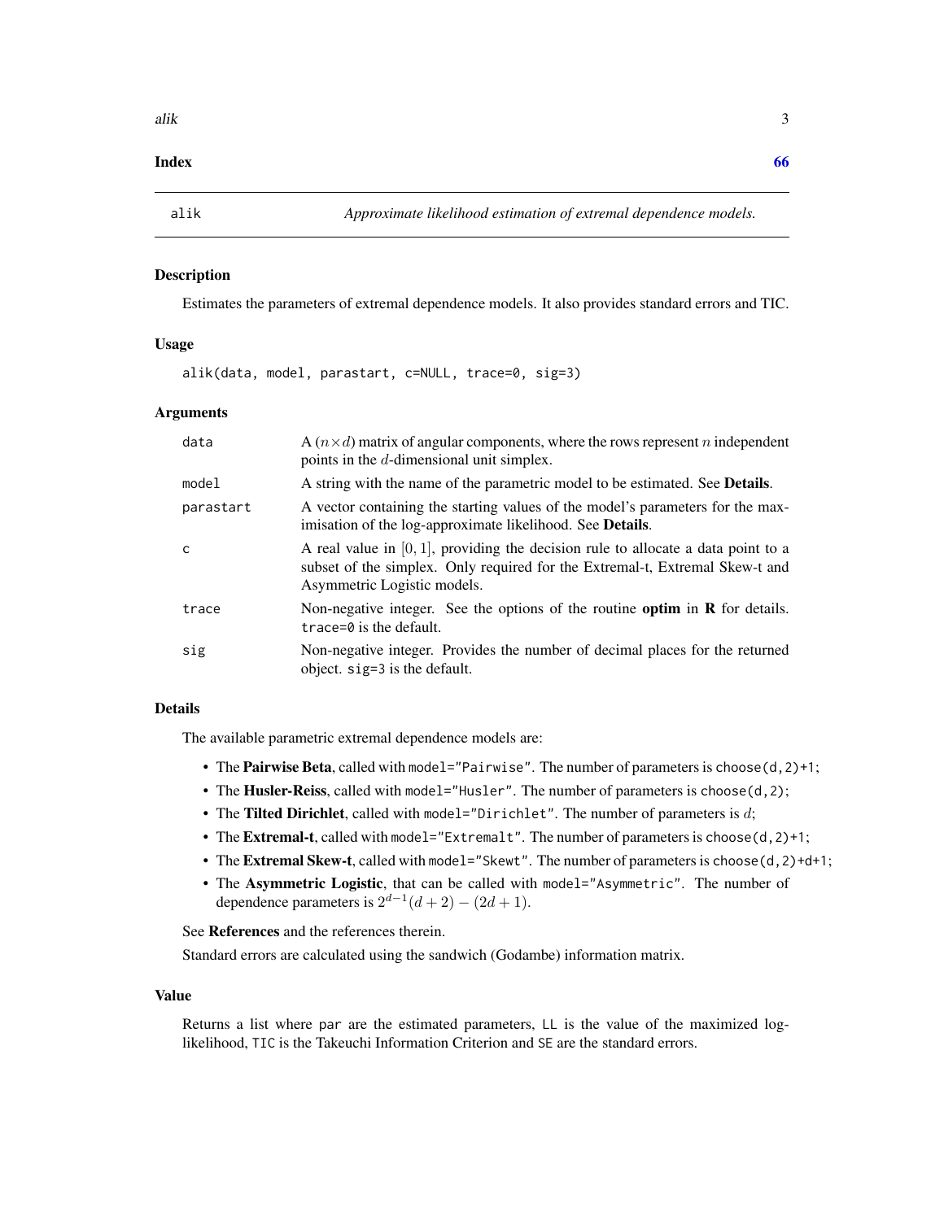**Index** **66**

---

## alik — *Approximate likelihood estimation of extremal dependence models.*

### Description

Estimates the parameters of extremal dependence models. It also provides standard errors and TIC.

### Usage

```
alik(data, model, parastart, c=NULL, trace=0, sig=3)
```

### Arguments

| | |
|---|---|
| `data` | A $(n \times d)$ matrix of angular components, where the rows represent $n$ independent points in the $d$-dimensional unit simplex. |
| `model` | A string with the name of the parametric model to be estimated. See **Details**. |
| `parastart` | A vector containing the starting values of the model's parameters for the maximisation of the log-approximate likelihood. See **Details**. |
| `c` | A real value in $[0, 1]$, providing the decision rule to allocate a data point to a subset of the simplex. Only required for the Extremal-t, Extremal Skew-t and Asymmetric Logistic models. |
| `trace` | Non-negative integer. See the options of the routine **optim** in **R** for details. `trace=0` is the default. |
| `sig` | Non-negative integer. Provides the number of decimal places for the returned object. `sig=3` is the default. |

### Details

The available parametric extremal dependence models are:

- The **Pairwise Beta**, called with `model="Pairwise"`. The number of parameters is `choose(d,2)+1`;
- The **Husler-Reiss**, called with `model="Husler"`. The number of parameters is `choose(d,2)`;
- The **Tilted Dirichlet**, called with `model="Dirichlet"`. The number of parameters is $d$;
- The **Extremal-t**, called with `model="Extremalt"`. The number of parameters is `choose(d,2)+1`;
- The **Extremal Skew-t**, called with `model="Skewt"`. The number of parameters is `choose(d,2)+d+1`;
- The **Asymmetric Logistic**, that can be called with `model="Asymmetric"`. The number of dependence parameters is $2^{d-1}(d+2) - (2d+1)$.

See **References** and the references therein.

Standard errors are calculated using the sandwich (Godambe) information matrix.

### Value

Returns a list where `par` are the estimated parameters, `LL` is the value of the maximized log-likelihood, `TIC` is the Takeuchi Information Criterion and `SE` are the standard errors.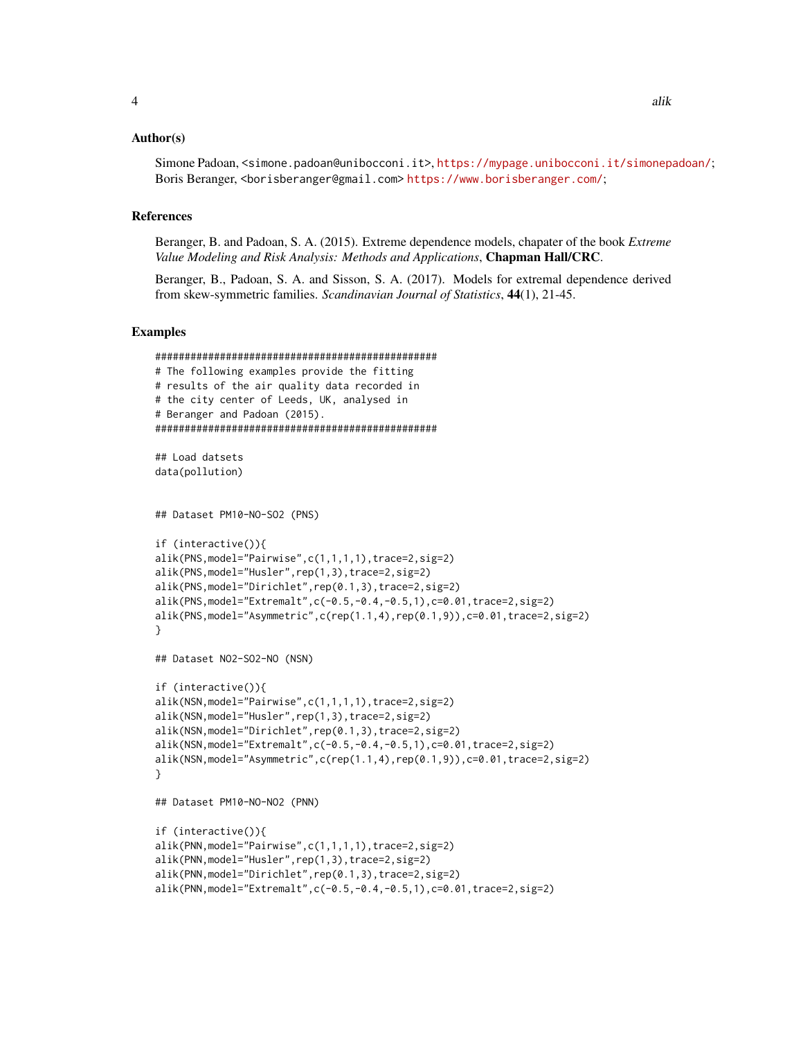### Author(s)

Simone Padoan, <simone.padoan@unibocconi.it>, https://mypage.unibocconi.it/simonepadoan/; Boris Beranger, <borisberanger@gmail.com> https://www.borisberanger.com/;

### References

Beranger, B. and Padoan, S. A. (2015). Extreme dependence models, chapater of the book *Extreme Value Modeling and Risk Analysis: Methods and Applications*, **Chapman Hall/CRC**.

Beranger, B., Padoan, S. A. and Sisson, S. A. (2017). Models for extremal dependence derived from skew-symmetric families. *Scandinavian Journal of Statistics*, **44**(1), 21-45.

### Examples

```
##################################################
# The following examples provide the fitting
# results of the air quality data recorded in
# the city center of Leeds, UK, analysed in
# Beranger and Padoan (2015).
##################################################

## Load datsets
data(pollution)


## Dataset PM10-NO-SO2 (PNS)

if (interactive()){
alik(PNS,model="Pairwise",c(1,1,1,1),trace=2,sig=2)
alik(PNS,model="Husler",rep(1,3),trace=2,sig=2)
alik(PNS,model="Dirichlet",rep(0.1,3),trace=2,sig=2)
alik(PNS,model="Extremalt",c(-0.5,-0.4,-0.5,1),c=0.01,trace=2,sig=2)
alik(PNS,model="Asymmetric",c(rep(1.1,4),rep(0.1,9)),c=0.01,trace=2,sig=2)
}

## Dataset NO2-SO2-NO (NSN)

if (interactive()){
alik(NSN,model="Pairwise",c(1,1,1,1),trace=2,sig=2)
alik(NSN,model="Husler",rep(1,3),trace=2,sig=2)
alik(NSN,model="Dirichlet",rep(0.1,3),trace=2,sig=2)
alik(NSN,model="Extremalt",c(-0.5,-0.4,-0.5,1),c=0.01,trace=2,sig=2)
alik(NSN,model="Asymmetric",c(rep(1.1,4),rep(0.1,9)),c=0.01,trace=2,sig=2)
}

## Dataset PM10-NO-NO2 (PNN)

if (interactive()){
alik(PNN,model="Pairwise",c(1,1,1,1),trace=2,sig=2)
alik(PNN,model="Husler",rep(1,3),trace=2,sig=2)
alik(PNN,model="Dirichlet",rep(0.1,3),trace=2,sig=2)
alik(PNN,model="Extremalt",c(-0.5,-0.4,-0.5,1),c=0.01,trace=2,sig=2)
```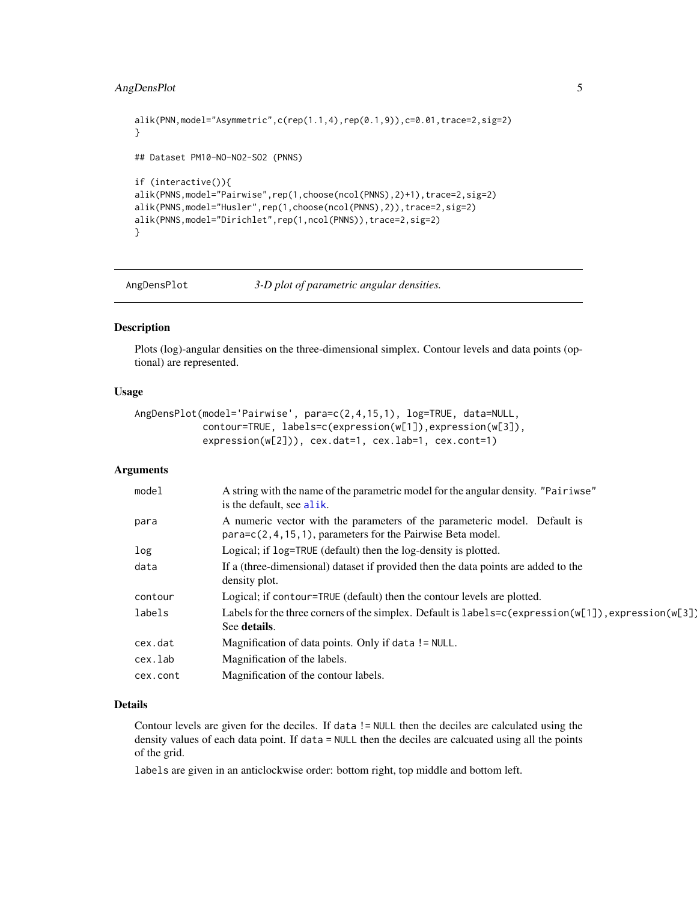```
alik(PNN,model="Asymmetric",c(rep(1.1,4),rep(0.1,9)),c=0.01,trace=2,sig=2)
}

## Dataset PM10-NO-NO2-SO2 (PNNS)

if (interactive()){
alik(PNNS,model="Pairwise",rep(1,choose(ncol(PNNS),2)+1),trace=2,sig=2)
alik(PNNS,model="Husler",rep(1,choose(ncol(PNNS),2)),trace=2,sig=2)
alik(PNNS,model="Dirichlet",rep(1,ncol(PNNS)),trace=2,sig=2)
}
```

## AngDensPlot — *3-D plot of parametric angular densities.*

### Description

Plots (log)-angular densities on the three-dimensional simplex. Contour levels and data points (optional) are represented.

### Usage

```
AngDensPlot(model='Pairwise', para=c(2,4,15,1), log=TRUE, data=NULL,
            contour=TRUE, labels=c(expression(w[1]),expression(w[3]),
            expression(w[2])), cex.dat=1, cex.lab=1, cex.cont=1)
```

### Arguments

| | |
|---|---|
| `model` | A string with the name of the parametric model for the angular density. `"Pairiwse"` is the default, see `alik`. |
| `para` | A numeric vector with the parameters of the parameteric model. Default is `para=c(2,4,15,1)`, parameters for the Pairwise Beta model. |
| `log` | Logical; if `log=TRUE` (default) then the log-density is plotted. |
| `data` | If a (three-dimensional) dataset if provided then the data points are added to the density plot. |
| `contour` | Logical; if `contour=TRUE` (default) then the contour levels are plotted. |
| `labels` | Labels for the three corners of the simplex. Default is `labels=c(expression(w[1]),expression(w[3])` See **details**. |
| `cex.dat` | Magnification of data points. Only if `data != NULL`. |
| `cex.lab` | Magnification of the labels. |
| `cex.cont` | Magnification of the contour labels. |

### Details

Contour levels are given for the deciles. If `data != NULL` then the deciles are calculated using the density values of each data point. If `data = NULL` then the deciles are calcuated using all the points of the grid.

`labels` are given in an anticlockwise order: bottom right, top middle and bottom left.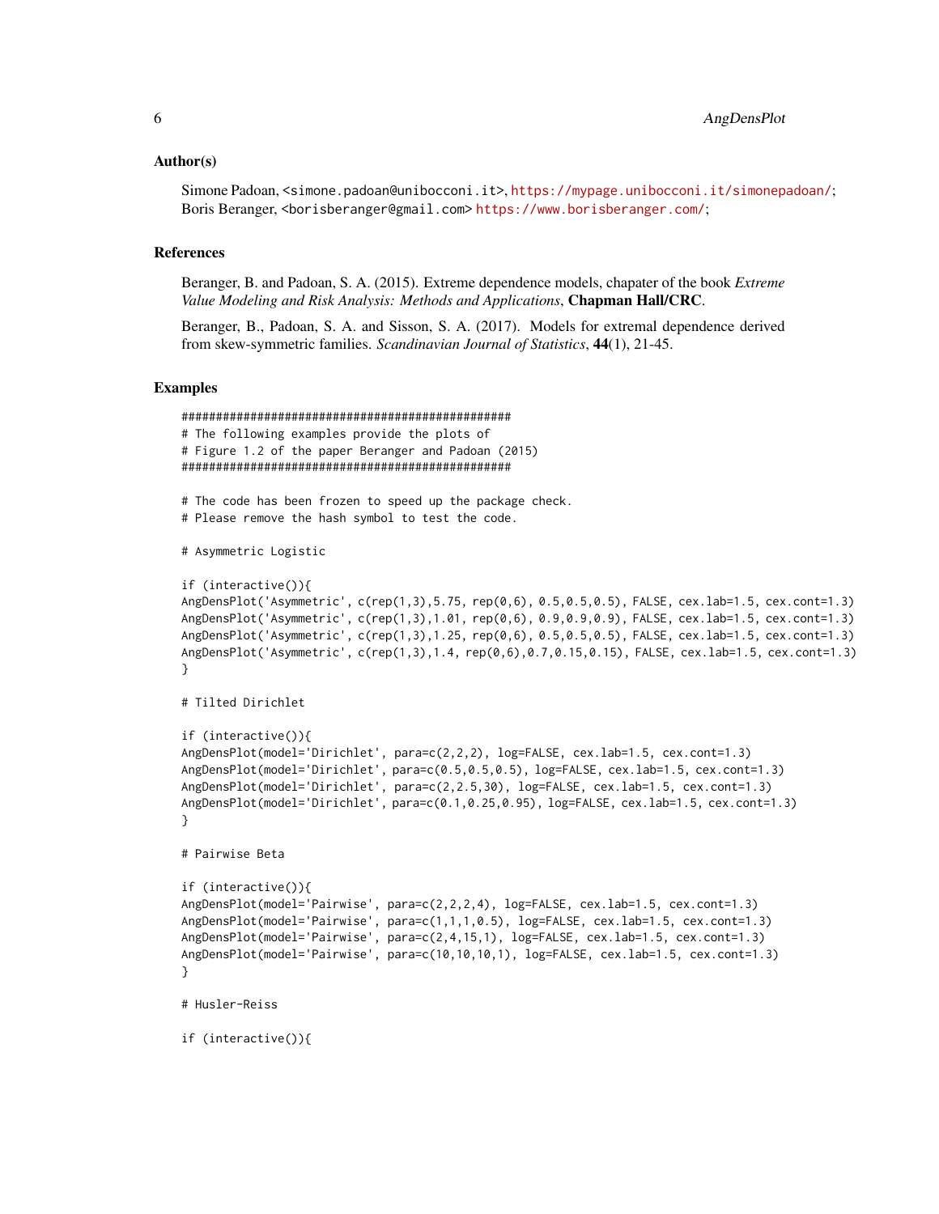### Author(s)

Simone Padoan, <simone.padoan@unibocconi.it>, https://mypage.unibocconi.it/simonepadoan/;
Boris Beranger, <borisberanger@gmail.com> https://www.borisberanger.com/;

### References

Beranger, B. and Padoan, S. A. (2015). Extreme dependence models, chapater of the book *Extreme Value Modeling and Risk Analysis: Methods and Applications*, **Chapman Hall/CRC**.

Beranger, B., Padoan, S. A. and Sisson, S. A. (2017). Models for extremal dependence derived from skew-symmetric families. *Scandinavian Journal of Statistics*, **44**(1), 21-45.

### Examples

```
##################################################
# The following examples provide the plots of
# Figure 1.2 of the paper Beranger and Padoan (2015)
##################################################

# The code has been frozen to speed up the package check.
# Please remove the hash symbol to test the code.

# Asymmetric Logistic

if (interactive()){
AngDensPlot('Asymmetric', c(rep(1,3),5.75, rep(0,6), 0.5,0.5,0.5), FALSE, cex.lab=1.5, cex.cont=1.3)
AngDensPlot('Asymmetric', c(rep(1,3),1.01, rep(0,6), 0.9,0.9,0.9), FALSE, cex.lab=1.5, cex.cont=1.3)
AngDensPlot('Asymmetric', c(rep(1,3),1.25, rep(0,6), 0.5,0.5,0.5), FALSE, cex.lab=1.5, cex.cont=1.3)
AngDensPlot('Asymmetric', c(rep(1,3),1.4, rep(0,6),0.7,0.15,0.15), FALSE, cex.lab=1.5, cex.cont=1.3)
}

# Tilted Dirichlet

if (interactive()){
AngDensPlot(model='Dirichlet', para=c(2,2,2), log=FALSE, cex.lab=1.5, cex.cont=1.3)
AngDensPlot(model='Dirichlet', para=c(0.5,0.5,0.5), log=FALSE, cex.lab=1.5, cex.cont=1.3)
AngDensPlot(model='Dirichlet', para=c(2,2.5,30), log=FALSE, cex.lab=1.5, cex.cont=1.3)
AngDensPlot(model='Dirichlet', para=c(0.1,0.25,0.95), log=FALSE, cex.lab=1.5, cex.cont=1.3)
}

# Pairwise Beta

if (interactive()){
AngDensPlot(model='Pairwise', para=c(2,2,2,4), log=FALSE, cex.lab=1.5, cex.cont=1.3)
AngDensPlot(model='Pairwise', para=c(1,1,1,0.5), log=FALSE, cex.lab=1.5, cex.cont=1.3)
AngDensPlot(model='Pairwise', para=c(2,4,15,1), log=FALSE, cex.lab=1.5, cex.cont=1.3)
AngDensPlot(model='Pairwise', para=c(10,10,10,1), log=FALSE, cex.lab=1.5, cex.cont=1.3)
}

# Husler-Reiss

if (interactive()){
```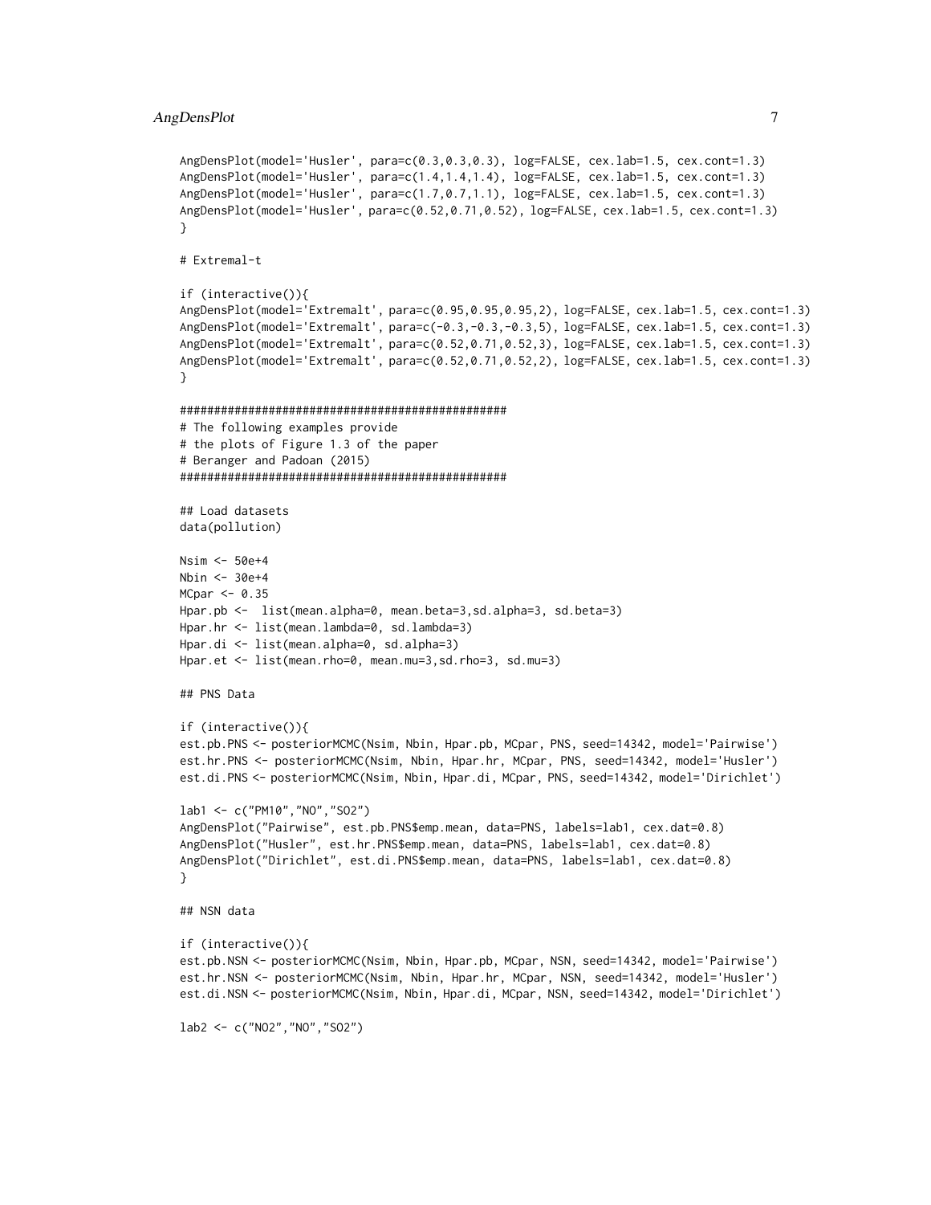```
AngDensPlot(model='Husler', para=c(0.3,0.3,0.3), log=FALSE, cex.lab=1.5, cex.cont=1.3)
AngDensPlot(model='Husler', para=c(1.4,1.4,1.4), log=FALSE, cex.lab=1.5, cex.cont=1.3)
AngDensPlot(model='Husler', para=c(1.7,0.7,1.1), log=FALSE, cex.lab=1.5, cex.cont=1.3)
AngDensPlot(model='Husler', para=c(0.52,0.71,0.52), log=FALSE, cex.lab=1.5, cex.cont=1.3)
}

# Extremal-t

if (interactive()){
AngDensPlot(model='Extremalt', para=c(0.95,0.95,0.95,2), log=FALSE, cex.lab=1.5, cex.cont=1.3)
AngDensPlot(model='Extremalt', para=c(-0.3,-0.3,-0.3,5), log=FALSE, cex.lab=1.5, cex.cont=1.3)
AngDensPlot(model='Extremalt', para=c(0.52,0.71,0.52,3), log=FALSE, cex.lab=1.5, cex.cont=1.3)
AngDensPlot(model='Extremalt', para=c(0.52,0.71,0.52,2), log=FALSE, cex.lab=1.5, cex.cont=1.3)
}

#################################################
# The following examples provide
# the plots of Figure 1.3 of the paper
# Beranger and Padoan (2015)
#################################################

## Load datasets
data(pollution)

Nsim <- 50e+4
Nbin <- 30e+4
MCpar <- 0.35
Hpar.pb <-  list(mean.alpha=0, mean.beta=3,sd.alpha=3, sd.beta=3)
Hpar.hr <- list(mean.lambda=0, sd.lambda=3)
Hpar.di <- list(mean.alpha=0, sd.alpha=3)
Hpar.et <- list(mean.rho=0, mean.mu=3,sd.rho=3, sd.mu=3)

## PNS Data

if (interactive()){
est.pb.PNS <- posteriorMCMC(Nsim, Nbin, Hpar.pb, MCpar, PNS, seed=14342, model='Pairwise')
est.hr.PNS <- posteriorMCMC(Nsim, Nbin, Hpar.hr, MCpar, PNS, seed=14342, model='Husler')
est.di.PNS <- posteriorMCMC(Nsim, Nbin, Hpar.di, MCpar, PNS, seed=14342, model='Dirichlet')

lab1 <- c("PM10","NO","SO2")
AngDensPlot("Pairwise", est.pb.PNS$emp.mean, data=PNS, labels=lab1, cex.dat=0.8)
AngDensPlot("Husler", est.hr.PNS$emp.mean, data=PNS, labels=lab1, cex.dat=0.8)
AngDensPlot("Dirichlet", est.di.PNS$emp.mean, data=PNS, labels=lab1, cex.dat=0.8)
}

## NSN data

if (interactive()){
est.pb.NSN <- posteriorMCMC(Nsim, Nbin, Hpar.pb, MCpar, NSN, seed=14342, model='Pairwise')
est.hr.NSN <- posteriorMCMC(Nsim, Nbin, Hpar.hr, MCpar, NSN, seed=14342, model='Husler')
est.di.NSN <- posteriorMCMC(Nsim, Nbin, Hpar.di, MCpar, NSN, seed=14342, model='Dirichlet')

lab2 <- c("NO2","NO","SO2")
```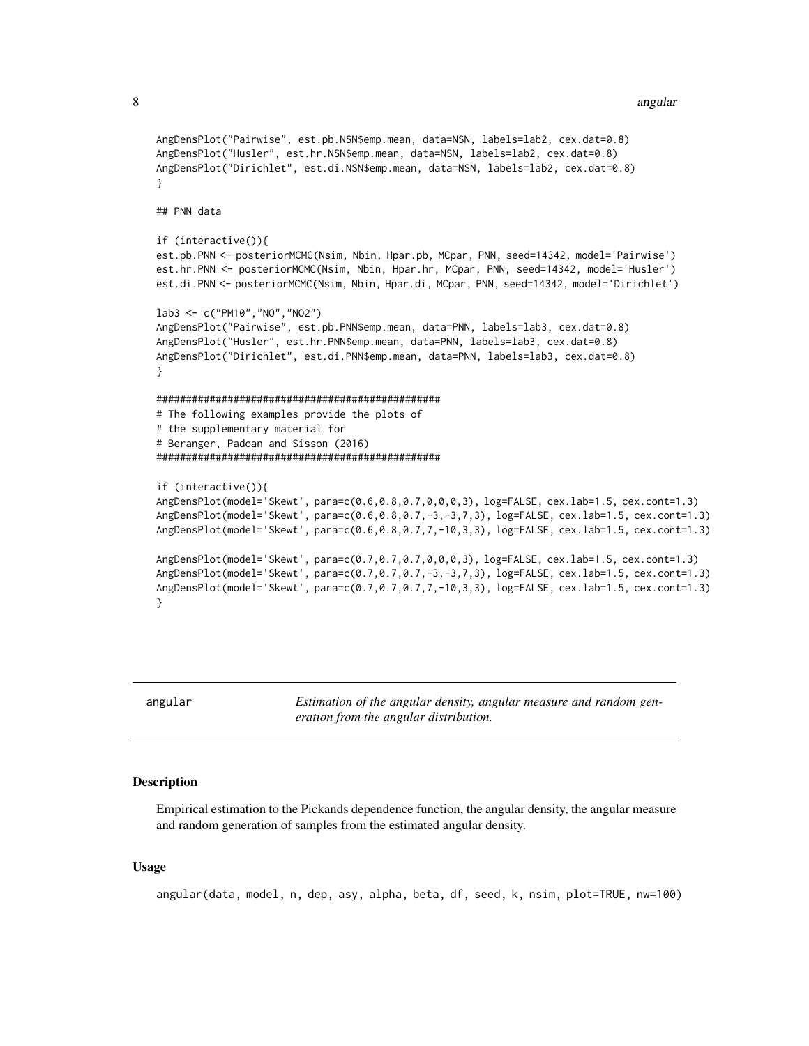```
AngDensPlot("Pairwise", est.pb.NSN$emp.mean, data=NSN, labels=lab2, cex.dat=0.8)
AngDensPlot("Husler", est.hr.NSN$emp.mean, data=NSN, labels=lab2, cex.dat=0.8)
AngDensPlot("Dirichlet", est.di.NSN$emp.mean, data=NSN, labels=lab2, cex.dat=0.8)
}

## PNN data

if (interactive()){
est.pb.PNN <- posteriorMCMC(Nsim, Nbin, Hpar.pb, MCpar, PNN, seed=14342, model='Pairwise')
est.hr.PNN <- posteriorMCMC(Nsim, Nbin, Hpar.hr, MCpar, PNN, seed=14342, model='Husler')
est.di.PNN <- posteriorMCMC(Nsim, Nbin, Hpar.di, MCpar, PNN, seed=14342, model='Dirichlet')

lab3 <- c("PM10","NO","NO2")
AngDensPlot("Pairwise", est.pb.PNN$emp.mean, data=PNN, labels=lab3, cex.dat=0.8)
AngDensPlot("Husler", est.hr.PNN$emp.mean, data=PNN, labels=lab3, cex.dat=0.8)
AngDensPlot("Dirichlet", est.di.PNN$emp.mean, data=PNN, labels=lab3, cex.dat=0.8)
}

################################################
# The following examples provide the plots of
# the supplementary material for
# Beranger, Padoan and Sisson (2016)
################################################

if (interactive()){
AngDensPlot(model='Skewt', para=c(0.6,0.8,0.7,0,0,0,3), log=FALSE, cex.lab=1.5, cex.cont=1.3)
AngDensPlot(model='Skewt', para=c(0.6,0.8,0.7,-3,-3,7,3), log=FALSE, cex.lab=1.5, cex.cont=1.3)
AngDensPlot(model='Skewt', para=c(0.6,0.8,0.7,7,-10,3,3), log=FALSE, cex.lab=1.5, cex.cont=1.3)

AngDensPlot(model='Skewt', para=c(0.7,0.7,0.7,0,0,0,3), log=FALSE, cex.lab=1.5, cex.cont=1.3)
AngDensPlot(model='Skewt', para=c(0.7,0.7,0.7,-3,-3,7,3), log=FALSE, cex.lab=1.5, cex.cont=1.3)
AngDensPlot(model='Skewt', para=c(0.7,0.7,0.7,7,-10,3,3), log=FALSE, cex.lab=1.5, cex.cont=1.3)
}
```

---

## angular — *Estimation of the angular density, angular measure and random generation from the angular distribution.*

### Description

Empirical estimation to the Pickands dependence function, the angular density, the angular measure and random generation of samples from the estimated angular density.

### Usage

```
angular(data, model, n, dep, asy, alpha, beta, df, seed, k, nsim, plot=TRUE, nw=100)
```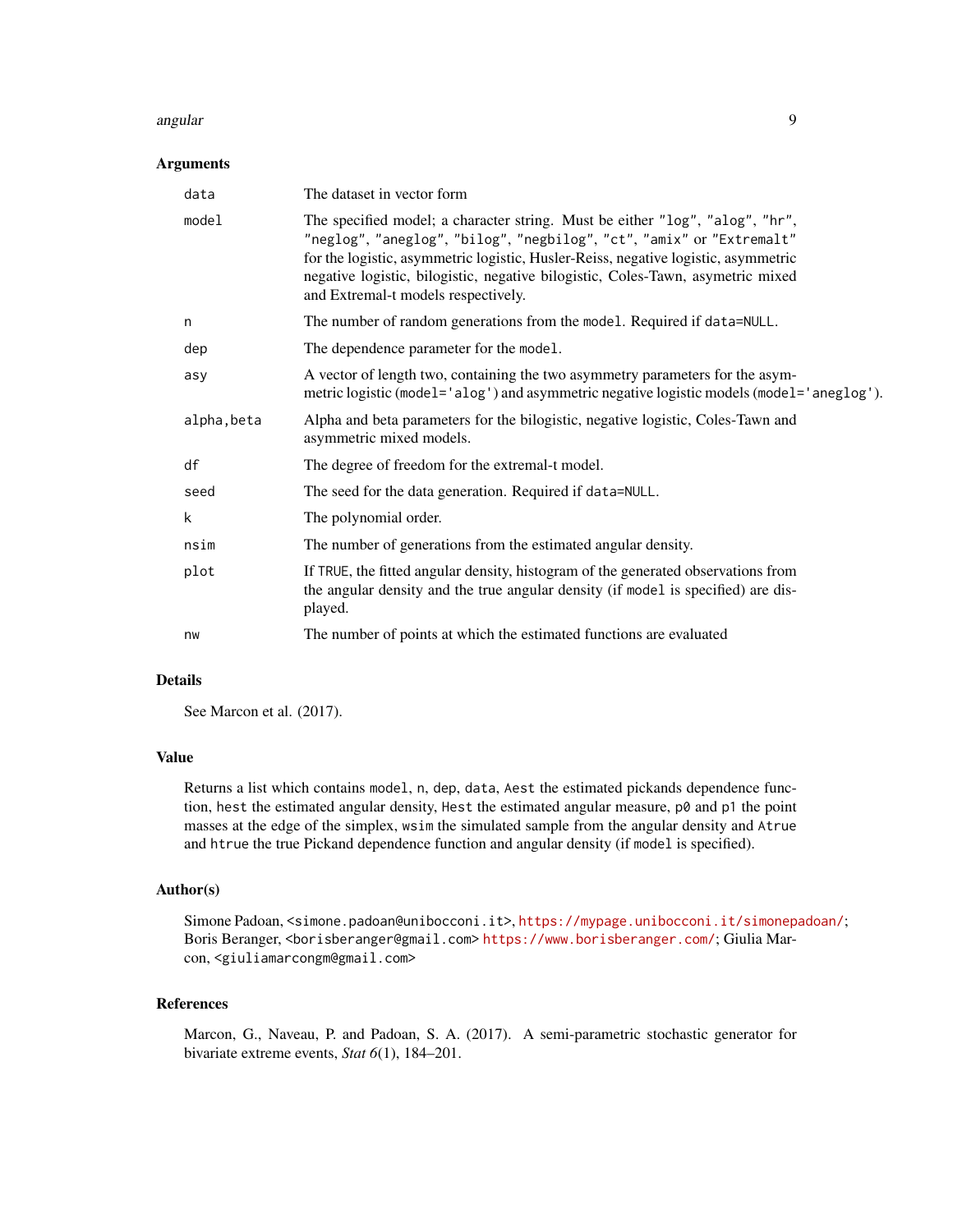### Arguments

| | |
|---|---|
| `data` | The dataset in vector form |
| `model` | The specified model; a character string. Must be either `"log"`, `"alog"`, `"hr"`, `"neglog"`, `"aneglog"`, `"bilog"`, `"negbilog"`, `"ct"`, `"amix"` or `"Extremalt"` for the logistic, asymmetric logistic, Husler-Reiss, negative logistic, asymmetric negative logistic, bilogistic, negative bilogistic, Coles-Tawn, asymetric mixed and Extremal-t models respectively. |
| `n` | The number of random generations from the `model`. Required if `data=NULL`. |
| `dep` | The dependence parameter for the `model`. |
| `asy` | A vector of length two, containing the two asymmetry parameters for the asymmetric logistic (`model='alog'`) and asymmetric negative logistic models (`model='aneglog'`). |
| `alpha,beta` | Alpha and beta parameters for the bilogistic, negative logistic, Coles-Tawn and asymmetric mixed models. |
| `df` | The degree of freedom for the extremal-t model. |
| `seed` | The seed for the data generation. Required if `data=NULL`. |
| `k` | The polynomial order. |
| `nsim` | The number of generations from the estimated angular density. |
| `plot` | If `TRUE`, the fitted angular density, histogram of the generated observations from the angular density and the true angular density (if `model` is specified) are displayed. |
| `nw` | The number of points at which the estimated functions are evaluated |

### Details

See Marcon et al. (2017).

### Value

Returns a list which contains `model`, `n`, `dep`, `data`, `Aest` the estimated pickands dependence function, `hest` the estimated angular density, `Hest` the estimated angular measure, `p0` and `p1` the point masses at the edge of the simplex, `wsim` the simulated sample from the angular density and `Atrue` and `htrue` the true Pickand dependence function and angular density (if `model` is specified).

### Author(s)

Simone Padoan, <simone.padoan@unibocconi.it>, https://mypage.unibocconi.it/simonepadoan/; Boris Beranger, <borisberanger@gmail.com> https://www.borisberanger.com/; Giulia Marcon, <giuliamarcongm@gmail.com>

### References

Marcon, G., Naveau, P. and Padoan, S. A. (2017). A semi-parametric stochastic generator for bivariate extreme events, *Stat 6*(1), 184–201.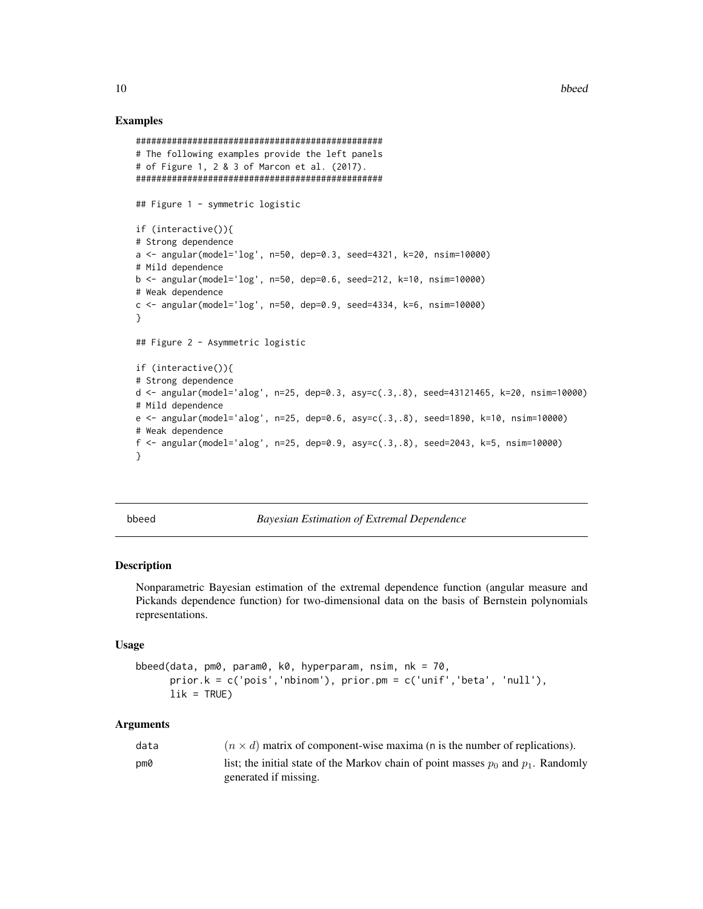## Examples

```
#################################################
# The following examples provide the left panels
# of Figure 1, 2 & 3 of Marcon et al. (2017).
#################################################

## Figure 1 - symmetric logistic

if (interactive()){
# Strong dependence
a <- angular(model='log', n=50, dep=0.3, seed=4321, k=20, nsim=10000)
# Mild dependence
b <- angular(model='log', n=50, dep=0.6, seed=212, k=10, nsim=10000)
# Weak dependence
c <- angular(model='log', n=50, dep=0.9, seed=4334, k=6, nsim=10000)
}

## Figure 2 - Asymmetric logistic

if (interactive()){
# Strong dependence
d <- angular(model='alog', n=25, dep=0.3, asy=c(.3,.8), seed=43121465, k=20, nsim=10000)
# Mild dependence
e <- angular(model='alog', n=25, dep=0.6, asy=c(.3,.8), seed=1890, k=10, nsim=10000)
# Weak dependence
f <- angular(model='alog', n=25, dep=0.9, asy=c(.3,.8), seed=2043, k=5, nsim=10000)
}
```

---

# bbeed — *Bayesian Estimation of Extremal Dependence*

## Description

Nonparametric Bayesian estimation of the extremal dependence function (angular measure and Pickands dependence function) for two-dimensional data on the basis of Bernstein polynomials representations.

## Usage

```
bbeed(data, pm0, param0, k0, hyperparam, nsim, nk = 70,
      prior.k = c('pois','nbinom'), prior.pm = c('unif','beta', 'null'),
      lik = TRUE)
```

## Arguments

| | |
|---|---|
| data | $(n \times d)$ matrix of component-wise maxima (n is the number of replications). |
| pm0 | list; the initial state of the Markov chain of point masses $p_0$ and $p_1$. Randomly generated if missing. |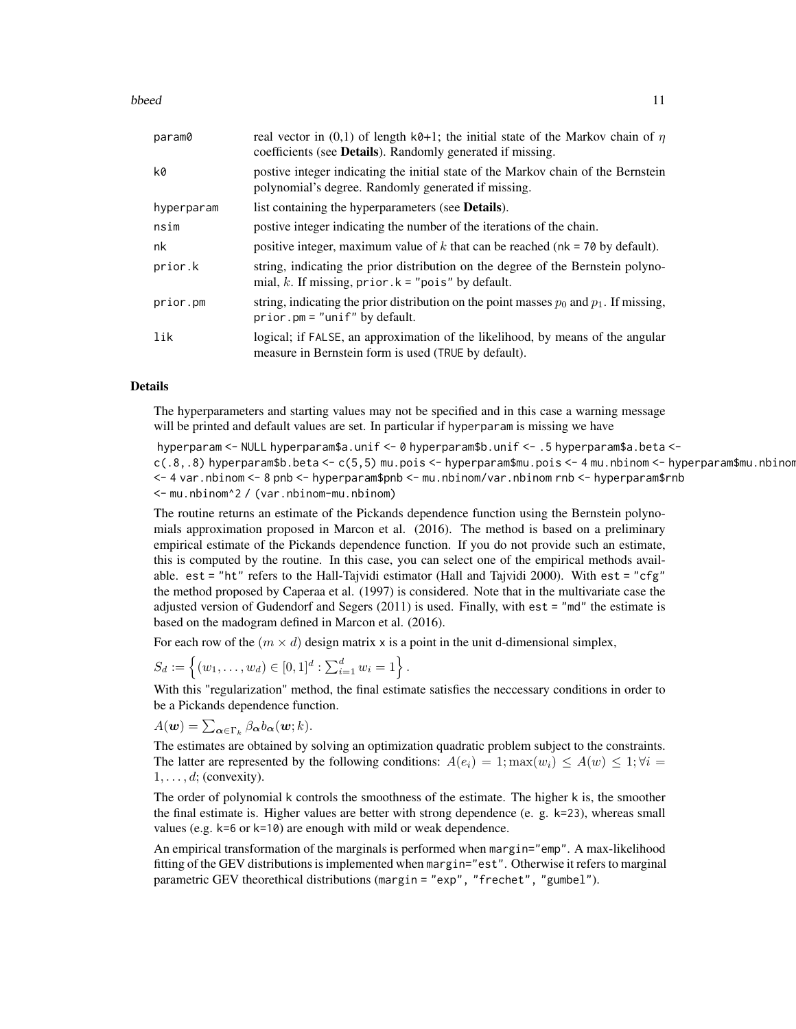| | |
|---|---|
| `param0` | real vector in (0,1) of length `k0+1`; the initial state of the Markov chain of $\eta$ coefficients (see **Details**). Randomly generated if missing. |
| `k0` | postive integer indicating the initial state of the Markov chain of the Bernstein polynomial's degree. Randomly generated if missing. |
| `hyperparam` | list containing the hyperparameters (see **Details**). |
| `nsim` | postive integer indicating the number of the iterations of the chain. |
| `nk` | positive integer, maximum value of $k$ that can be reached (`nk = 70` by default). |
| `prior.k` | string, indicating the prior distribution on the degree of the Bernstein polynomial, $k$. If missing, `prior.k = "pois"` by default. |
| `prior.pm` | string, indicating the prior distribution on the point masses $p_0$ and $p_1$. If missing, `prior.pm = "unif"` by default. |
| `lik` | logical; if `FALSE`, an approximation of the likelihood, by means of the angular measure in Bernstein form is used (`TRUE` by default). |

### Details

The hyperparameters and starting values may not be specified and in this case a warning message will be printed and default values are set. In particular if `hyperparam` is missing we have

`hyperparam <- NULL hyperparam$a.unif <- 0 hyperparam$b.unif <- .5 hyperparam$a.beta <- c(.8,.8) hyperparam$b.beta <- c(5,5) mu.pois <- hyperparam$mu.pois <- 4 mu.nbinom <- hyperparam$mu.nbinom <- 4 var.nbinom <- 8 pnb <- hyperparam$pnb <- mu.nbinom/var.nbinom rnb <- hyperparam$rnb <- mu.nbinom^2 / (var.nbinom-mu.nbinom)`

The routine returns an estimate of the Pickands dependence function using the Bernstein polynomials approximation proposed in Marcon et al. (2016). The method is based on a preliminary empirical estimate of the Pickands dependence function. If you do not provide such an estimate, this is computed by the routine. In this case, you can select one of the empirical methods available. `est = "ht"` refers to the Hall-Tajvidi estimator (Hall and Tajvidi 2000). With `est = "cfg"` the method proposed by Caperaa et al. (1997) is considered. Note that in the multivariate case the adjusted version of Gudendorf and Segers (2011) is used. Finally, with `est = "md"` the estimate is based on the madogram defined in Marcon et al. (2016).

For each row of the $(m \times d)$ design matrix `x` is a point in the unit `d`-dimensional simplex,

$S_d := \left\{ (w_1, \ldots, w_d) \in [0,1]^d : \sum_{i=1}^{d} w_i = 1 \right\}.$

With this "regularization" method, the final estimate satisfies the neccessary conditions in order to be a Pickands dependence function.

$A(\boldsymbol{w}) = \sum_{\boldsymbol{\alpha} \in \Gamma_k} \beta_{\boldsymbol{\alpha}} b_{\boldsymbol{\alpha}}(\boldsymbol{w}; k).$

The estimates are obtained by solving an optimization quadratic problem subject to the constraints. The latter are represented by the following conditions: $A(e_i) = 1; \max(w_i) \leq A(w) \leq 1; \forall i = 1, \ldots, d;$ (convexity).

The order of polynomial `k` controls the smoothness of the estimate. The higher `k` is, the smoother the final estimate is. Higher values are better with strong dependence (e. g. `k=23`), whereas small values (e.g. `k=6` or `k=10`) are enough with mild or weak dependence.

An empirical transformation of the marginals is performed when `margin="emp"`. A max-likelihood fitting of the GEV distributions is implemented when `margin="est"`. Otherwise it refers to marginal parametric GEV theorethical distributions (`margin = "exp", "frechet", "gumbel"`).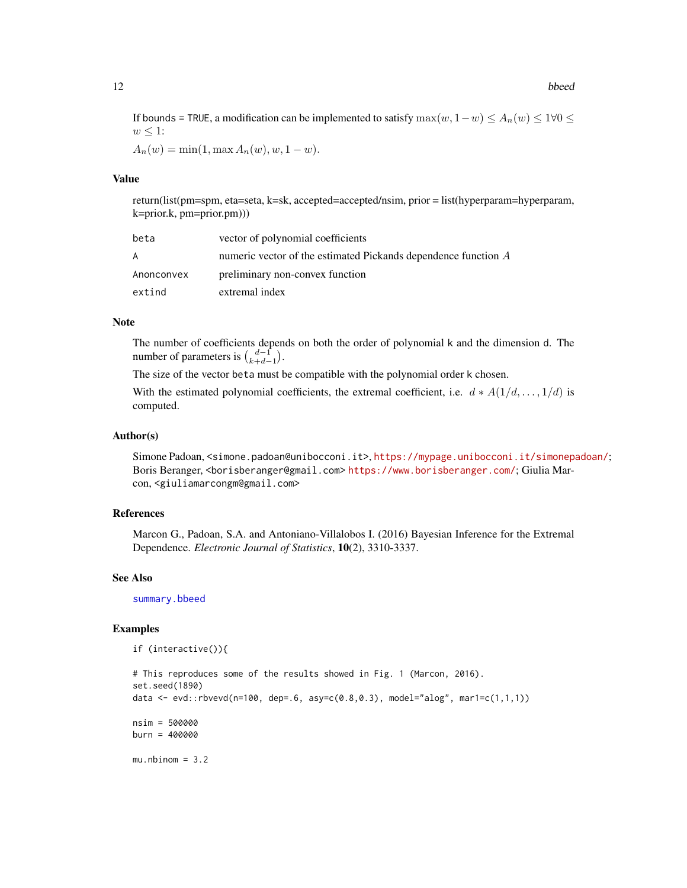If bounds = TRUE, a modification can be implemented to satisfy $\max(w, 1-w) \leq A_n(w) \leq 1 \forall 0 \leq w \leq 1$:

$A_n(w) = \min(1, \max A_n(w), w, 1-w)$.

## Value

return(list(pm=spm, eta=seta, k=sk, accepted=accepted/nsim, prior = list(hyperparam=hyperparam, k=prior.k, pm=prior.pm)))

| | |
|---|---|
| beta | vector of polynomial coefficients |
| A | numeric vector of the estimated Pickands dependence function $A$ |
| Anonconvex | preliminary non-convex function |
| extind | extremal index |

## Note

The number of coefficients depends on both the order of polynomial k and the dimension d. The number of parameters is $\binom{d-1}{k+d-1}$.

The size of the vector beta must be compatible with the polynomial order k chosen.

With the estimated polynomial coefficients, the extremal coefficient, i.e. $d * A(1/d, \ldots, 1/d)$ is computed.

## Author(s)

Simone Padoan, <simone.padoan@unibocconi.it>, https://mypage.unibocconi.it/simonepadoan/; Boris Beranger, <borisberanger@gmail.com> https://www.borisberanger.com/; Giulia Marcon, <giuliamarcongm@gmail.com>

## References

Marcon G., Padoan, S.A. and Antoniano-Villalobos I. (2016) Bayesian Inference for the Extremal Dependence. *Electronic Journal of Statistics*, **10**(2), 3310-3337.

## See Also

summary.bbeed

## Examples

```
if (interactive()){

# This reproduces some of the results showed in Fig. 1 (Marcon, 2016).
set.seed(1890)
data <- evd::rbvevd(n=100, dep=.6, asy=c(0.8,0.3), model="alog", mar1=c(1,1,1))

nsim = 500000
burn = 400000

mu.nbinom = 3.2
```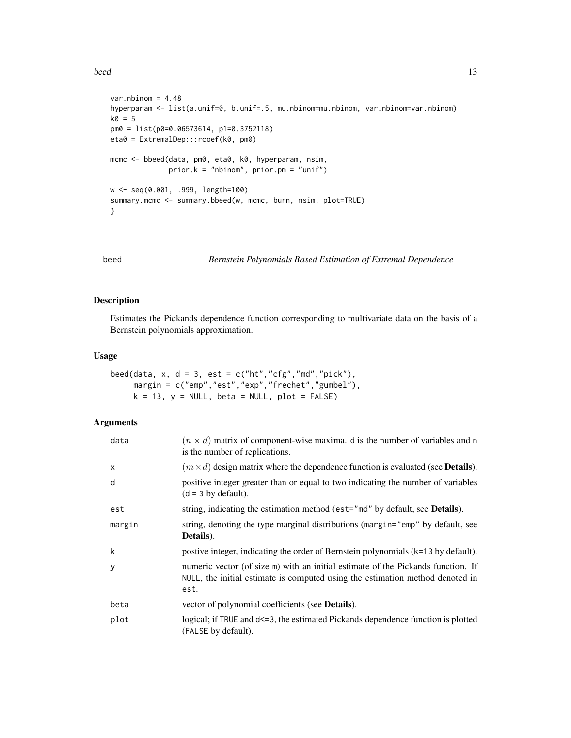```
var.nbinom = 4.48
hyperparam <- list(a.unif=0, b.unif=.5, mu.nbinom=mu.nbinom, var.nbinom=var.nbinom)
k0 = 5
pm0 = list(p0=0.06573614, p1=0.3752118)
eta0 = ExtremalDep:::rcoef(k0, pm0)

mcmc <- bbeed(data, pm0, eta0, k0, hyperparam, nsim,
              prior.k = "nbinom", prior.pm = "unif")

w <- seq(0.001, .999, length=100)
summary.mcmc <- summary.bbeed(w, mcmc, burn, nsim, plot=TRUE)
}
```

## beed — *Bernstein Polynomials Based Estimation of Extremal Dependence*

### Description

Estimates the Pickands dependence function corresponding to multivariate data on the basis of a Bernstein polynomials approximation.

### Usage

```
beed(data, x, d = 3, est = c("ht","cfg","md","pick"),
     margin = c("emp","est","exp","frechet","gumbel"),
     k = 13, y = NULL, beta = NULL, plot = FALSE)
```

### Arguments

| | |
|---|---|
| data | $(n \times d)$ matrix of component-wise maxima. d is the number of variables and n is the number of replications. |
| x | $(m \times d)$ design matrix where the dependence function is evaluated (see **Details**). |
| d | positive integer greater than or equal to two indicating the number of variables (d = 3 by default). |
| est | string, indicating the estimation method (est="md" by default, see **Details**). |
| margin | string, denoting the type marginal distributions (margin="emp" by default, see **Details**). |
| k | postive integer, indicating the order of Bernstein polynomials (k=13 by default). |
| y | numeric vector (of size m) with an initial estimate of the Pickands function. If NULL, the initial estimate is computed using the estimation method denoted in est. |
| beta | vector of polynomial coefficients (see **Details**). |
| plot | logical; if TRUE and d<=3, the estimated Pickands dependence function is plotted (FALSE by default). |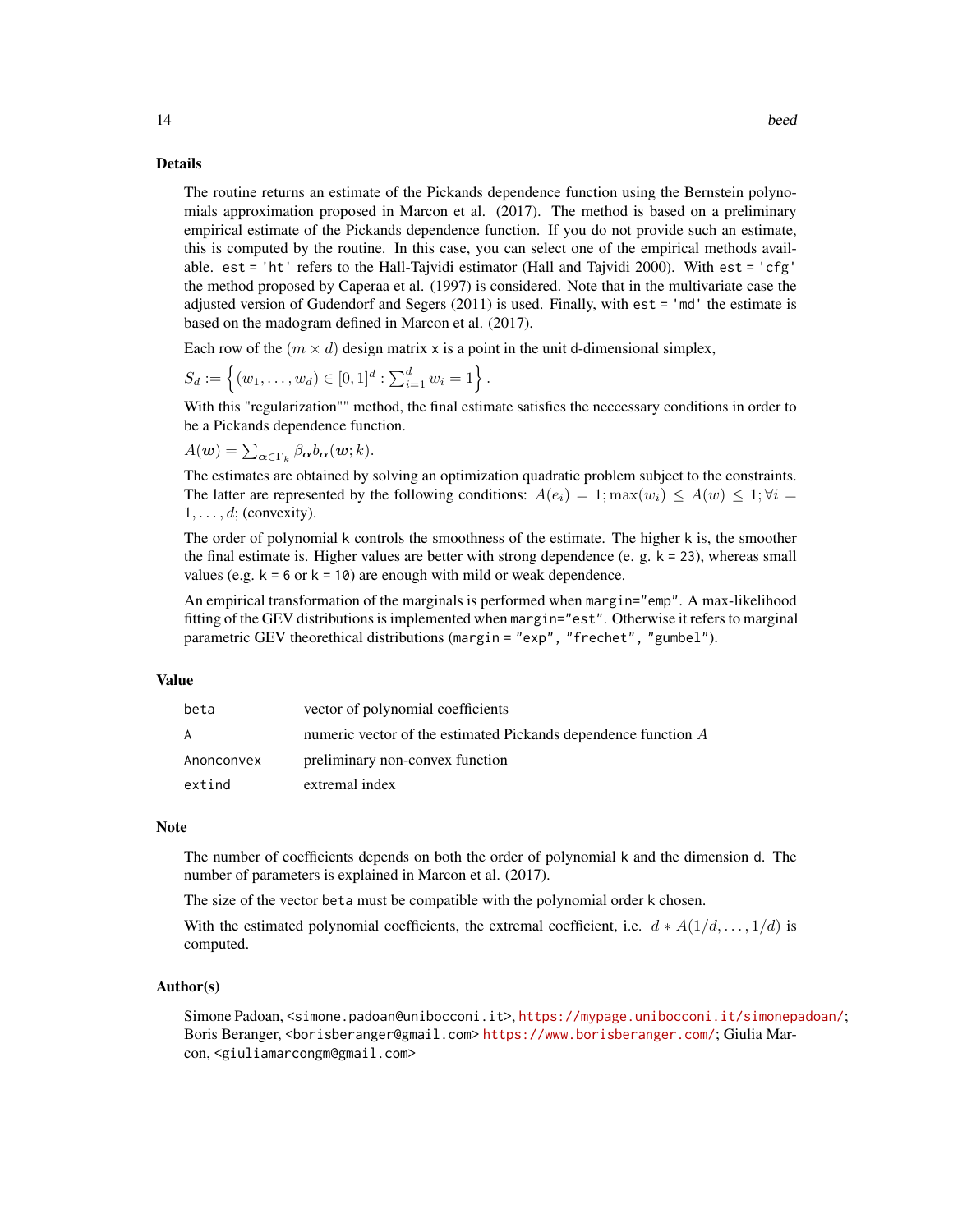### Details

The routine returns an estimate of the Pickands dependence function using the Bernstein polynomials approximation proposed in Marcon et al. (2017). The method is based on a preliminary empirical estimate of the Pickands dependence function. If you do not provide such an estimate, this is computed by the routine. In this case, you can select one of the empirical methods available. `est = 'ht'` refers to the Hall-Tajvidi estimator (Hall and Tajvidi 2000). With `est = 'cfg'` the method proposed by Caperaa et al. (1997) is considered. Note that in the multivariate case the adjusted version of Gudendorf and Segers (2011) is used. Finally, with `est = 'md'` the estimate is based on the madogram defined in Marcon et al. (2017).

Each row of the $(m \times d)$ design matrix `x` is a point in the unit `d`-dimensional simplex,

$S_d := \left\{ (w_1, \ldots, w_d) \in [0,1]^d : \sum_{i=1}^{d} w_i = 1 \right\}.$

With this "regularization"" method, the final estimate satisfies the neccessary conditions in order to be a Pickands dependence function.

$A(\boldsymbol{w}) = \sum_{\boldsymbol{\alpha} \in \Gamma_k} \beta_{\boldsymbol{\alpha}} b_{\boldsymbol{\alpha}}(\boldsymbol{w}; k).$

The estimates are obtained by solving an optimization quadratic problem subject to the constraints. The latter are represented by the following conditions: $A(e_i) = 1; \max(w_i) \leq A(w) \leq 1; \forall i = 1, \ldots, d;$ (convexity).

The order of polynomial `k` controls the smoothness of the estimate. The higher `k` is, the smoother the final estimate is. Higher values are better with strong dependence (e. g. `k = 23`), whereas small values (e.g. `k = 6` or `k = 10`) are enough with mild or weak dependence.

An empirical transformation of the marginals is performed when `margin="emp"`. A max-likelihood fitting of the GEV distributions is implemented when `margin="est"`. Otherwise it refers to marginal parametric GEV theorethical distributions (`margin = "exp", "frechet", "gumbel"`).

### Value

| | |
|---|---|
| `beta` | vector of polynomial coefficients |
| `A` | numeric vector of the estimated Pickands dependence function $A$ |
| `Anonconvex` | preliminary non-convex function |
| `extind` | extremal index |

### Note

The number of coefficients depends on both the order of polynomial `k` and the dimension `d`. The number of parameters is explained in Marcon et al. (2017).

The size of the vector `beta` must be compatible with the polynomial order `k` chosen.

With the estimated polynomial coefficients, the extremal coefficient, i.e. $d * A(1/d, \ldots, 1/d)$ is computed.

### Author(s)

Simone Padoan, <simone.padoan@unibocconi.it>, https://mypage.unibocconi.it/simonepadoan/; Boris Beranger, <borisberanger@gmail.com> https://www.borisberanger.com/; Giulia Marcon, <giuliamarcongm@gmail.com>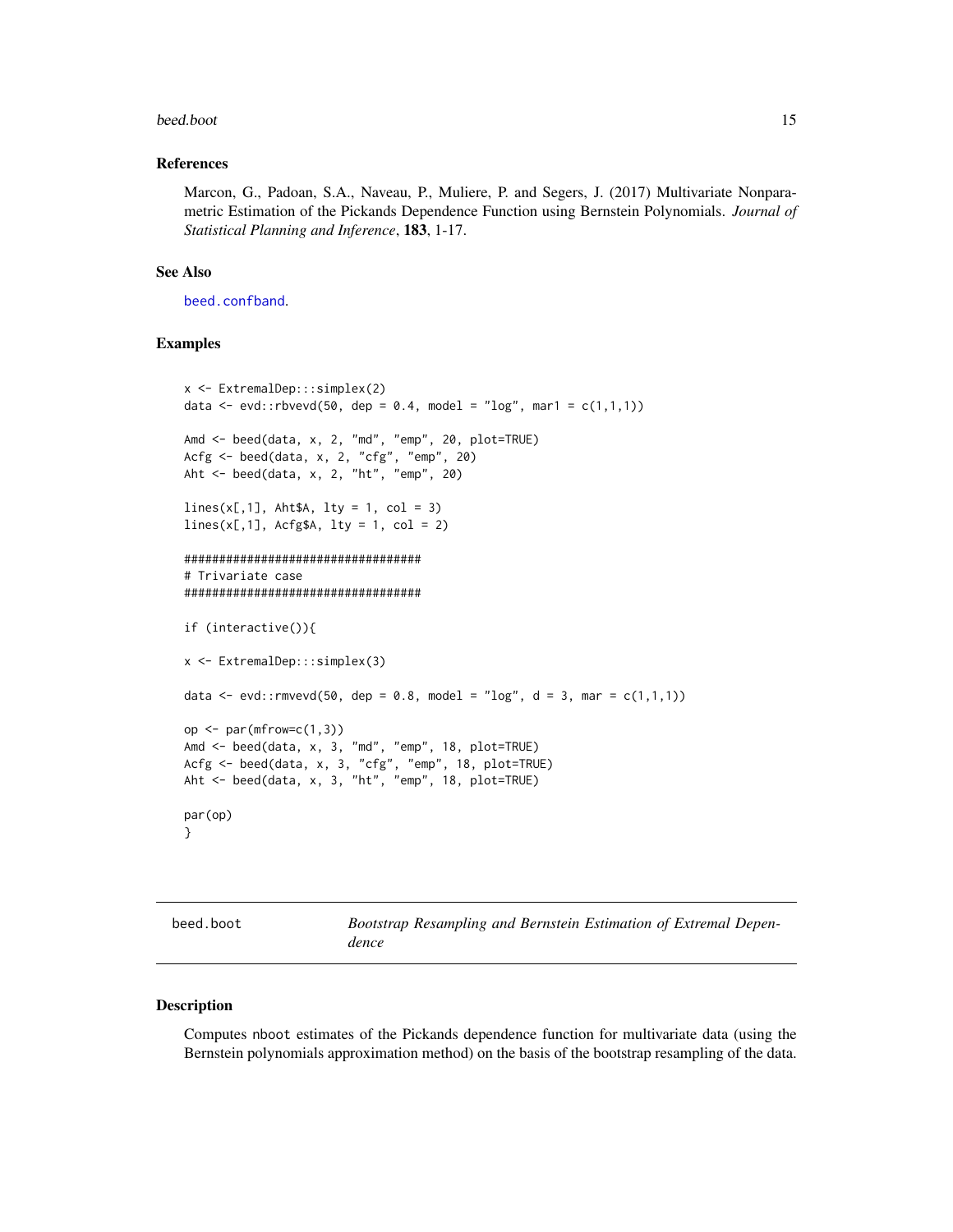### References

Marcon, G., Padoan, S.A., Naveau, P., Muliere, P. and Segers, J. (2017) Multivariate Nonparametric Estimation of the Pickands Dependence Function using Bernstein Polynomials. *Journal of Statistical Planning and Inference*, **183**, 1-17.

### See Also

`beed.confband`.

### Examples

```
x <- ExtremalDep:::simplex(2)
data <- evd::rbvevd(50, dep = 0.4, model = "log", mar1 = c(1,1,1))

Amd <- beed(data, x, 2, "md", "emp", 20, plot=TRUE)
Acfg <- beed(data, x, 2, "cfg", "emp", 20)
Aht <- beed(data, x, 2, "ht", "emp", 20)

lines(x[,1], Aht$A, lty = 1, col = 3)
lines(x[,1], Acfg$A, lty = 1, col = 2)

##################################
# Trivariate case
##################################

if (interactive()){

x <- ExtremalDep:::simplex(3)

data <- evd::rmvevd(50, dep = 0.8, model = "log", d = 3, mar = c(1,1,1))

op <- par(mfrow=c(1,3))
Amd <- beed(data, x, 3, "md", "emp", 18, plot=TRUE)
Acfg <- beed(data, x, 3, "cfg", "emp", 18, plot=TRUE)
Aht <- beed(data, x, 3, "ht", "emp", 18, plot=TRUE)

par(op)
}
```

---

## beed.boot — *Bootstrap Resampling and Bernstein Estimation of Extremal Dependence*

### Description

Computes `nboot` estimates of the Pickands dependence function for multivariate data (using the Bernstein polynomials approximation method) on the basis of the bootstrap resampling of the data.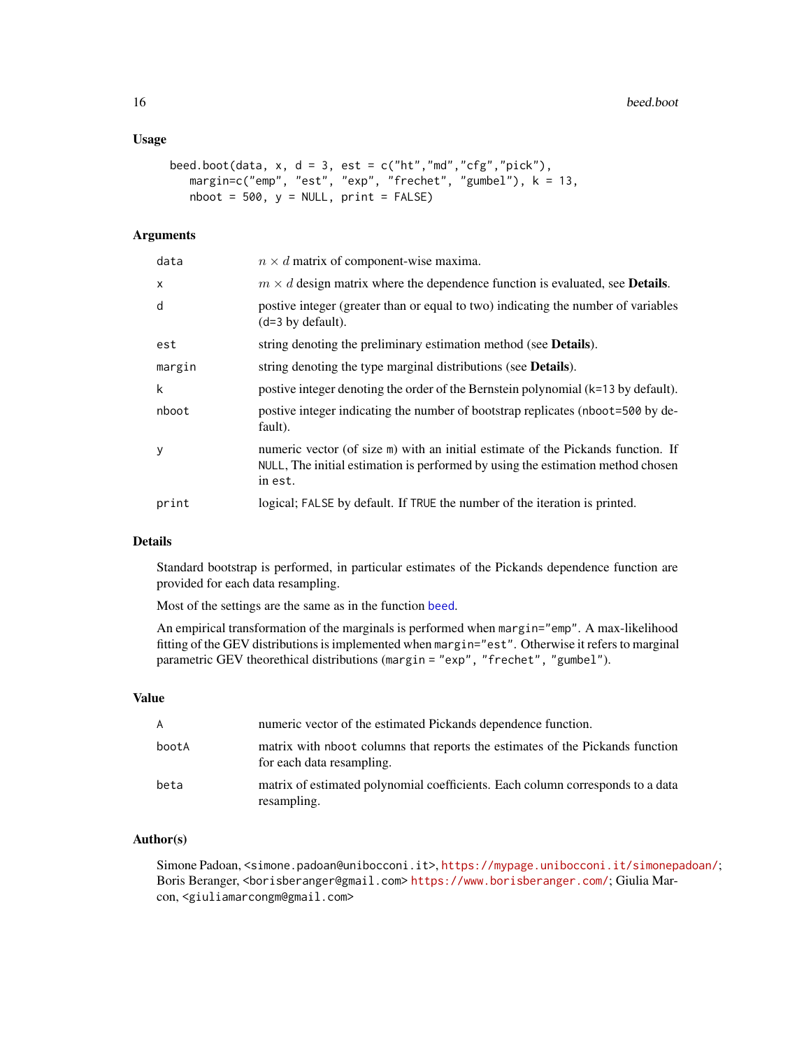### Usage

```
beed.boot(data, x, d = 3, est = c("ht","md","cfg","pick"),
   margin=c("emp", "est", "exp", "frechet", "gumbel"), k = 13,
   nboot = 500, y = NULL, print = FALSE)
```

### Arguments

| | |
|---|---|
| `data` | $n \times d$ matrix of component-wise maxima. |
| `x` | $m \times d$ design matrix where the dependence function is evaluated, see **Details**. |
| `d` | postive integer (greater than or equal to two) indicating the number of variables (`d=3` by default). |
| `est` | string denoting the preliminary estimation method (see **Details**). |
| `margin` | string denoting the type marginal distributions (see **Details**). |
| `k` | postive integer denoting the order of the Bernstein polynomial (`k=13` by default). |
| `nboot` | postive integer indicating the number of bootstrap replicates (`nboot=500` by default). |
| `y` | numeric vector (of size `m`) with an initial estimate of the Pickands function. If `NULL`, The initial estimation is performed by using the estimation method chosen in `est`. |
| `print` | logical; `FALSE` by default. If `TRUE` the number of the iteration is printed. |

### Details

Standard bootstrap is performed, in particular estimates of the Pickands dependence function are provided for each data resampling.

Most of the settings are the same as in the function `beed`.

An empirical transformation of the marginals is performed when `margin="emp"`. A max-likelihood fitting of the GEV distributions is implemented when `margin="est"`. Otherwise it refers to marginal parametric GEV theorethical distributions (`margin = "exp", "frechet", "gumbel"`).

### Value

| | |
|---|---|
| `A` | numeric vector of the estimated Pickands dependence function. |
| `bootA` | matrix with `nboot` columns that reports the estimates of the Pickands function for each data resampling. |
| `beta` | matrix of estimated polynomial coefficients. Each column corresponds to a data resampling. |

### Author(s)

Simone Padoan, <simone.padoan@unibocconi.it>, https://mypage.unibocconi.it/simonepadoan/; Boris Beranger, <borisberanger@gmail.com> https://www.borisberanger.com/; Giulia Marcon, <giuliamarcongm@gmail.com>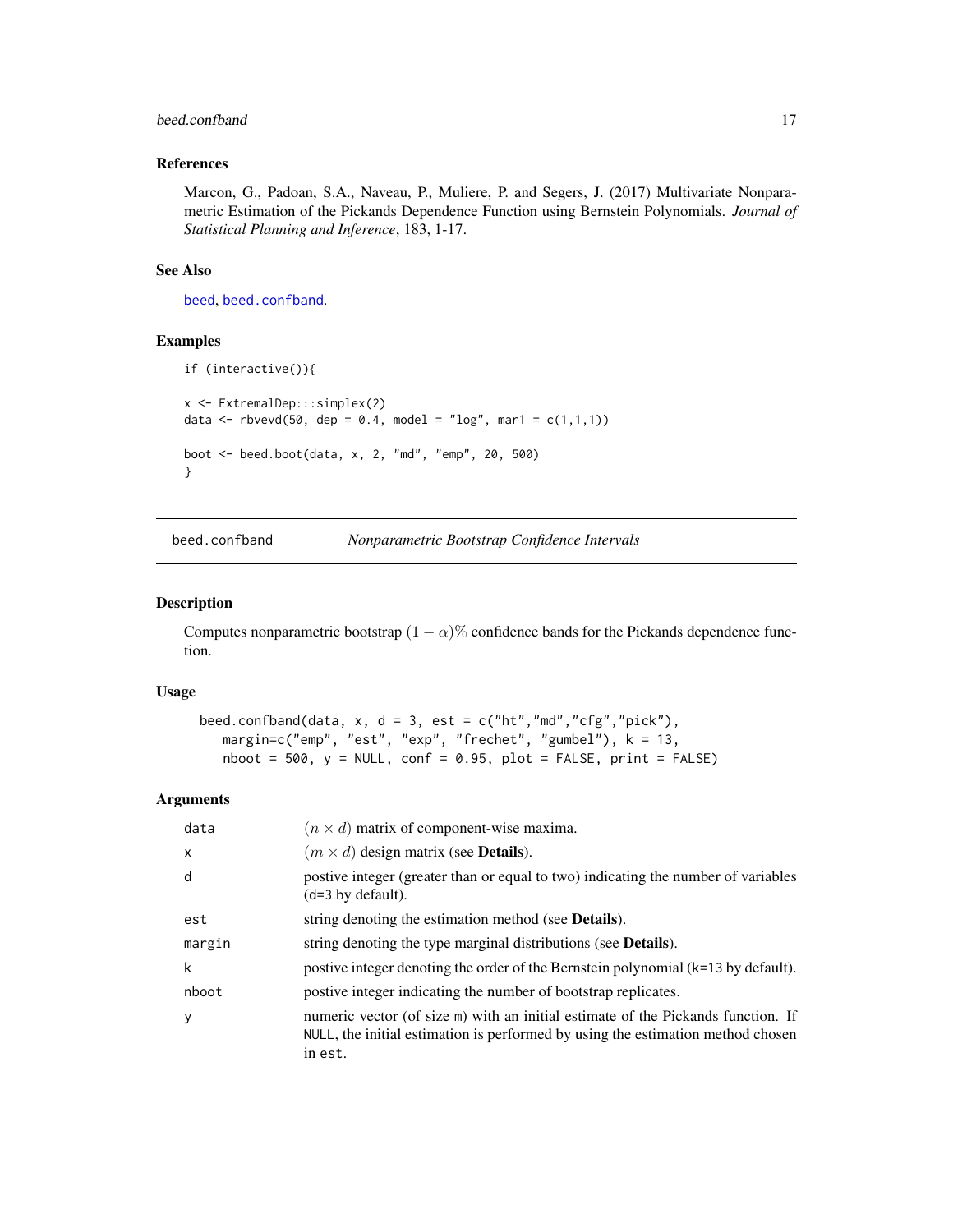### References

Marcon, G., Padoan, S.A., Naveau, P., Muliere, P. and Segers, J. (2017) Multivariate Nonparametric Estimation of the Pickands Dependence Function using Bernstein Polynomials. *Journal of Statistical Planning and Inference*, 183, 1-17.

### See Also

beed, beed.confband.

### Examples

```
if (interactive()){

x <- ExtremalDep:::simplex(2)
data <- rbvevd(50, dep = 0.4, model = "log", mar1 = c(1,1,1))

boot <- beed.boot(data, x, 2, "md", "emp", 20, 500)
}
```

---

## beed.confband — *Nonparametric Bootstrap Confidence Intervals*

### Description

Computes nonparametric bootstrap $(1-\alpha)\%$ confidence bands for the Pickands dependence function.

### Usage

```
beed.confband(data, x, d = 3, est = c("ht","md","cfg","pick"),
   margin=c("emp", "est", "exp", "frechet", "gumbel"), k = 13,
   nboot = 500, y = NULL, conf = 0.95, plot = FALSE, print = FALSE)
```

### Arguments

| | |
|---|---|
| data | $(n \times d)$ matrix of component-wise maxima. |
| x | $(m \times d)$ design matrix (see **Details**). |
| d | postive integer (greater than or equal to two) indicating the number of variables (d=3 by default). |
| est | string denoting the estimation method (see **Details**). |
| margin | string denoting the type marginal distributions (see **Details**). |
| k | postive integer denoting the order of the Bernstein polynomial (k=13 by default). |
| nboot | postive integer indicating the number of bootstrap replicates. |
| y | numeric vector (of size m) with an initial estimate of the Pickands function. If NULL, the initial estimation is performed by using the estimation method chosen in est. |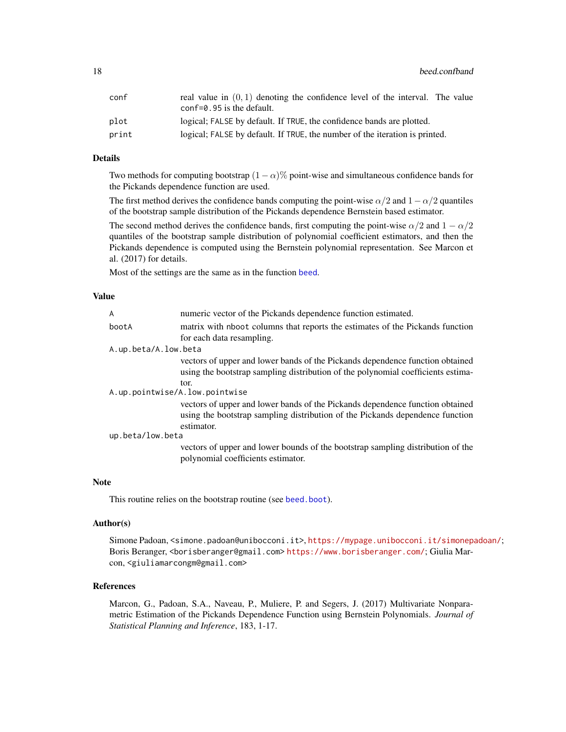| | |
|---|---|
| `conf` | real value in $(0, 1)$ denoting the confidence level of the interval. The value `conf=0.95` is the default. |
| `plot` | logical; `FALSE` by default. If `TRUE`, the confidence bands are plotted. |
| `print` | logical; `FALSE` by default. If `TRUE`, the number of the iteration is printed. |

## Details

Two methods for computing bootstrap $(1-\alpha)\%$ point-wise and simultaneous confidence bands for the Pickands dependence function are used.

The first method derives the confidence bands computing the point-wise $\alpha/2$ and $1-\alpha/2$ quantiles of the bootstrap sample distribution of the Pickands dependence Bernstein based estimator.

The second method derives the confidence bands, first computing the point-wise $\alpha/2$ and $1-\alpha/2$ quantiles of the bootstrap sample distribution of polynomial coefficient estimators, and then the Pickands dependence is computed using the Bernstein polynomial representation. See Marcon et al. (2017) for details.

Most of the settings are the same as in the function `beed`.

## Value

`A` numeric vector of the Pickands dependence function estimated.

`bootA` matrix with `nboot` columns that reports the estimates of the Pickands function for each data resampling.

`A.up.beta/A.low.beta`
vectors of upper and lower bands of the Pickands dependence function obtained using the bootstrap sampling distribution of the polynomial coefficients estimator.

`A.up.pointwise/A.low.pointwise`
vectors of upper and lower bands of the Pickands dependence function obtained using the bootstrap sampling distribution of the Pickands dependence function estimator.

`up.beta/low.beta`
vectors of upper and lower bounds of the bootstrap sampling distribution of the polynomial coefficients estimator.

## Note

This routine relies on the bootstrap routine (see `beed.boot`).

## Author(s)

Simone Padoan, <simone.padoan@unibocconi.it>, https://mypage.unibocconi.it/simonepadoan/; Boris Beranger, <borisberanger@gmail.com> https://www.borisberanger.com/; Giulia Marcon, <giuliamarcongm@gmail.com>

## References

Marcon, G., Padoan, S.A., Naveau, P., Muliere, P. and Segers, J. (2017) Multivariate Nonparametric Estimation of the Pickands Dependence Function using Bernstein Polynomials. *Journal of Statistical Planning and Inference*, 183, 1-17.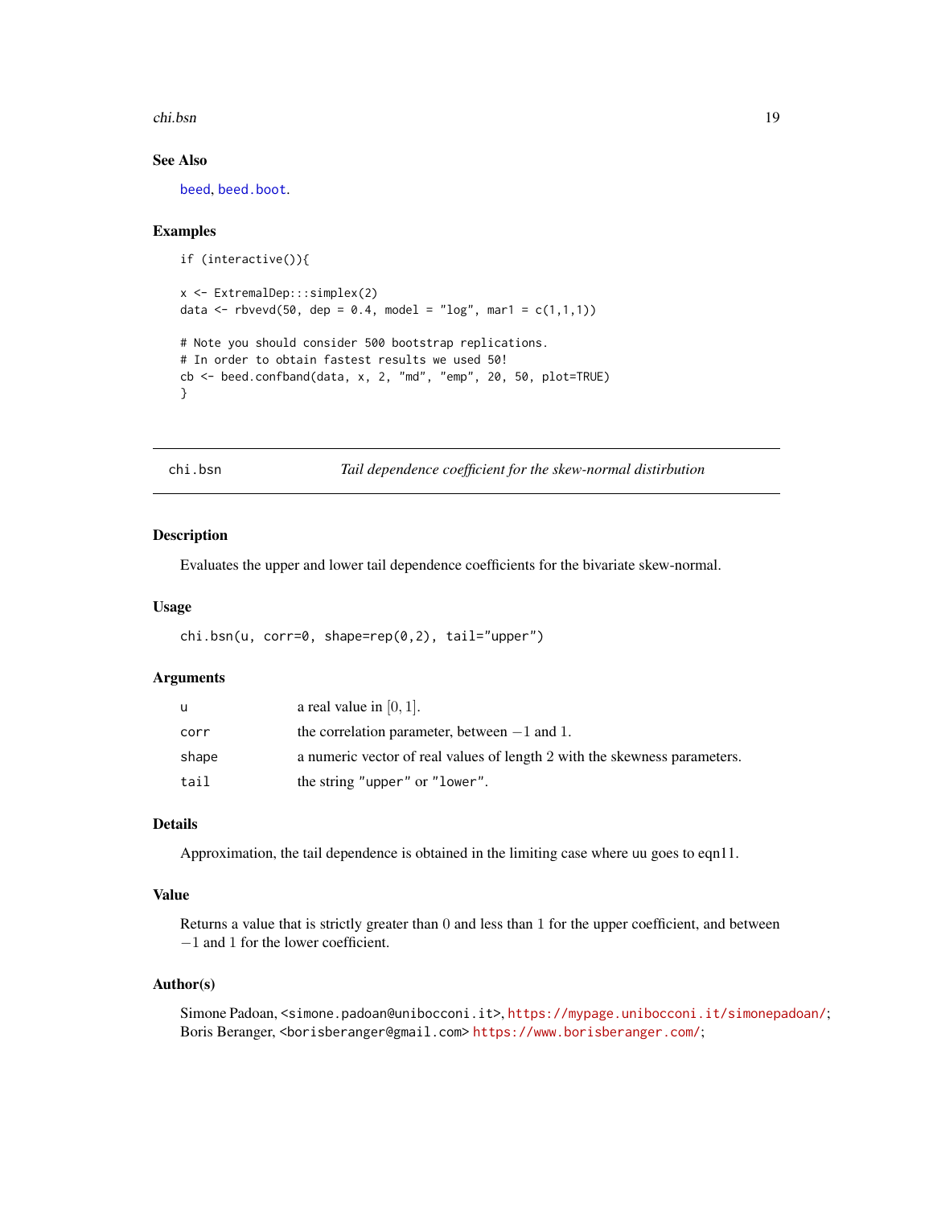### See Also

beed, beed.boot.

### Examples

```
if (interactive()){

x <- ExtremalDep:::simplex(2)
data <- rbvevd(50, dep = 0.4, model = "log", mar1 = c(1,1,1))

# Note you should consider 500 bootstrap replications.
# In order to obtain fastest results we used 50!
cb <- beed.confband(data, x, 2, "md", "emp", 20, 50, plot=TRUE)
}
```

---

## chi.bsn — *Tail dependence coefficient for the skew-normal distirbution*

### Description

Evaluates the upper and lower tail dependence coefficients for the bivariate skew-normal.

### Usage

```
chi.bsn(u, corr=0, shape=rep(0,2), tail="upper")
```

### Arguments

| | |
|---|---|
| u | a real value in $[0, 1]$. |
| corr | the correlation parameter, between $-1$ and $1$. |
| shape | a numeric vector of real values of length $2$ with the skewness parameters. |
| tail | the string "upper" or "lower". |

### Details

Approximation, the tail dependence is obtained in the limiting case where uu goes to eqn11.

### Value

Returns a value that is strictly greater than $0$ and less than $1$ for the upper coefficient, and between $-1$ and $1$ for the lower coefficient.

### Author(s)

Simone Padoan, <simone.padoan@unibocconi.it>, https://mypage.unibocconi.it/simonepadoan/;
Boris Beranger, <borisberanger@gmail.com> https://www.borisberanger.com/;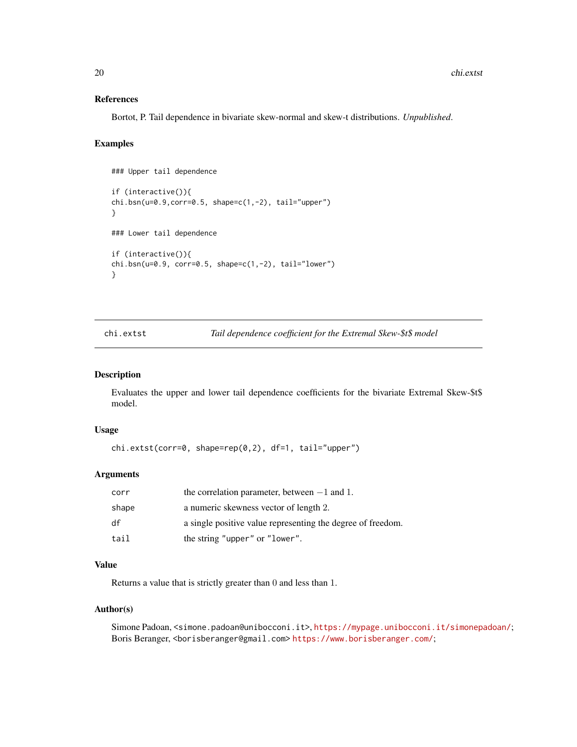### References

Bortot, P. Tail dependence in bivariate skew-normal and skew-t distributions. *Unpublished*.

### Examples

```
### Upper tail dependence

if (interactive()){
chi.bsn(u=0.9,corr=0.5, shape=c(1,-2), tail="upper")
}

### Lower tail dependence

if (interactive()){
chi.bsn(u=0.9, corr=0.5, shape=c(1,-2), tail="lower")
}
```

---

## chi.extst — *Tail dependence coefficient for the Extremal Skew-$t$ model*

### Description

Evaluates the upper and lower tail dependence coefficients for the bivariate Extremal Skew-$t$ model.

### Usage

```
chi.extst(corr=0, shape=rep(0,2), df=1, tail="upper")
```

### Arguments

| | |
|---|---|
| `corr` | the correlation parameter, between $-1$ and 1. |
| `shape` | a numeric skewness vector of length 2. |
| `df` | a single positive value representing the degree of freedom. |
| `tail` | the string "upper" or "lower". |

### Value

Returns a value that is strictly greater than 0 and less than 1.

### Author(s)

Simone Padoan, <simone.padoan@unibocconi.it>, https://mypage.unibocconi.it/simonepadoan/;
Boris Beranger, <borisberanger@gmail.com> https://www.borisberanger.com/;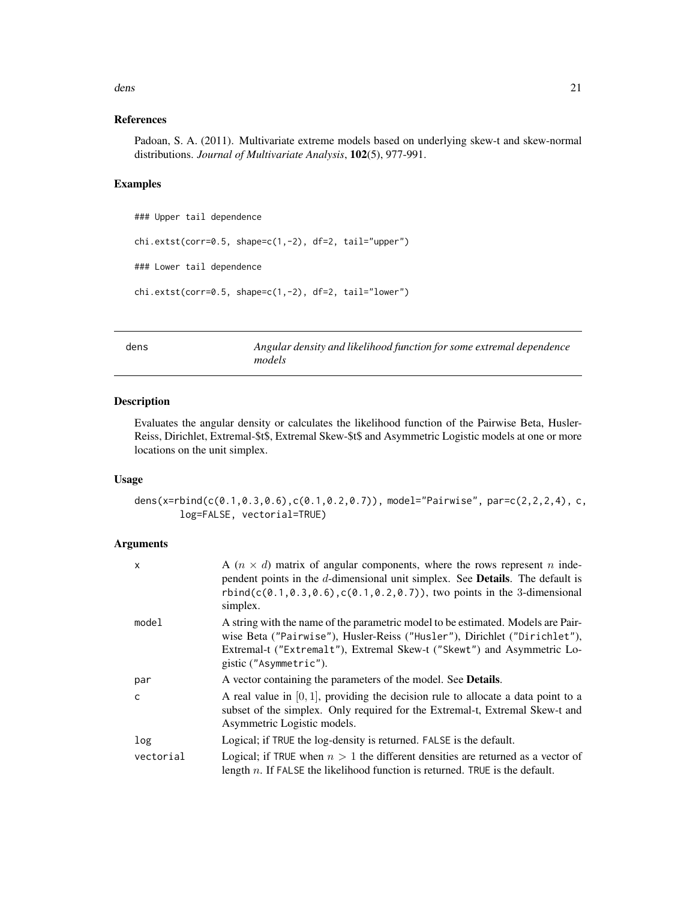## References

Padoan, S. A. (2011). Multivariate extreme models based on underlying skew-t and skew-normal distributions. *Journal of Multivariate Analysis*, **102**(5), 977-991.

## Examples

```
### Upper tail dependence

chi.extst(corr=0.5, shape=c(1,-2), df=2, tail="upper")

### Lower tail dependence

chi.extst(corr=0.5, shape=c(1,-2), df=2, tail="lower")
```

---

# dens — *Angular density and likelihood function for some extremal dependence models*

---

## Description

Evaluates the angular density or calculates the likelihood function of the Pairwise Beta, Husler-Reiss, Dirichlet, Extremal-$t$, Extremal Skew-$t$ and Asymmetric Logistic models at one or more locations on the unit simplex.

## Usage

```
dens(x=rbind(c(0.1,0.3,0.6),c(0.1,0.2,0.7)), model="Pairwise", par=c(2,2,2,4), c,
        log=FALSE, vectorial=TRUE)
```

## Arguments

| | |
|---|---|
| x | A $(n \times d)$ matrix of angular components, where the rows represent $n$ independent points in the $d$-dimensional unit simplex. See **Details**. The default is `rbind(c(0.1,0.3,0.6),c(0.1,0.2,0.7))`, two points in the 3-dimensional simplex. |
| model | A string with the name of the parametric model to be estimated. Models are Pairwise Beta (`"Pairwise"`), Husler-Reiss (`"Husler"`), Dirichlet (`"Dirichlet"`), Extremal-t (`"Extremalt"`), Extremal Skew-t (`"Skewt"`) and Asymmetric Logistic (`"Asymmetric"`). |
| par | A vector containing the parameters of the model. See **Details**. |
| c | A real value in $[0, 1]$, providing the decision rule to allocate a data point to a subset of the simplex. Only required for the Extremal-t, Extremal Skew-t and Asymmetric Logistic models. |
| log | Logical; if `TRUE` the log-density is returned. `FALSE` is the default. |
| vectorial | Logical; if `TRUE` when $n > 1$ the different densities are returned as a vector of length $n$. If `FALSE` the likelihood function is returned. `TRUE` is the default. |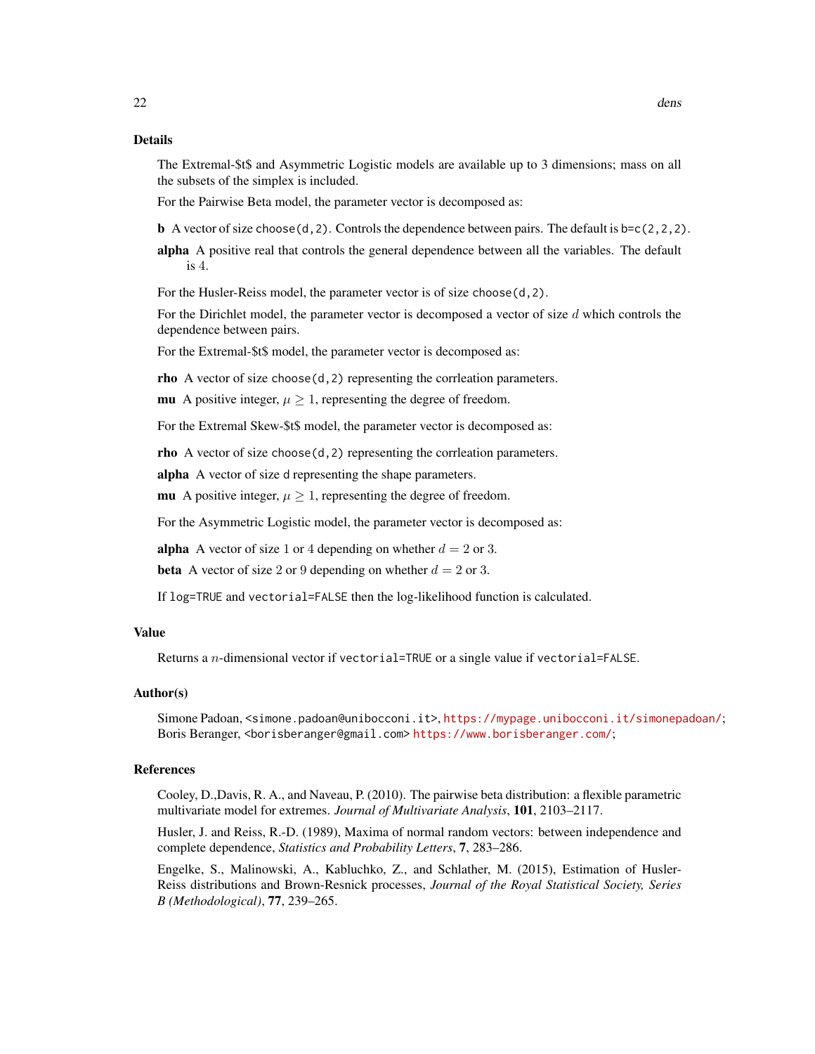## Details

The Extremal-$t$ and Asymmetric Logistic models are available up to 3 dimensions; mass on all the subsets of the simplex is included.

For the Pairwise Beta model, the parameter vector is decomposed as:

**b** A vector of size `choose(d,2)`. Controls the dependence between pairs. The default is `b=c(2,2,2)`.

**alpha** A positive real that controls the general dependence between all the variables. The default is 4.

For the Husler-Reiss model, the parameter vector is of size `choose(d,2)`.

For the Dirichlet model, the parameter vector is decomposed a vector of size $d$ which controls the dependence between pairs.

For the Extremal-$t$ model, the parameter vector is decomposed as:

**rho** A vector of size `choose(d,2)` representing the corrleation parameters.

**mu** A positive integer, $\mu \geq 1$, representing the degree of freedom.

For the Extremal Skew-$t$ model, the parameter vector is decomposed as:

**rho** A vector of size `choose(d,2)` representing the corrleation parameters.

**alpha** A vector of size `d` representing the shape parameters.

**mu** A positive integer, $\mu \geq 1$, representing the degree of freedom.

For the Asymmetric Logistic model, the parameter vector is decomposed as:

**alpha** A vector of size 1 or 4 depending on whether $d = 2$ or 3.

**beta** A vector of size 2 or 9 depending on whether $d = 2$ or 3.

If `log=TRUE` and `vectorial=FALSE` then the log-likelihood function is calculated.

## Value

Returns a $n$-dimensional vector if `vectorial=TRUE` or a single value if `vectorial=FALSE`.

## Author(s)

Simone Padoan, <simone.padoan@unibocconi.it>, https://mypage.unibocconi.it/simonepadoan/; Boris Beranger, <borisberanger@gmail.com> https://www.borisberanger.com/;

## References

Cooley, D.,Davis, R. A., and Naveau, P. (2010). The pairwise beta distribution: a flexible parametric multivariate model for extremes. *Journal of Multivariate Analysis*, **101**, 2103–2117.

Husler, J. and Reiss, R.-D. (1989), Maxima of normal random vectors: between independence and complete dependence, *Statistics and Probability Letters*, **7**, 283–286.

Engelke, S., Malinowski, A., Kabluchko, Z., and Schlather, M. (2015), Estimation of Husler-Reiss distributions and Brown-Resnick processes, *Journal of the Royal Statistical Society, Series B (Methodological)*, **77**, 239–265.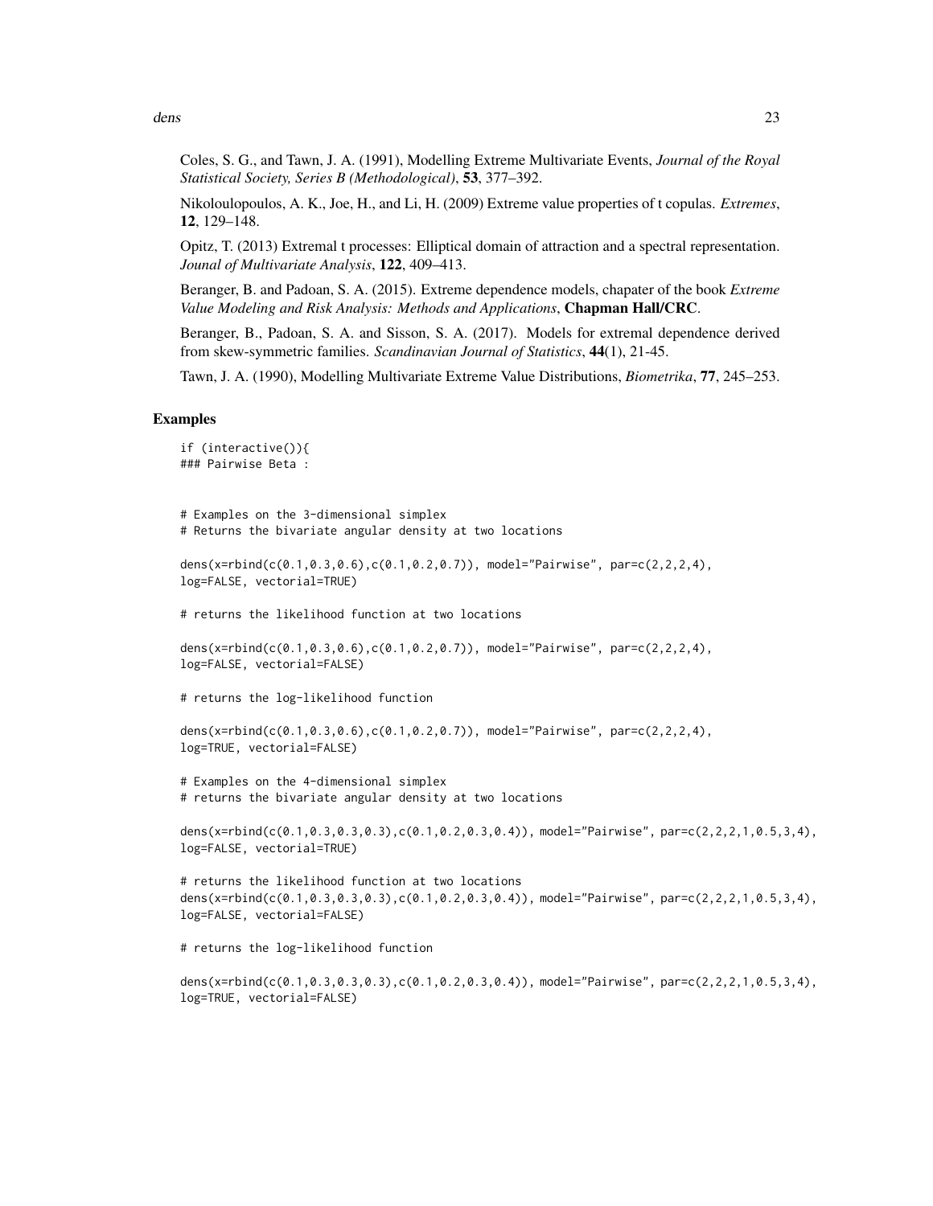Coles, S. G., and Tawn, J. A. (1991), Modelling Extreme Multivariate Events, *Journal of the Royal Statistical Society, Series B (Methodological)*, **53**, 377–392.

Nikoloulopoulos, A. K., Joe, H., and Li, H. (2009) Extreme value properties of t copulas. *Extremes*, **12**, 129–148.

Opitz, T. (2013) Extremal t processes: Elliptical domain of attraction and a spectral representation. *Jounal of Multivariate Analysis*, **122**, 409–413.

Beranger, B. and Padoan, S. A. (2015). Extreme dependence models, chapater of the book *Extreme Value Modeling and Risk Analysis: Methods and Applications*, **Chapman Hall/CRC**.

Beranger, B., Padoan, S. A. and Sisson, S. A. (2017). Models for extremal dependence derived from skew-symmetric families. *Scandinavian Journal of Statistics*, **44**(1), 21-45.

Tawn, J. A. (1990), Modelling Multivariate Extreme Value Distributions, *Biometrika*, **77**, 245–253.

## Examples

```
if (interactive()){
### Pairwise Beta :


# Examples on the 3-dimensional simplex
# Returns the bivariate angular density at two locations

dens(x=rbind(c(0.1,0.3,0.6),c(0.1,0.2,0.7)), model="Pairwise", par=c(2,2,2,4),
log=FALSE, vectorial=TRUE)

# returns the likelihood function at two locations

dens(x=rbind(c(0.1,0.3,0.6),c(0.1,0.2,0.7)), model="Pairwise", par=c(2,2,2,4),
log=FALSE, vectorial=FALSE)

# returns the log-likelihood function

dens(x=rbind(c(0.1,0.3,0.6),c(0.1,0.2,0.7)), model="Pairwise", par=c(2,2,2,4),
log=TRUE, vectorial=FALSE)

# Examples on the 4-dimensional simplex
# returns the bivariate angular density at two locations

dens(x=rbind(c(0.1,0.3,0.3,0.3),c(0.1,0.2,0.3,0.4)), model="Pairwise", par=c(2,2,2,1,0.5,3,4),
log=FALSE, vectorial=TRUE)

# returns the likelihood function at two locations
dens(x=rbind(c(0.1,0.3,0.3,0.3),c(0.1,0.2,0.3,0.4)), model="Pairwise", par=c(2,2,2,1,0.5,3,4),
log=FALSE, vectorial=FALSE)

# returns the log-likelihood function

dens(x=rbind(c(0.1,0.3,0.3,0.3),c(0.1,0.2,0.3,0.4)), model="Pairwise", par=c(2,2,2,1,0.5,3,4),
log=TRUE, vectorial=FALSE)
```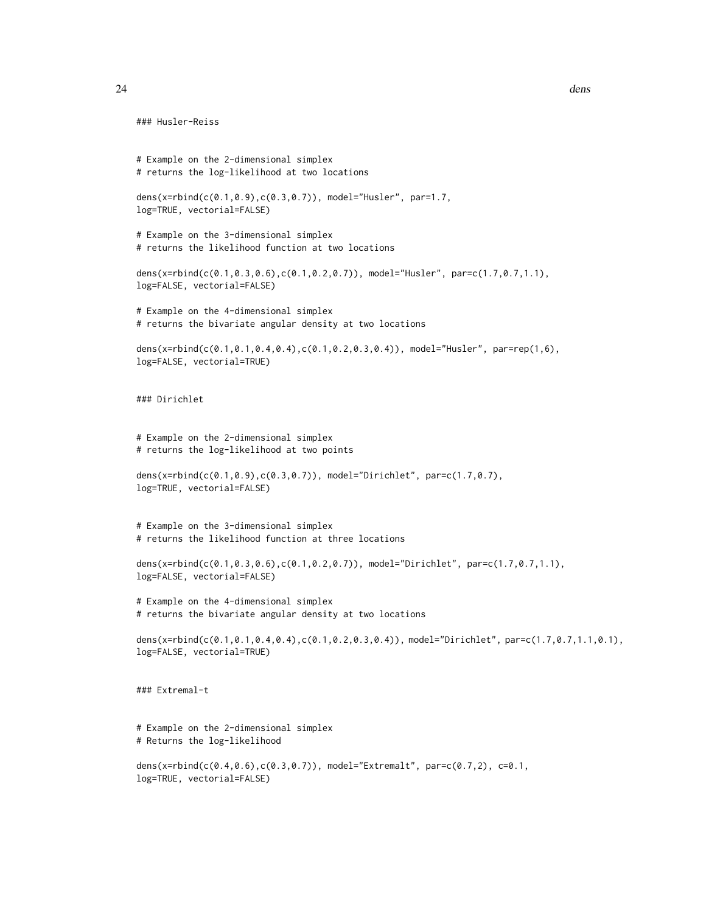```
### Husler-Reiss


# Example on the 2-dimensional simplex
# returns the log-likelihood at two locations

dens(x=rbind(c(0.1,0.9),c(0.3,0.7)), model="Husler", par=1.7,
log=TRUE, vectorial=FALSE)

# Example on the 3-dimensional simplex
# returns the likelihood function at two locations

dens(x=rbind(c(0.1,0.3,0.6),c(0.1,0.2,0.7)), model="Husler", par=c(1.7,0.7,1.1),
log=FALSE, vectorial=FALSE)

# Example on the 4-dimensional simplex
# returns the bivariate angular density at two locations

dens(x=rbind(c(0.1,0.1,0.4,0.4),c(0.1,0.2,0.3,0.4)), model="Husler", par=rep(1,6),
log=FALSE, vectorial=TRUE)


### Dirichlet


# Example on the 2-dimensional simplex
# returns the log-likelihood at two points

dens(x=rbind(c(0.1,0.9),c(0.3,0.7)), model="Dirichlet", par=c(1.7,0.7),
log=TRUE, vectorial=FALSE)


# Example on the 3-dimensional simplex
# returns the likelihood function at three locations

dens(x=rbind(c(0.1,0.3,0.6),c(0.1,0.2,0.7)), model="Dirichlet", par=c(1.7,0.7,1.1),
log=FALSE, vectorial=FALSE)

# Example on the 4-dimensional simplex
# returns the bivariate angular density at two locations

dens(x=rbind(c(0.1,0.1,0.4,0.4),c(0.1,0.2,0.3,0.4)), model="Dirichlet", par=c(1.7,0.7,1.1,0.1),
log=FALSE, vectorial=TRUE)


### Extremal-t


# Example on the 2-dimensional simplex
# Returns the log-likelihood

dens(x=rbind(c(0.4,0.6),c(0.3,0.7)), model="Extremalt", par=c(0.7,2), c=0.1,
log=TRUE, vectorial=FALSE)
```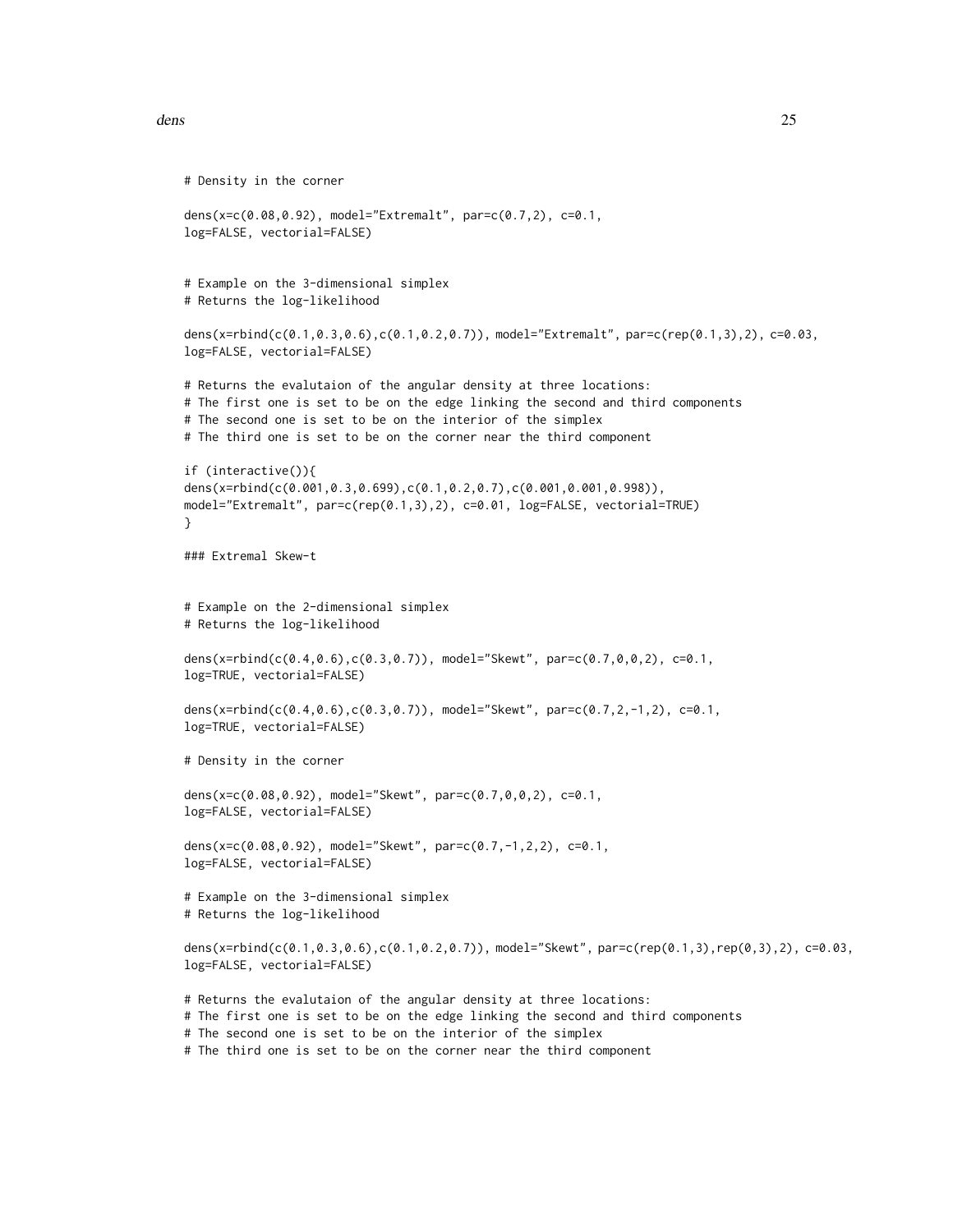```
# Density in the corner

dens(x=c(0.08,0.92), model="Extremalt", par=c(0.7,2), c=0.1,
log=FALSE, vectorial=FALSE)


# Example on the 3-dimensional simplex
# Returns the log-likelihood

dens(x=rbind(c(0.1,0.3,0.6),c(0.1,0.2,0.7)), model="Extremalt", par=c(rep(0.1,3),2), c=0.03,
log=FALSE, vectorial=FALSE)

# Returns the evalutaion of the angular density at three locations:
# The first one is set to be on the edge linking the second and third components
# The second one is set to be on the interior of the simplex
# The third one is set to be on the corner near the third component

if (interactive()){
dens(x=rbind(c(0.001,0.3,0.699),c(0.1,0.2,0.7),c(0.001,0.001,0.998)),
model="Extremalt", par=c(rep(0.1,3),2), c=0.01, log=FALSE, vectorial=TRUE)
}

### Extremal Skew-t


# Example on the 2-dimensional simplex
# Returns the log-likelihood

dens(x=rbind(c(0.4,0.6),c(0.3,0.7)), model="Skewt", par=c(0.7,0,0,2), c=0.1,
log=TRUE, vectorial=FALSE)

dens(x=rbind(c(0.4,0.6),c(0.3,0.7)), model="Skewt", par=c(0.7,2,-1,2), c=0.1,
log=TRUE, vectorial=FALSE)

# Density in the corner

dens(x=c(0.08,0.92), model="Skewt", par=c(0.7,0,0,2), c=0.1,
log=FALSE, vectorial=FALSE)

dens(x=c(0.08,0.92), model="Skewt", par=c(0.7,-1,2,2), c=0.1,
log=FALSE, vectorial=FALSE)

# Example on the 3-dimensional simplex
# Returns the log-likelihood

dens(x=rbind(c(0.1,0.3,0.6),c(0.1,0.2,0.7)), model="Skewt", par=c(rep(0.1,3),rep(0,3),2), c=0.03,
log=FALSE, vectorial=FALSE)

# Returns the evalutaion of the angular density at three locations:
# The first one is set to be on the edge linking the second and third components
# The second one is set to be on the interior of the simplex
# The third one is set to be on the corner near the third component
```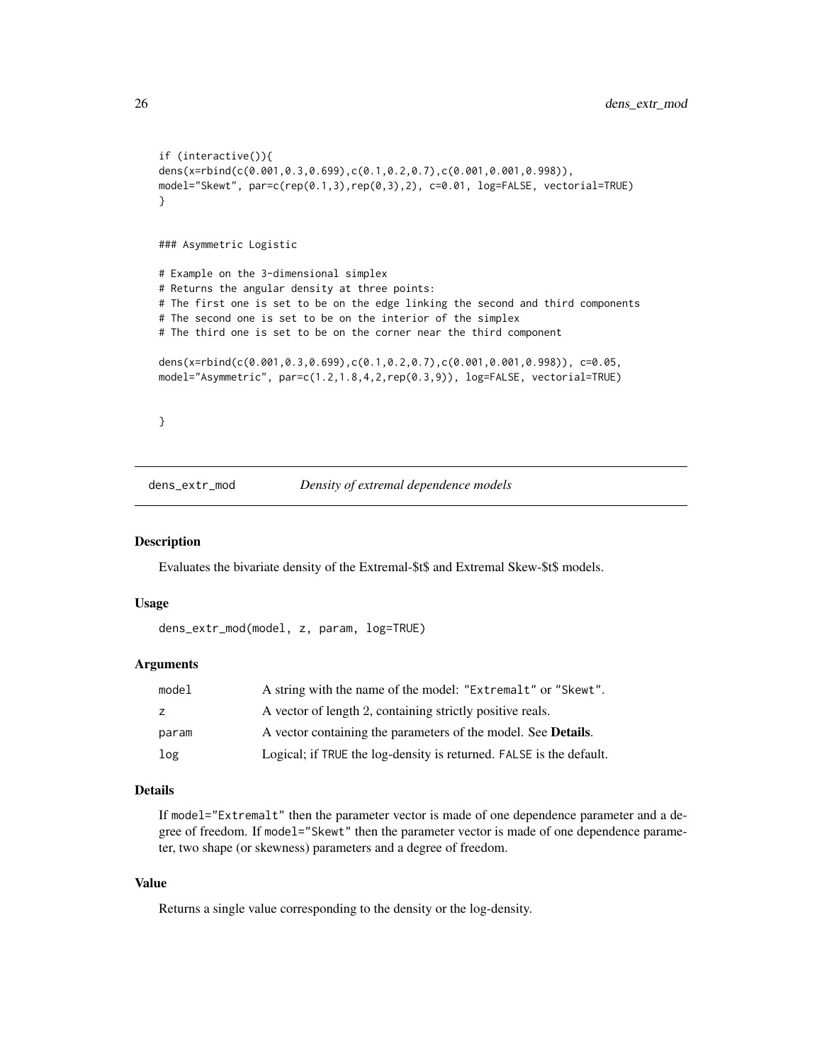```
if (interactive()){
dens(x=rbind(c(0.001,0.3,0.699),c(0.1,0.2,0.7),c(0.001,0.001,0.998)),
model="Skewt", par=c(rep(0.1,3),rep(0,3),2), c=0.01, log=FALSE, vectorial=TRUE)
}


### Asymmetric Logistic

# Example on the 3-dimensional simplex
# Returns the angular density at three points:
# The first one is set to be on the edge linking the second and third components
# The second one is set to be on the interior of the simplex
# The third one is set to be on the corner near the third component

dens(x=rbind(c(0.001,0.3,0.699),c(0.1,0.2,0.7),c(0.001,0.001,0.998)), c=0.05,
model="Asymmetric", par=c(1.2,1.8,4,2,rep(0.3,9)), log=FALSE, vectorial=TRUE)


}
```

## dens_extr_mod    *Density of extremal dependence models*

### Description

Evaluates the bivariate density of the Extremal-$t$ and Extremal Skew-$t$ models.

### Usage

```
dens_extr_mod(model, z, param, log=TRUE)
```

### Arguments

| | |
|---|---|
| model | A string with the name of the model: "Extremalt" or "Skewt". |
| z | A vector of length 2, containing strictly positive reals. |
| param | A vector containing the parameters of the model. See **Details**. |
| log | Logical; if TRUE the log-density is returned. FALSE is the default. |

### Details

If model="Extremalt" then the parameter vector is made of one dependence parameter and a degree of freedom. If model="Skewt" then the parameter vector is made of one dependence parameter, two shape (or skewness) parameters and a degree of freedom.

### Value

Returns a single value corresponding to the density or the log-density.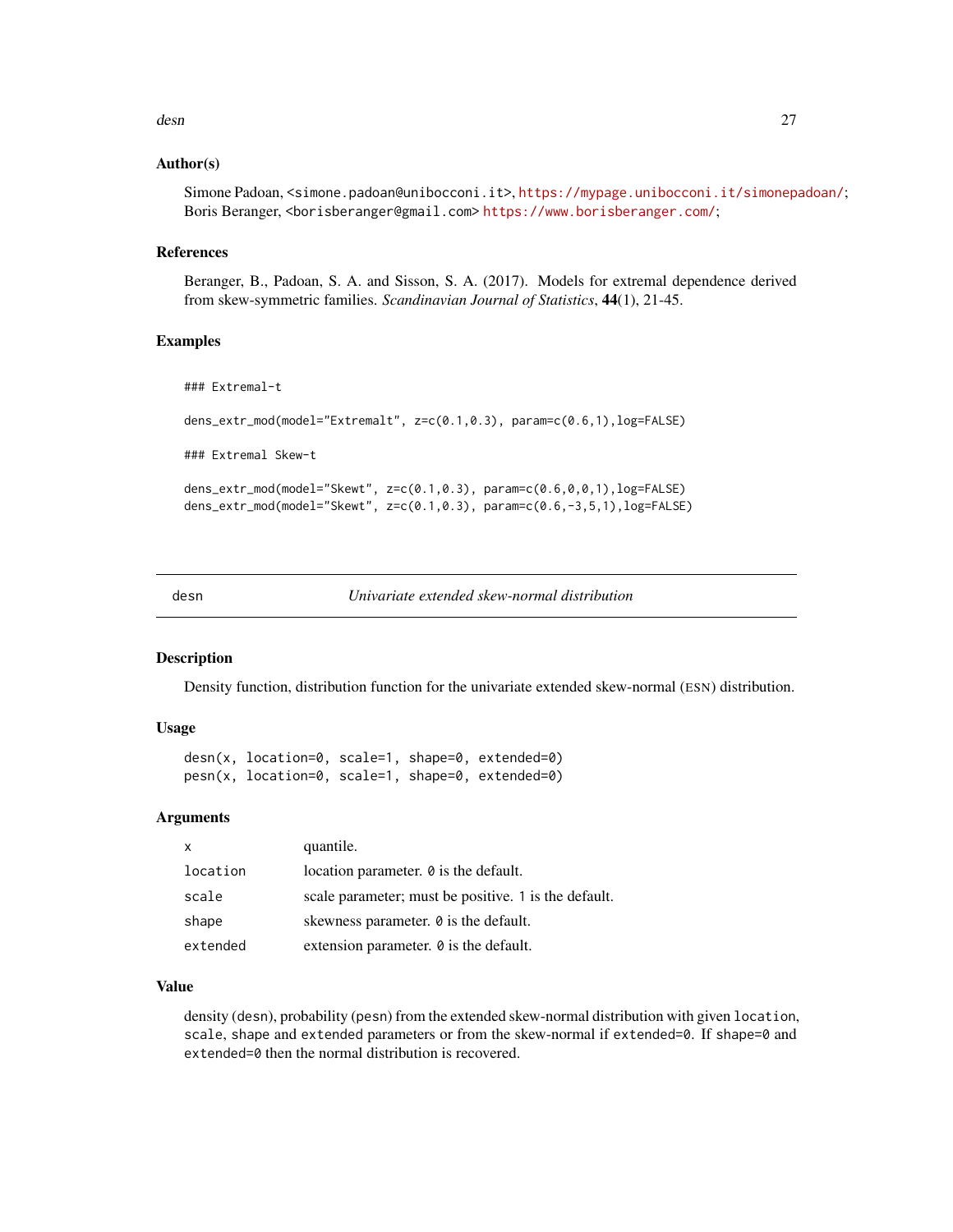### Author(s)

Simone Padoan, <simone.padoan@unibocconi.it>, https://mypage.unibocconi.it/simonepadoan/; Boris Beranger, <borisberanger@gmail.com> https://www.borisberanger.com/;

### References

Beranger, B., Padoan, S. A. and Sisson, S. A. (2017). Models for extremal dependence derived from skew-symmetric families. *Scandinavian Journal of Statistics*, **44**(1), 21-45.

### Examples

```
### Extremal-t

dens_extr_mod(model="Extremalt", z=c(0.1,0.3), param=c(0.6,1),log=FALSE)

### Extremal Skew-t

dens_extr_mod(model="Skewt", z=c(0.1,0.3), param=c(0.6,0,0,1),log=FALSE)
dens_extr_mod(model="Skewt", z=c(0.1,0.3), param=c(0.6,-3,5,1),log=FALSE)
```

---

## desn — *Univariate extended skew-normal distribution*

---

### Description

Density function, distribution function for the univariate extended skew-normal (ESN) distribution.

### Usage

```
desn(x, location=0, scale=1, shape=0, extended=0)
pesn(x, location=0, scale=1, shape=0, extended=0)
```

### Arguments

| | |
|---|---|
| `x` | quantile. |
| `location` | location parameter. `0` is the default. |
| `scale` | scale parameter; must be positive. `1` is the default. |
| `shape` | skewness parameter. `0` is the default. |
| `extended` | extension parameter. `0` is the default. |

### Value

density (`desn`), probability (`pesn`) from the extended skew-normal distribution with given `location`, `scale`, `shape` and `extended` parameters or from the skew-normal if `extended=0`. If `shape=0` and `extended=0` then the normal distribution is recovered.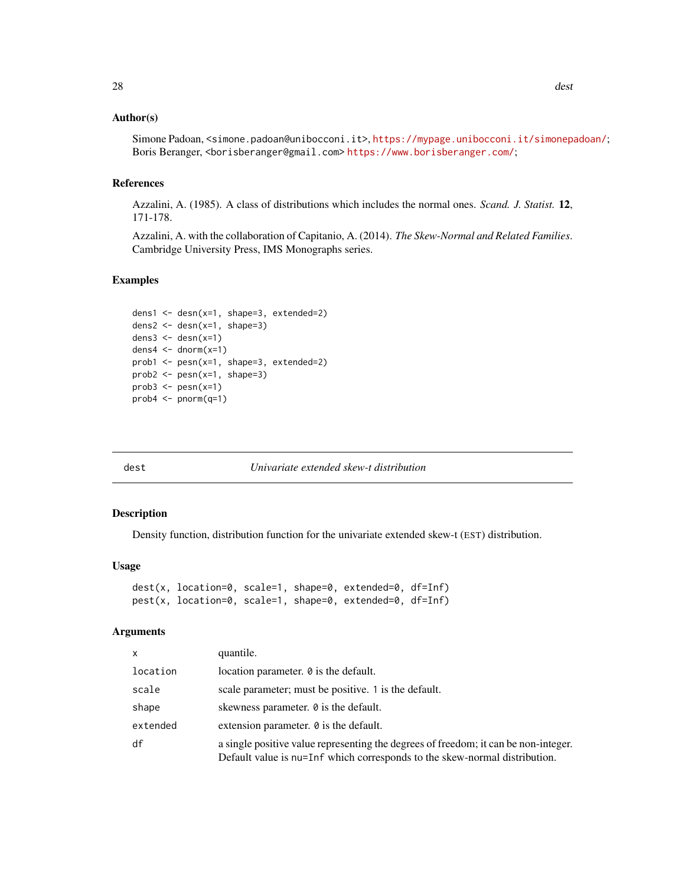### Author(s)

Simone Padoan, <simone.padoan@unibocconi.it>, https://mypage.unibocconi.it/simonepadoan/; Boris Beranger, <borisberanger@gmail.com> https://www.borisberanger.com/;

### References

Azzalini, A. (1985). A class of distributions which includes the normal ones. *Scand. J. Statist.* **12**, 171-178.

Azzalini, A. with the collaboration of Capitanio, A. (2014). *The Skew-Normal and Related Families*. Cambridge University Press, IMS Monographs series.

### Examples

```
dens1 <- desn(x=1, shape=3, extended=2)
dens2 <- desn(x=1, shape=3)
dens3 <- desn(x=1)
dens4 <- dnorm(x=1)
prob1 <- pesn(x=1, shape=3, extended=2)
prob2 <- pesn(x=1, shape=3)
prob3 <- pesn(x=1)
prob4 <- pnorm(q=1)
```

---

## dest — *Univariate extended skew-t distribution*

### Description

Density function, distribution function for the univariate extended skew-t (EST) distribution.

### Usage

```
dest(x, location=0, scale=1, shape=0, extended=0, df=Inf)
pest(x, location=0, scale=1, shape=0, extended=0, df=Inf)
```

### Arguments

| | |
|---|---|
| `x` | quantile. |
| `location` | location parameter. `0` is the default. |
| `scale` | scale parameter; must be positive. `1` is the default. |
| `shape` | skewness parameter. `0` is the default. |
| `extended` | extension parameter. `0` is the default. |
| `df` | a single positive value representing the degrees of freedom; it can be non-integer. Default value is `nu=Inf` which corresponds to the skew-normal distribution. |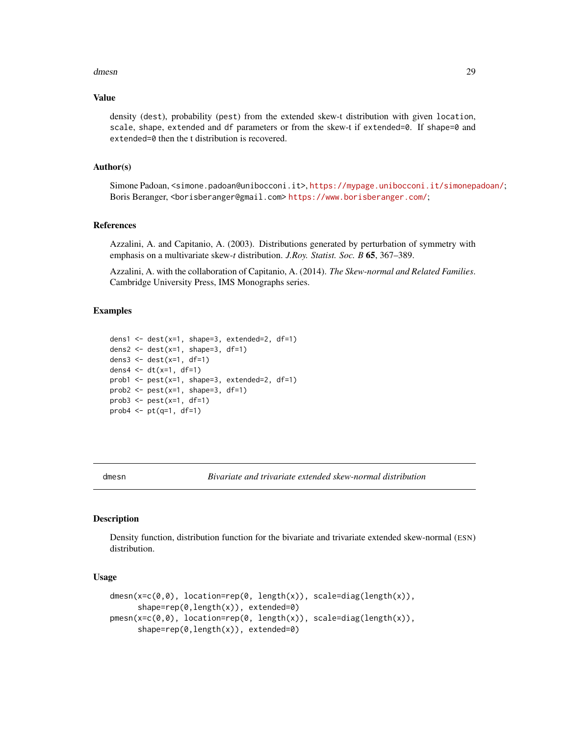### Value

density (dest), probability (pest) from the extended skew-t distribution with given location, scale, shape, extended and df parameters or from the skew-t if extended=0. If shape=0 and extended=0 then the t distribution is recovered.

### Author(s)

Simone Padoan, <simone.padoan@unibocconi.it>, https://mypage.unibocconi.it/simonepadoan/; Boris Beranger, <borisberanger@gmail.com> https://www.borisberanger.com/;

### References

Azzalini, A. and Capitanio, A. (2003). Distributions generated by perturbation of symmetry with emphasis on a multivariate skew-*t* distribution. *J.Roy. Statist. Soc. B* **65**, 367–389.

Azzalini, A. with the collaboration of Capitanio, A. (2014). *The Skew-normal and Related Families*. Cambridge University Press, IMS Monographs series.

### Examples

```
dens1 <- dest(x=1, shape=3, extended=2, df=1)
dens2 <- dest(x=1, shape=3, df=1)
dens3 <- dest(x=1, df=1)
dens4 <- dt(x=1, df=1)
prob1 <- pest(x=1, shape=3, extended=2, df=1)
prob2 <- pest(x=1, shape=3, df=1)
prob3 <- pest(x=1, df=1)
prob4 <- pt(q=1, df=1)
```

---

## dmesn — *Bivariate and trivariate extended skew-normal distribution*

### Description

Density function, distribution function for the bivariate and trivariate extended skew-normal (ESN) distribution.

### Usage

```
dmesn(x=c(0,0), location=rep(0, length(x)), scale=diag(length(x)),
      shape=rep(0,length(x)), extended=0)
pmesn(x=c(0,0), location=rep(0, length(x)), scale=diag(length(x)),
      shape=rep(0,length(x)), extended=0)
```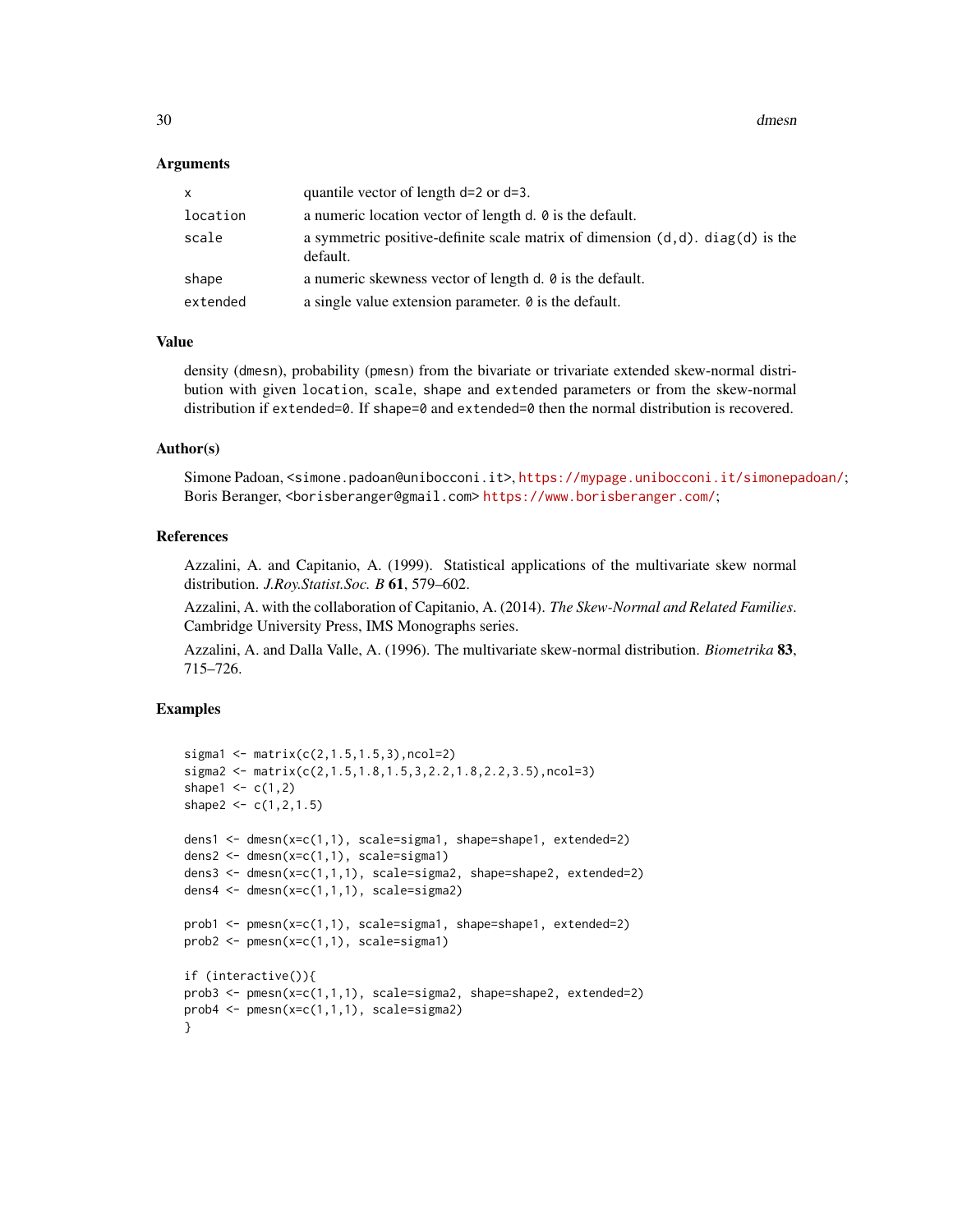## Arguments

| | |
|---|---|
| `x` | quantile vector of length d=2 or d=3. |
| `location` | a numeric location vector of length d. `0` is the default. |
| `scale` | a symmetric positive-definite scale matrix of dimension `(d,d)`. `diag(d)` is the default. |
| `shape` | a numeric skewness vector of length d. `0` is the default. |
| `extended` | a single value extension parameter. `0` is the default. |

## Value

density (dmesn), probability (pmesn) from the bivariate or trivariate extended skew-normal distribution with given `location`, `scale`, `shape` and `extended` parameters or from the skew-normal distribution if `extended=0`. If `shape=0` and `extended=0` then the normal distribution is recovered.

## Author(s)

Simone Padoan, <simone.padoan@unibocconi.it>, https://mypage.unibocconi.it/simonepadoan/; Boris Beranger, <borisberanger@gmail.com> https://www.borisberanger.com/;

## References

Azzalini, A. and Capitanio, A. (1999). Statistical applications of the multivariate skew normal distribution. *J.Roy.Statist.Soc. B* **61**, 579–602.

Azzalini, A. with the collaboration of Capitanio, A. (2014). *The Skew-Normal and Related Families*. Cambridge University Press, IMS Monographs series.

Azzalini, A. and Dalla Valle, A. (1996). The multivariate skew-normal distribution. *Biometrika* **83**, 715–726.

## Examples

```
sigma1 <- matrix(c(2,1.5,1.5,3),ncol=2)
sigma2 <- matrix(c(2,1.5,1.8,1.5,3,2.2,1.8,2.2,3.5),ncol=3)
shape1 <- c(1,2)
shape2 <- c(1,2,1.5)

dens1 <- dmesn(x=c(1,1), scale=sigma1, shape=shape1, extended=2)
dens2 <- dmesn(x=c(1,1), scale=sigma1)
dens3 <- dmesn(x=c(1,1,1), scale=sigma2, shape=shape2, extended=2)
dens4 <- dmesn(x=c(1,1,1), scale=sigma2)

prob1 <- pmesn(x=c(1,1), scale=sigma1, shape=shape1, extended=2)
prob2 <- pmesn(x=c(1,1), scale=sigma1)

if (interactive()){
prob3 <- pmesn(x=c(1,1,1), scale=sigma2, shape=shape2, extended=2)
prob4 <- pmesn(x=c(1,1,1), scale=sigma2)
}
```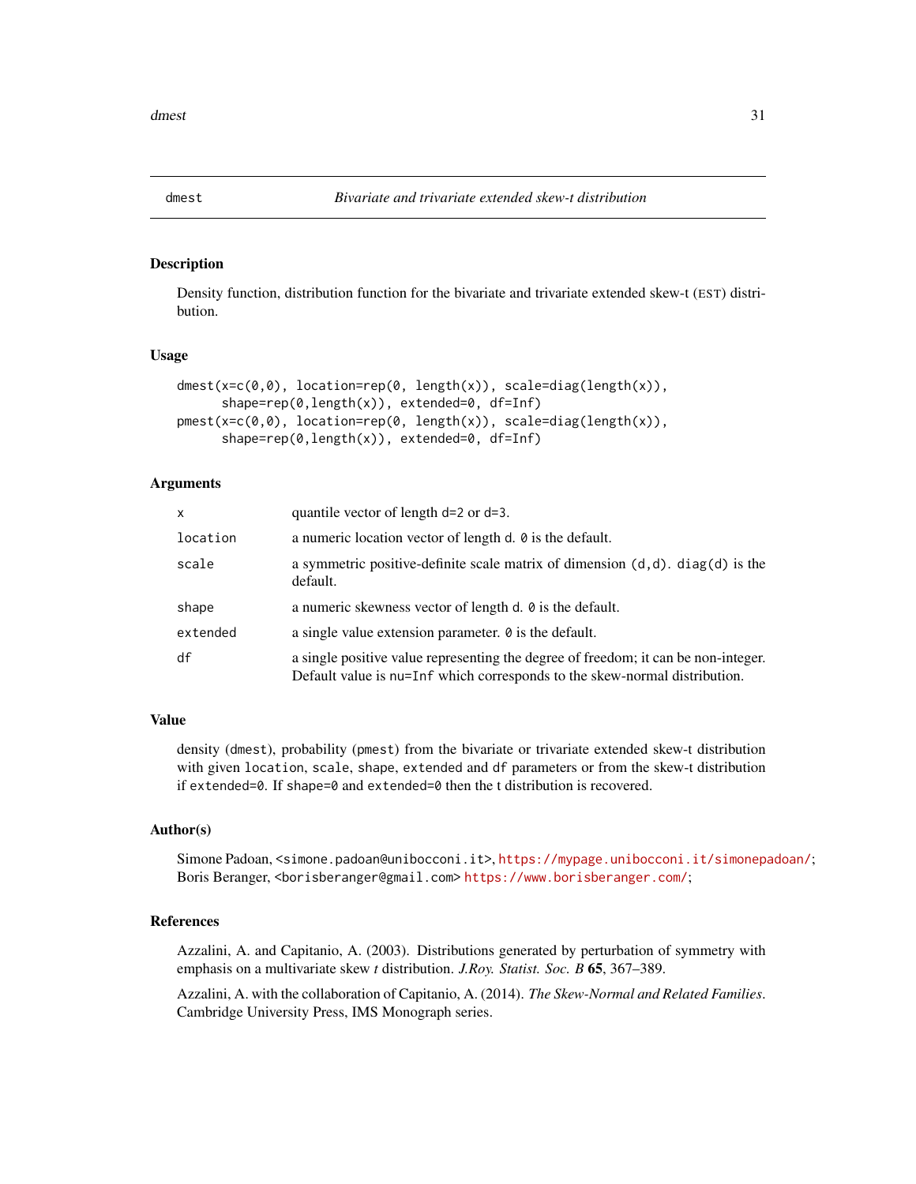# dmest — *Bivariate and trivariate extended skew-t distribution*

## Description

Density function, distribution function for the bivariate and trivariate extended skew-t (EST) distribution.

## Usage

```
dmest(x=c(0,0), location=rep(0, length(x)), scale=diag(length(x)),
      shape=rep(0,length(x)), extended=0, df=Inf)
pmest(x=c(0,0), location=rep(0, length(x)), scale=diag(length(x)),
      shape=rep(0,length(x)), extended=0, df=Inf)
```

## Arguments

| | |
|---|---|
| `x` | quantile vector of length `d=2` or `d=3`. |
| `location` | a numeric location vector of length `d`. `0` is the default. |
| `scale` | a symmetric positive-definite scale matrix of dimension `(d,d)`. `diag(d)` is the default. |
| `shape` | a numeric skewness vector of length `d`. `0` is the default. |
| `extended` | a single value extension parameter. `0` is the default. |
| `df` | a single positive value representing the degree of freedom; it can be non-integer. Default value is `nu=Inf` which corresponds to the skew-normal distribution. |

## Value

density (`dmest`), probability (`pmest`) from the bivariate or trivariate extended skew-t distribution with given `location`, `scale`, `shape`, `extended` and `df` parameters or from the skew-t distribution if `extended=0`. If `shape=0` and `extended=0` then the `t` distribution is recovered.

## Author(s)

Simone Padoan, <simone.padoan@unibocconi.it>, https://mypage.unibocconi.it/simonepadoan/; Boris Beranger, <borisberanger@gmail.com> https://www.borisberanger.com/;

## References

Azzalini, A. and Capitanio, A. (2003). Distributions generated by perturbation of symmetry with emphasis on a multivariate skew *t* distribution. *J.Roy. Statist. Soc. B* **65**, 367–389.

Azzalini, A. with the collaboration of Capitanio, A. (2014). *The Skew-Normal and Related Families*. Cambridge University Press, IMS Monograph series.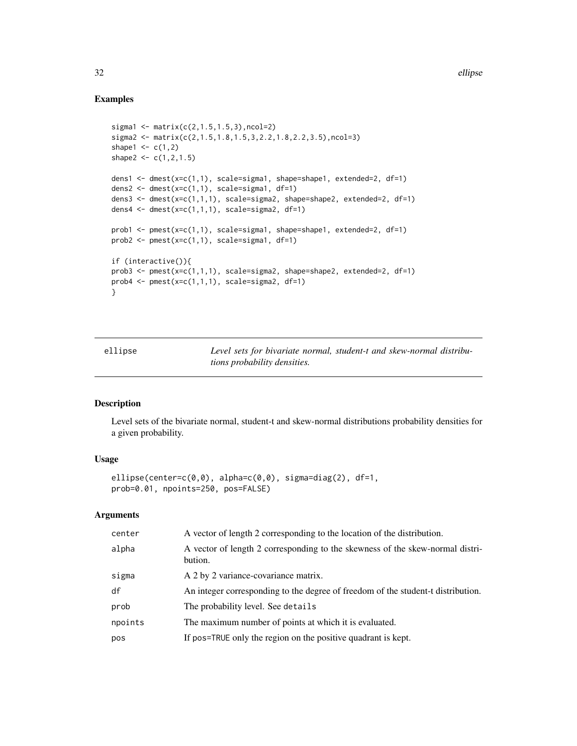## Examples

```
sigma1 <- matrix(c(2,1.5,1.5,3),ncol=2)
sigma2 <- matrix(c(2,1.5,1.8,1.5,3,2.2,1.8,2.2,3.5),ncol=3)
shape1 <- c(1,2)
shape2 <- c(1,2,1.5)

dens1 <- dmest(x=c(1,1), scale=sigma1, shape=shape1, extended=2, df=1)
dens2 <- dmest(x=c(1,1), scale=sigma1, df=1)
dens3 <- dmest(x=c(1,1,1), scale=sigma2, shape=shape2, extended=2, df=1)
dens4 <- dmest(x=c(1,1,1), scale=sigma2, df=1)

prob1 <- pmest(x=c(1,1), scale=sigma1, shape=shape1, extended=2, df=1)
prob2 <- pmest(x=c(1,1), scale=sigma1, df=1)

if (interactive()){
prob3 <- pmest(x=c(1,1,1), scale=sigma2, shape=shape2, extended=2, df=1)
prob4 <- pmest(x=c(1,1,1), scale=sigma2, df=1)
}
```

---

# ellipse — *Level sets for bivariate normal, student-t and skew-normal distributions probability densities.*

## Description

Level sets of the bivariate normal, student-t and skew-normal distributions probability densities for a given probability.

## Usage

```
ellipse(center=c(0,0), alpha=c(0,0), sigma=diag(2), df=1,
prob=0.01, npoints=250, pos=FALSE)
```

## Arguments

| | |
|---|---|
| center | A vector of length 2 corresponding to the location of the distribution. |
| alpha | A vector of length 2 corresponding to the skewness of the skew-normal distribution. |
| sigma | A 2 by 2 variance-covariance matrix. |
| df | An integer corresponding to the degree of freedom of the student-t distribution. |
| prob | The probability level. See `details` |
| npoints | The maximum number of points at which it is evaluated. |
| pos | If `pos=TRUE` only the region on the positive quadrant is kept. |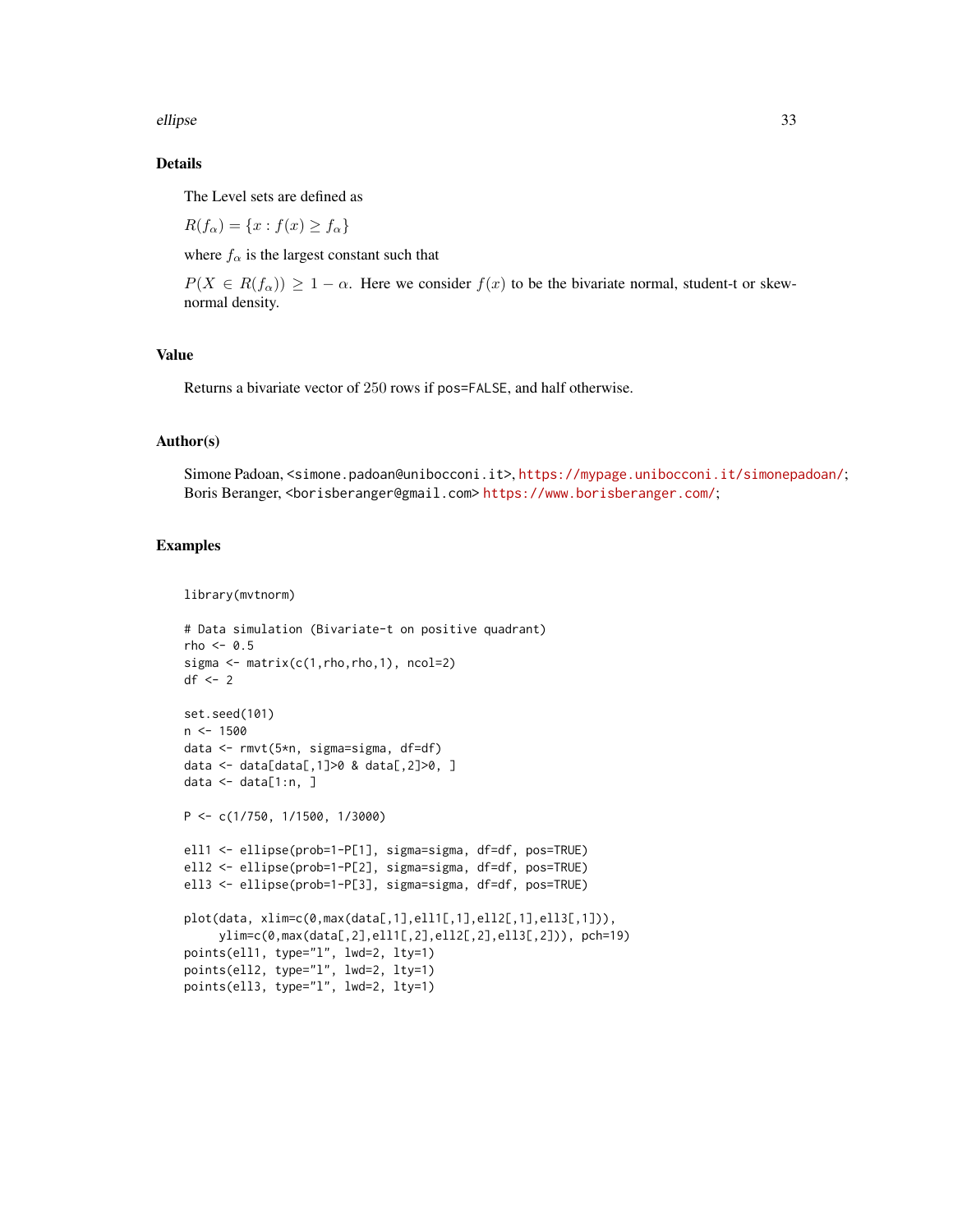## Details

The Level sets are defined as

$R(f_\alpha) = \{x : f(x) \geq f_\alpha\}$

where $f_\alpha$ is the largest constant such that

$P(X \in R(f_\alpha)) \geq 1 - \alpha$. Here we consider $f(x)$ to be the bivariate normal, student-t or skew-normal density.

## Value

Returns a bivariate vector of $250$ rows if `pos=FALSE`, and half otherwise.

## Author(s)

Simone Padoan, <simone.padoan@unibocconi.it>, https://mypage.unibocconi.it/simonepadoan/;
Boris Beranger, <borisberanger@gmail.com> https://www.borisberanger.com/;

## Examples

```
library(mvtnorm)

# Data simulation (Bivariate-t on positive quadrant)
rho <- 0.5
sigma <- matrix(c(1,rho,rho,1), ncol=2)
df <- 2

set.seed(101)
n <- 1500
data <- rmvt(5*n, sigma=sigma, df=df)
data <- data[data[,1]>0 & data[,2]>0, ]
data <- data[1:n, ]

P <- c(1/750, 1/1500, 1/3000)

ell1 <- ellipse(prob=1-P[1], sigma=sigma, df=df, pos=TRUE)
ell2 <- ellipse(prob=1-P[2], sigma=sigma, df=df, pos=TRUE)
ell3 <- ellipse(prob=1-P[3], sigma=sigma, df=df, pos=TRUE)

plot(data, xlim=c(0,max(data[,1],ell1[,1],ell2[,1],ell3[,1])),
     ylim=c(0,max(data[,2],ell1[,2],ell2[,2],ell3[,2])), pch=19)
points(ell1, type="l", lwd=2, lty=1)
points(ell2, type="l", lwd=2, lty=1)
points(ell3, type="l", lwd=2, lty=1)
```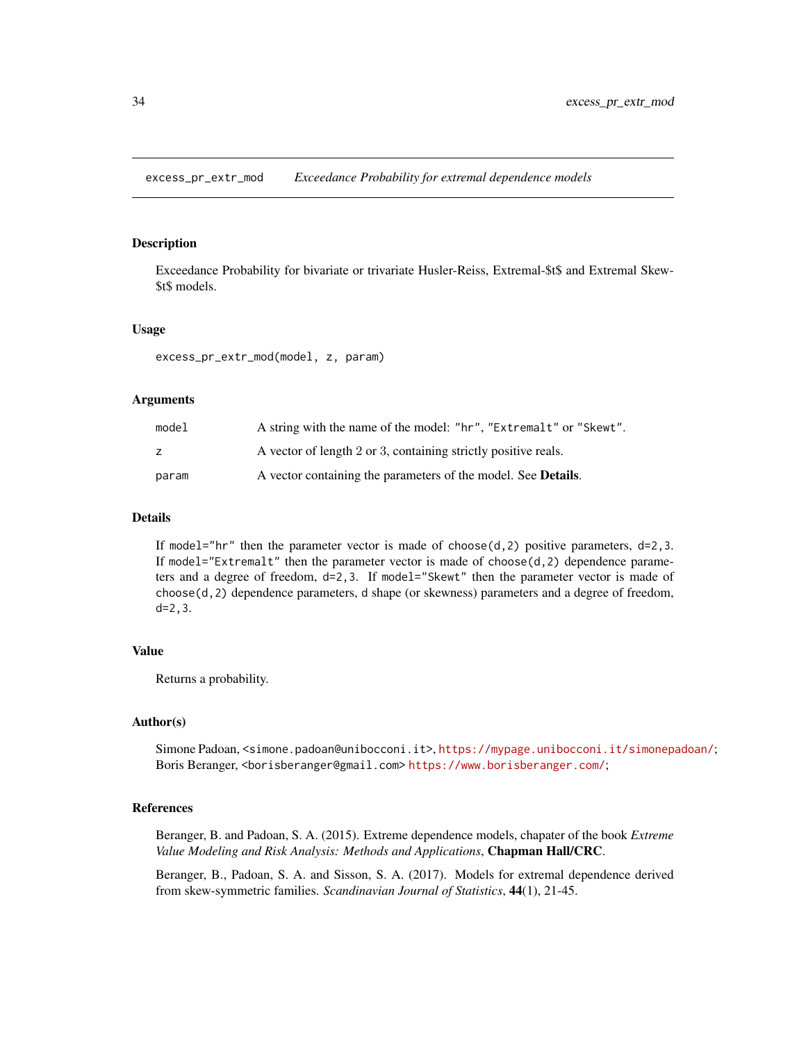# excess_pr_extr_mod — *Exceedance Probability for extremal dependence models*

## Description

Exceedance Probability for bivariate or trivariate Husler-Reiss, Extremal-$t$ and Extremal Skew-$t$ models.

## Usage

```
excess_pr_extr_mod(model, z, param)
```

## Arguments

| | |
|---|---|
| `model` | A string with the name of the model: `"hr"`, `"Extremalt"` or `"Skewt"`. |
| `z` | A vector of length 2 or 3, containing strictly positive reals. |
| `param` | A vector containing the parameters of the model. See **Details**. |

## Details

If `model="hr"` then the parameter vector is made of `choose(d,2)` positive parameters, `d=2,3`. If `model="Extremalt"` then the parameter vector is made of `choose(d,2)` dependence parameters and a degree of freedom, `d=2,3`. If `model="Skewt"` then the parameter vector is made of `choose(d,2)` dependence parameters, `d` shape (or skewness) parameters and a degree of freedom, `d=2,3`.

## Value

Returns a probability.

## Author(s)

Simone Padoan, <simone.padoan@unibocconi.it>, https://mypage.unibocconi.it/simonepadoan/; Boris Beranger, <borisberanger@gmail.com> https://www.borisberanger.com/;

## References

Beranger, B. and Padoan, S. A. (2015). Extreme dependence models, chapater of the book *Extreme Value Modeling and Risk Analysis: Methods and Applications*, **Chapman Hall/CRC**.

Beranger, B., Padoan, S. A. and Sisson, S. A. (2017). Models for extremal dependence derived from skew-symmetric families. *Scandinavian Journal of Statistics*, **44**(1), 21-45.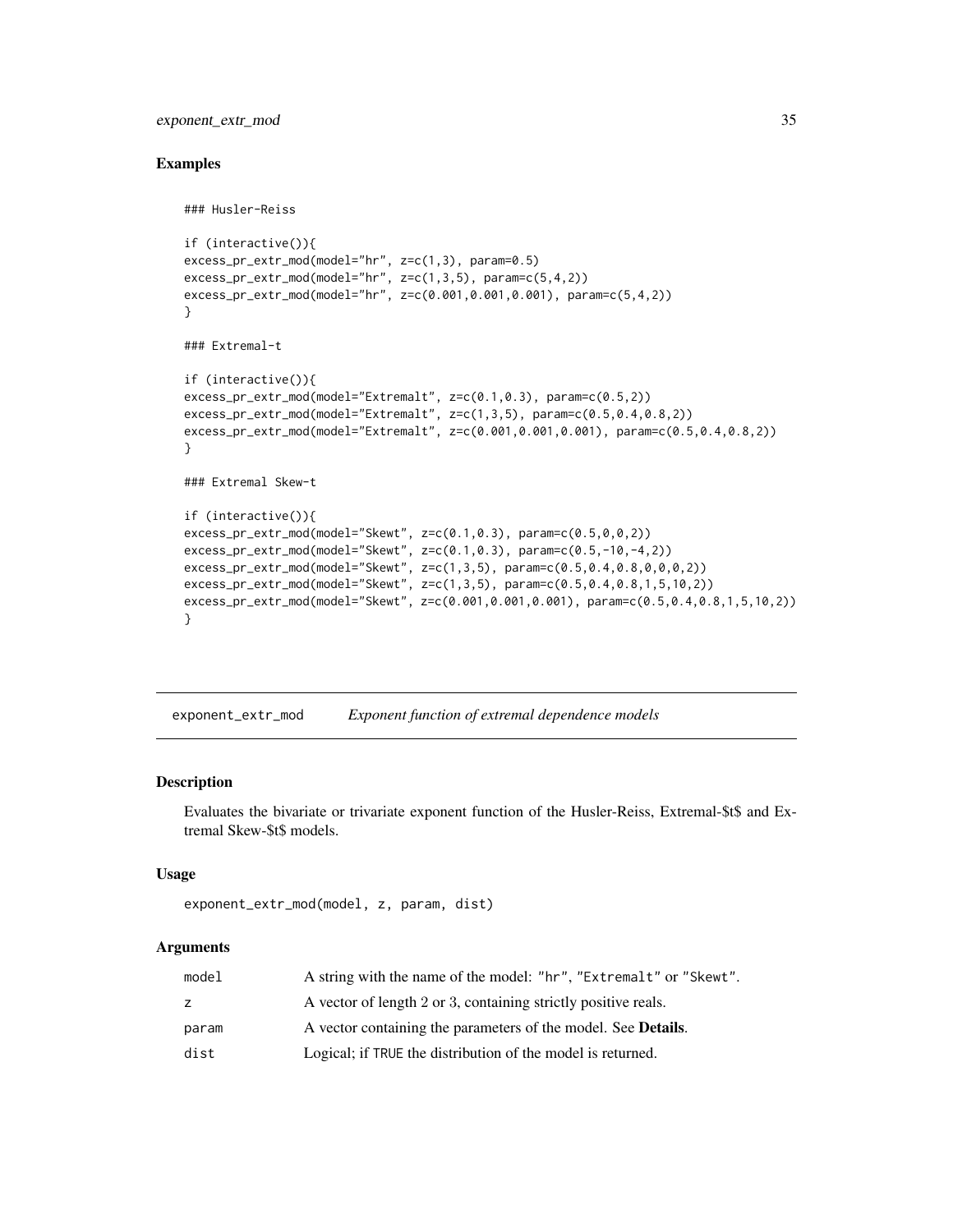## Examples

```
### Husler-Reiss

if (interactive()){
excess_pr_extr_mod(model="hr", z=c(1,3), param=0.5)
excess_pr_extr_mod(model="hr", z=c(1,3,5), param=c(5,4,2))
excess_pr_extr_mod(model="hr", z=c(0.001,0.001,0.001), param=c(5,4,2))
}

### Extremal-t

if (interactive()){
excess_pr_extr_mod(model="Extremalt", z=c(0.1,0.3), param=c(0.5,2))
excess_pr_extr_mod(model="Extremalt", z=c(1,3,5), param=c(0.5,0.4,0.8,2))
excess_pr_extr_mod(model="Extremalt", z=c(0.001,0.001,0.001), param=c(0.5,0.4,0.8,2))
}

### Extremal Skew-t

if (interactive()){
excess_pr_extr_mod(model="Skewt", z=c(0.1,0.3), param=c(0.5,0,0,2))
excess_pr_extr_mod(model="Skewt", z=c(0.1,0.3), param=c(0.5,-10,-4,2))
excess_pr_extr_mod(model="Skewt", z=c(1,3,5), param=c(0.5,0.4,0.8,0,0,0,2))
excess_pr_extr_mod(model="Skewt", z=c(1,3,5), param=c(0.5,0.4,0.8,1,5,10,2))
excess_pr_extr_mod(model="Skewt", z=c(0.001,0.001,0.001), param=c(0.5,0.4,0.8,1,5,10,2))
}
```

# exponent_extr_mod — *Exponent function of extremal dependence models*

## Description

Evaluates the bivariate or trivariate exponent function of the Husler-Reiss, Extremal-$t$ and Extremal Skew-$t$ models.

## Usage

```
exponent_extr_mod(model, z, param, dist)
```

## Arguments

| | |
|---|---|
| `model` | A string with the name of the model: `"hr"`, `"Extremalt"` or `"Skewt"`. |
| `z` | A vector of length 2 or 3, containing strictly positive reals. |
| `param` | A vector containing the parameters of the model. See **Details**. |
| `dist` | Logical; if `TRUE` the distribution of the model is returned. |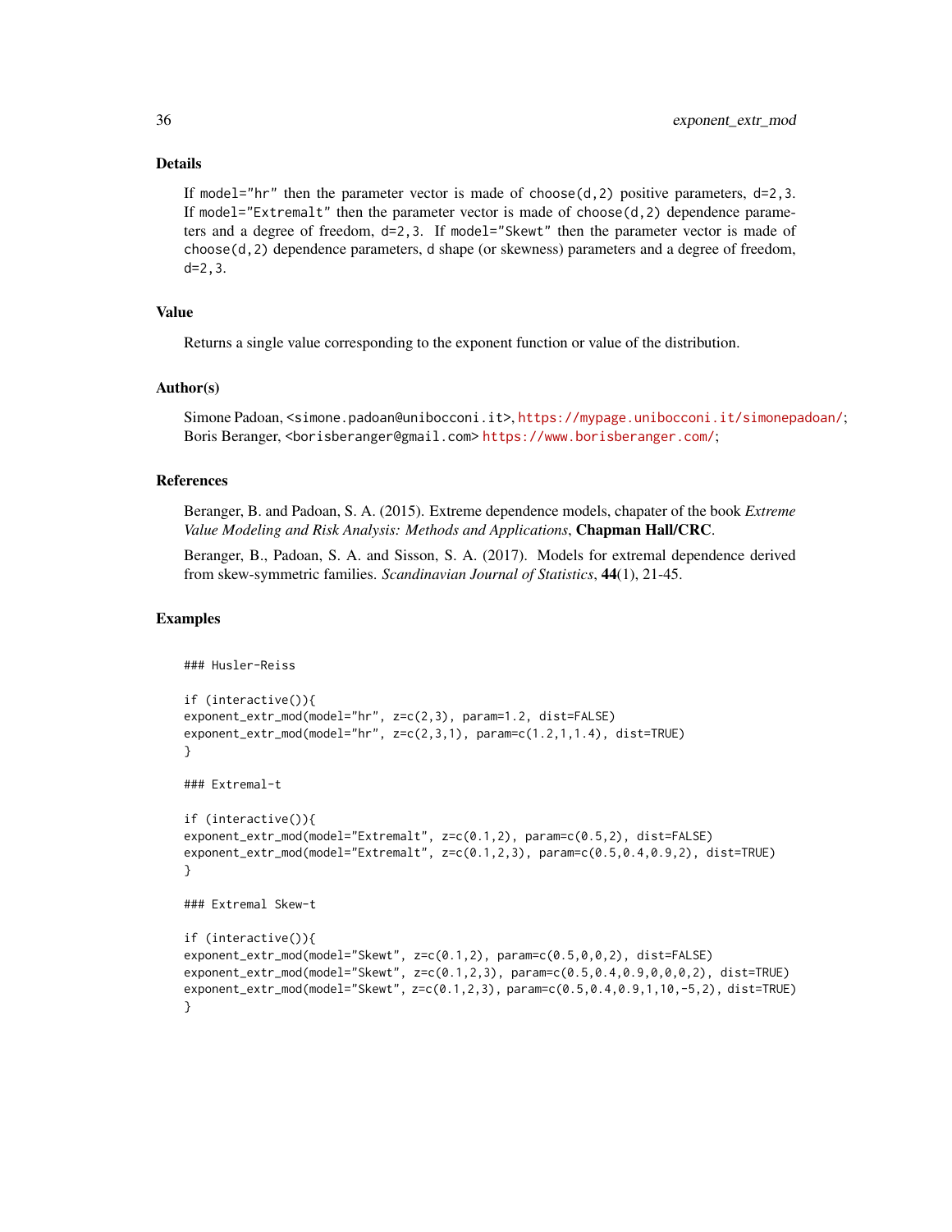## Details

If `model="hr"` then the parameter vector is made of `choose(d,2)` positive parameters, `d=2,3`. If `model="Extremalt"` then the parameter vector is made of `choose(d,2)` dependence parameters and a degree of freedom, `d=2,3`. If `model="Skewt"` then the parameter vector is made of `choose(d,2)` dependence parameters, `d` shape (or skewness) parameters and a degree of freedom, `d=2,3`.

## Value

Returns a single value corresponding to the exponent function or value of the distribution.

## Author(s)

Simone Padoan, <simone.padoan@unibocconi.it>, https://mypage.unibocconi.it/simonepadoan/; Boris Beranger, <borisberanger@gmail.com> https://www.borisberanger.com/;

## References

Beranger, B. and Padoan, S. A. (2015). Extreme dependence models, chapater of the book *Extreme Value Modeling and Risk Analysis: Methods and Applications*, **Chapman Hall/CRC**.

Beranger, B., Padoan, S. A. and Sisson, S. A. (2017). Models for extremal dependence derived from skew-symmetric families. *Scandinavian Journal of Statistics*, **44**(1), 21-45.

## Examples

```
### Husler-Reiss

if (interactive()){
exponent_extr_mod(model="hr", z=c(2,3), param=1.2, dist=FALSE)
exponent_extr_mod(model="hr", z=c(2,3,1), param=c(1.2,1,1.4), dist=TRUE)
}

### Extremal-t

if (interactive()){
exponent_extr_mod(model="Extremalt", z=c(0.1,2), param=c(0.5,2), dist=FALSE)
exponent_extr_mod(model="Extremalt", z=c(0.1,2,3), param=c(0.5,0.4,0.9,2), dist=TRUE)
}

### Extremal Skew-t

if (interactive()){
exponent_extr_mod(model="Skewt", z=c(0.1,2), param=c(0.5,0,0,2), dist=FALSE)
exponent_extr_mod(model="Skewt", z=c(0.1,2,3), param=c(0.5,0.4,0.9,0,0,0,2), dist=TRUE)
exponent_extr_mod(model="Skewt", z=c(0.1,2,3), param=c(0.5,0.4,0.9,1,10,-5,2), dist=TRUE)
}
```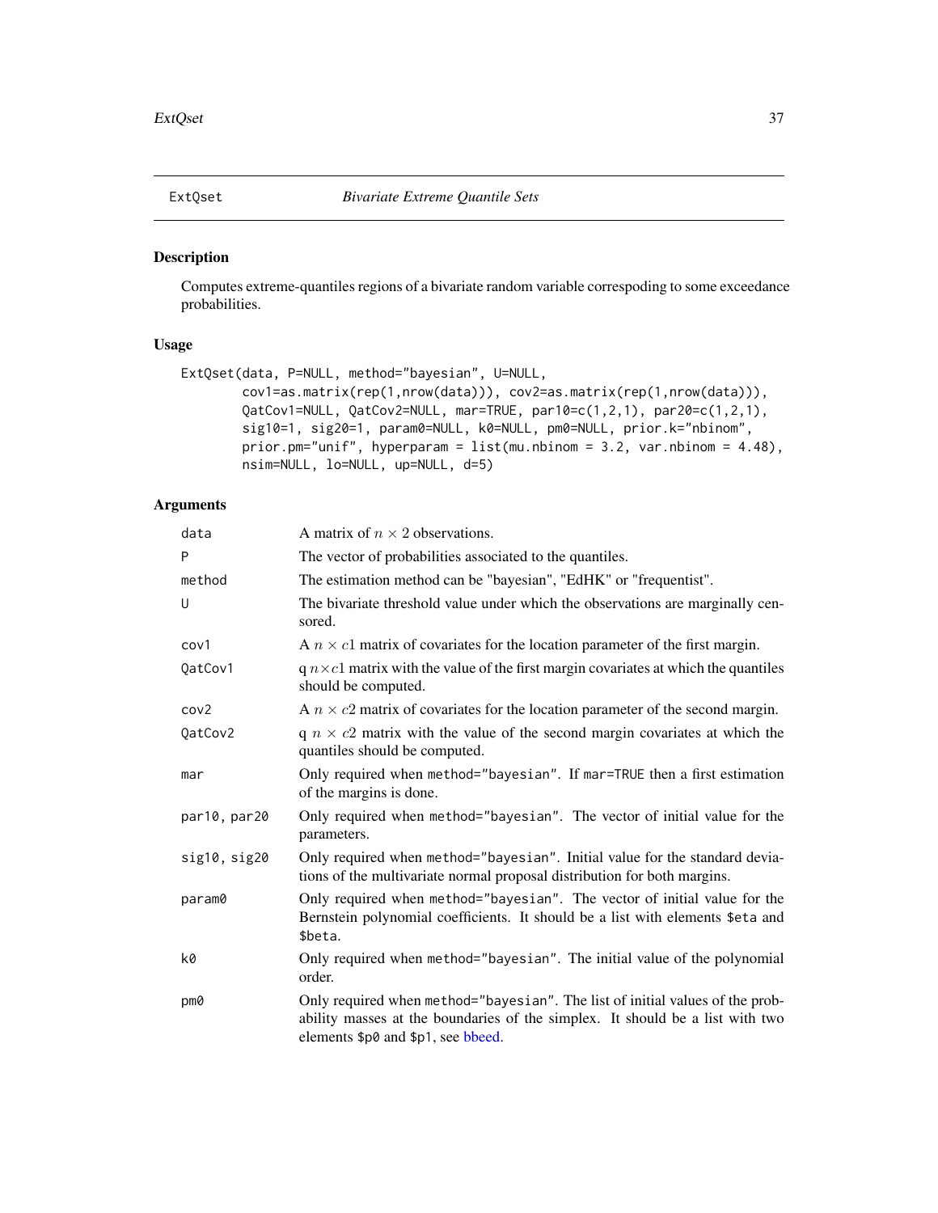## ExtQset — *Bivariate Extreme Quantile Sets*

### Description

Computes extreme-quantiles regions of a bivariate random variable correspoding to some exceedance probabilities.

### Usage

```
ExtQset(data, P=NULL, method="bayesian", U=NULL,
        cov1=as.matrix(rep(1,nrow(data))), cov2=as.matrix(rep(1,nrow(data))),
        QatCov1=NULL, QatCov2=NULL, mar=TRUE, par10=c(1,2,1), par20=c(1,2,1),
        sig10=1, sig20=1, param0=NULL, k0=NULL, pm0=NULL, prior.k="nbinom",
        prior.pm="unif", hyperparam = list(mu.nbinom = 3.2, var.nbinom = 4.48),
        nsim=NULL, lo=NULL, up=NULL, d=5)
```

### Arguments

| Argument | Description |
|---|---|
| `data` | A matrix of $n \times 2$ observations. |
| `P` | The vector of probabilities associated to the quantiles. |
| `method` | The estimation method can be "bayesian", "EdHK" or "frequentist". |
| `U` | The bivariate threshold value under which the observations are marginally censored. |
| `cov1` | A $n \times c1$ matrix of covariates for the location parameter of the first margin. |
| `QatCov1` | q $n \times c1$ matrix with the value of the first margin covariates at which the quantiles should be computed. |
| `cov2` | A $n \times c2$ matrix of covariates for the location parameter of the second margin. |
| `QatCov2` | q $n \times c2$ matrix with the value of the second margin covariates at which the quantiles should be computed. |
| `mar` | Only required when `method="bayesian"`. If `mar=TRUE` then a first estimation of the margins is done. |
| `par10, par20` | Only required when `method="bayesian"`. The vector of initial value for the parameters. |
| `sig10, sig20` | Only required when `method="bayesian"`. Initial value for the standard deviations of the multivariate normal proposal distribution for both margins. |
| `param0` | Only required when `method="bayesian"`. The vector of initial value for the Bernstein polynomial coefficients. It should be a list with elements `$eta` and `$beta`. |
| `k0` | Only required when `method="bayesian"`. The initial value of the polynomial order. |
| `pm0` | Only required when `method="bayesian"`. The list of initial values of the probability masses at the boundaries of the simplex. It should be a list with two elements `$p0` and `$p1`, see bbeed. |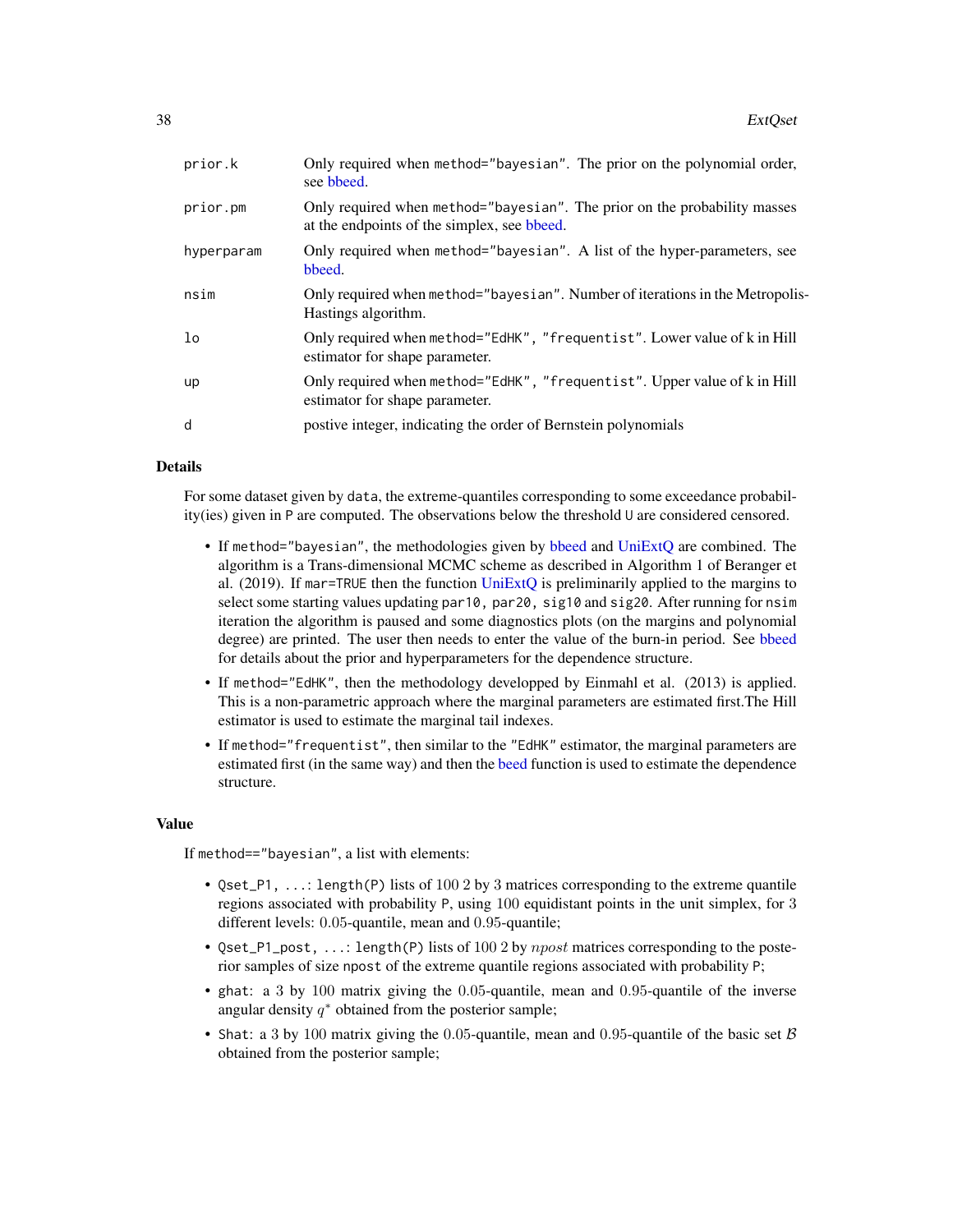| | |
|---|---|
| prior.k | Only required when `method="bayesian"`. The prior on the polynomial order, see bbeed. |
| prior.pm | Only required when `method="bayesian"`. The prior on the probability masses at the endpoints of the simplex, see bbeed. |
| hyperparam | Only required when `method="bayesian"`. A list of the hyper-parameters, see bbeed. |
| nsim | Only required when `method="bayesian"`. Number of iterations in the Metropolis-Hastings algorithm. |
| lo | Only required when `method="EdHK", "frequentist"`. Lower value of k in Hill estimator for shape parameter. |
| up | Only required when `method="EdHK", "frequentist"`. Upper value of k in Hill estimator for shape parameter. |
| d | postive integer, indicating the order of Bernstein polynomials |

## Details

For some dataset given by `data`, the extreme-quantiles corresponding to some exceedance probability(ies) given in `P` are computed. The observations below the threshold `U` are considered censored.

- If `method="bayesian"`, the methodologies given by bbeed and UniExtQ are combined. The algorithm is a Trans-dimensional MCMC scheme as described in Algorithm 1 of Beranger et al. (2019). If `mar=TRUE` then the function UniExtQ is preliminarily applied to the margins to select some starting values updating `par10, par20, sig10` and `sig20`. After running for `nsim` iteration the algorithm is paused and some diagnostics plots (on the margins and polynomial degree) are printed. The user then needs to enter the value of the burn-in period. See bbeed for details about the prior and hyperparameters for the dependence structure.
- If `method="EdHK"`, then the methodology developped by Einmahl et al. (2013) is applied. This is a non-parametric approach where the marginal parameters are estimated first.The Hill estimator is used to estimate the marginal tail indexes.
- If `method="frequentist"`, then similar to the `"EdHK"` estimator, the marginal parameters are estimated first (in the same way) and then the beed function is used to estimate the dependence structure.

## Value

If `method=="bayesian"`, a list with elements:

- `Qset_P1, ...`: `length(P)` lists of 100 2 by 3 matrices corresponding to the extreme quantile regions associated with probability `P`, using 100 equidistant points in the unit simplex, for 3 different levels: 0.05-quantile, mean and 0.95-quantile;
- `Qset_P1_post, ...`: `length(P)` lists of 100 2 by $npost$ matrices corresponding to the posterior samples of size `npost` of the extreme quantile regions associated with probability `P`;
- `ghat`: a 3 by 100 matrix giving the 0.05-quantile, mean and 0.95-quantile of the inverse angular density $q^*$ obtained from the posterior sample;
- `Shat`: a 3 by 100 matrix giving the 0.05-quantile, mean and 0.95-quantile of the basic set $\mathcal{B}$ obtained from the posterior sample;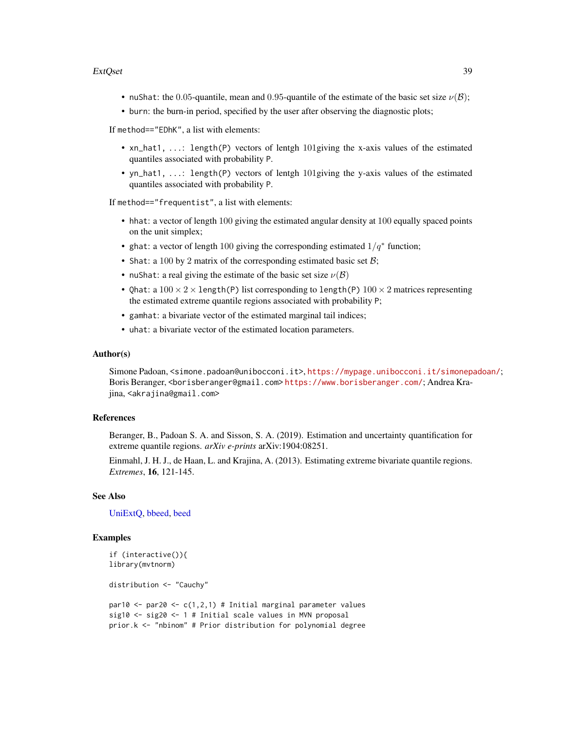- `nuShat`: the $0.05$-quantile, mean and $0.95$-quantile of the estimate of the basic set size $\nu(\mathcal{B})$;
- `burn`: the burn-in period, specified by the user after observing the diagnostic plots;

If `method=="EDhK"`, a list with elements:

- `xn_hat1, ...: length(P)` vectors of lentgh $101$giving the x-axis values of the estimated quantiles associated with probability `P`.
- `yn_hat1, ...: length(P)` vectors of lentgh $101$giving the y-axis values of the estimated quantiles associated with probability `P`.

If `method=="frequentist"`, a list with elements:

- `hhat`: a vector of length $100$ giving the estimated angular density at $100$ equally spaced points on the unit simplex;
- `ghat`: a vector of length $100$ giving the corresponding estimated $1/q^*$ function;
- `Shat`: a $100$ by $2$ matrix of the corresponding estimated basic set $\mathcal{B}$;
- `nuShat`: a real giving the estimate of the basic set size $\nu(\mathcal{B})$
- `Qhat`: a $100 \times 2 \times$ `length(P)` list corresponding to `length(P)` $100 \times 2$ matrices representing the estimated extreme quantile regions associated with probability `P`;
- `gamhat`: a bivariate vector of the estimated marginal tail indices;
- `uhat`: a bivariate vector of the estimated location parameters.

### Author(s)

Simone Padoan, <simone.padoan@unibocconi.it>, https://mypage.unibocconi.it/simonepadoan/; Boris Beranger, <borisberanger@gmail.com> https://www.borisberanger.com/; Andrea Krajina, <akrajina@gmail.com>

### References

Beranger, B., Padoan S. A. and Sisson, S. A. (2019). Estimation and uncertainty quantification for extreme quantile regions. *arXiv e-prints* arXiv:1904:08251.

Einmahl, J. H. J., de Haan, L. and Krajina, A. (2013). Estimating extreme bivariate quantile regions. *Extremes*, **16**, 121-145.

### See Also

UniExtQ, bbeed, beed

### Examples

```
if (interactive()){
library(mvtnorm)

distribution <- "Cauchy"

par10 <- par20 <- c(1,2,1) # Initial marginal parameter values
sig10 <- sig20 <- 1 # Initial scale values in MVN proposal
prior.k <- "nbinom" # Prior distribution for polynomial degree
```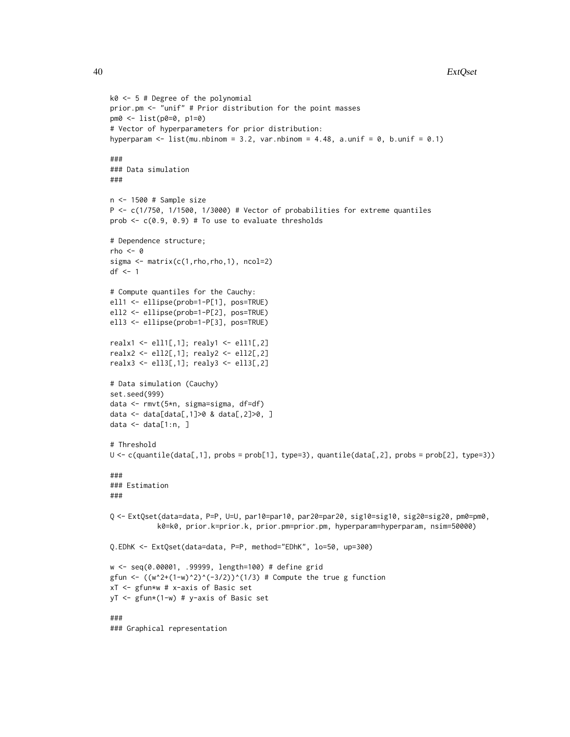```
k0 <- 5 # Degree of the polynomial
prior.pm <- "unif" # Prior distribution for the point masses
pm0 <- list(p0=0, p1=0)
# Vector of hyperparameters for prior distribution:
hyperparam <- list(mu.nbinom = 3.2, var.nbinom = 4.48, a.unif = 0, b.unif = 0.1)

###
### Data simulation
###

n <- 1500 # Sample size
P <- c(1/750, 1/1500, 1/3000) # Vector of probabilities for extreme quantiles
prob <- c(0.9, 0.9) # To use to evaluate thresholds

# Dependence structure;
rho <- 0
sigma <- matrix(c(1,rho,rho,1), ncol=2)
df <- 1

# Compute quantiles for the Cauchy:
ell1 <- ellipse(prob=1-P[1], pos=TRUE)
ell2 <- ellipse(prob=1-P[2], pos=TRUE)
ell3 <- ellipse(prob=1-P[3], pos=TRUE)

realx1 <- ell1[,1]; realy1 <- ell1[,2]
realx2 <- ell2[,1]; realy2 <- ell2[,2]
realx3 <- ell3[,1]; realy3 <- ell3[,2]

# Data simulation (Cauchy)
set.seed(999)
data <- rmvt(5*n, sigma=sigma, df=df)
data <- data[data[,1]>0 & data[,2]>0, ]
data <- data[1:n, ]

# Threshold
U <- c(quantile(data[,1], probs = prob[1], type=3), quantile(data[,2], probs = prob[2], type=3))

###
### Estimation
###

Q <- ExtQset(data=data, P=P, U=U, par10=par10, par20=par20, sig10=sig10, sig20=sig20, pm0=pm0,
           k0=k0, prior.k=prior.k, prior.pm=prior.pm, hyperparam=hyperparam, nsim=50000)

Q.EDhK <- ExtQset(data=data, P=P, method="EDhK", lo=50, up=300)

w <- seq(0.00001, .99999, length=100) # define grid
gfun <- ((w^2+(1-w)^2)^(-3/2))^(1/3) # Compute the true g function
xT <- gfun*w # x-axis of Basic set
yT <- gfun*(1-w) # y-axis of Basic set

###
### Graphical representation
```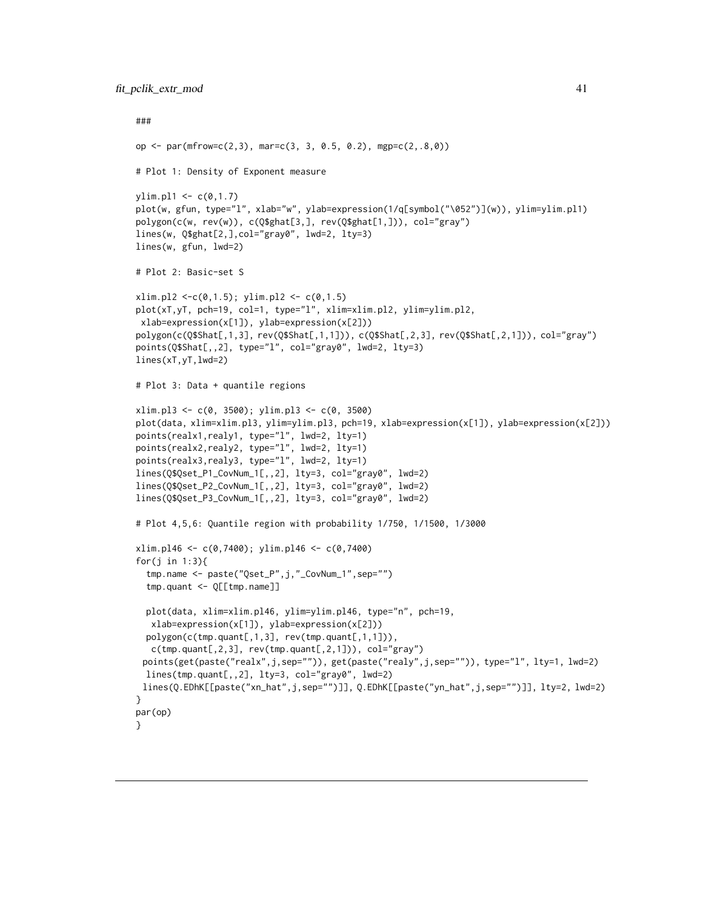```
###

op <- par(mfrow=c(2,3), mar=c(3, 3, 0.5, 0.2), mgp=c(2,.8,0))

# Plot 1: Density of Exponent measure

ylim.pl1 <- c(0,1.7)
plot(w, gfun, type="l", xlab="w", ylab=expression(1/q[symbol("\052")](w)), ylim=ylim.pl1)
polygon(c(w, rev(w)), c(Q$ghat[3,], rev(Q$ghat[1,])), col="gray")
lines(w, Q$ghat[2,],col="gray0", lwd=2, lty=3)
lines(w, gfun, lwd=2)

# Plot 2: Basic-set S

xlim.pl2 <-c(0,1.5); ylim.pl2 <- c(0,1.5)
plot(xT,yT, pch=19, col=1, type="l", xlim=xlim.pl2, ylim=ylim.pl2,
 xlab=expression(x[1]), ylab=expression(x[2]))
polygon(c(Q$Shat[,1,3], rev(Q$Shat[,1,1])), c(Q$Shat[,2,3], rev(Q$Shat[,2,1])), col="gray")
points(Q$Shat[,,2], type="l", col="gray0", lwd=2, lty=3)
lines(xT,yT,lwd=2)

# Plot 3: Data + quantile regions

xlim.pl3 <- c(0, 3500); ylim.pl3 <- c(0, 3500)
plot(data, xlim=xlim.pl3, ylim=ylim.pl3, pch=19, xlab=expression(x[1]), ylab=expression(x[2]))
points(realx1,realy1, type="l", lwd=2, lty=1)
points(realx2,realy2, type="l", lwd=2, lty=1)
points(realx3,realy3, type="l", lwd=2, lty=1)
lines(Q$Qset_P1_CovNum_1[,,2], lty=3, col="gray0", lwd=2)
lines(Q$Qset_P2_CovNum_1[,,2], lty=3, col="gray0", lwd=2)
lines(Q$Qset_P3_CovNum_1[,,2], lty=3, col="gray0", lwd=2)

# Plot 4,5,6: Quantile region with probability 1/750, 1/1500, 1/3000

xlim.pl46 <- c(0,7400); ylim.pl46 <- c(0,7400)
for(j in 1:3){
  tmp.name <- paste("Qset_P",j,"_CovNum_1",sep="")
  tmp.quant <- Q[[tmp.name]]

  plot(data, xlim=xlim.pl46, ylim=ylim.pl46, type="n", pch=19,
   xlab=expression(x[1]), ylab=expression(x[2]))
  polygon(c(tmp.quant[,1,3], rev(tmp.quant[,1,1])),
   c(tmp.quant[,2,3], rev(tmp.quant[,2,1])), col="gray")
 points(get(paste("realx",j,sep="")), get(paste("realy",j,sep="")), type="l", lty=1, lwd=2)
  lines(tmp.quant[,,2], lty=3, col="gray0", lwd=2)
 lines(Q.EDhK[[paste("xn_hat",j,sep="")]], Q.EDhK[[paste("yn_hat",j,sep="")]], lty=2, lwd=2)
}
par(op)
}
```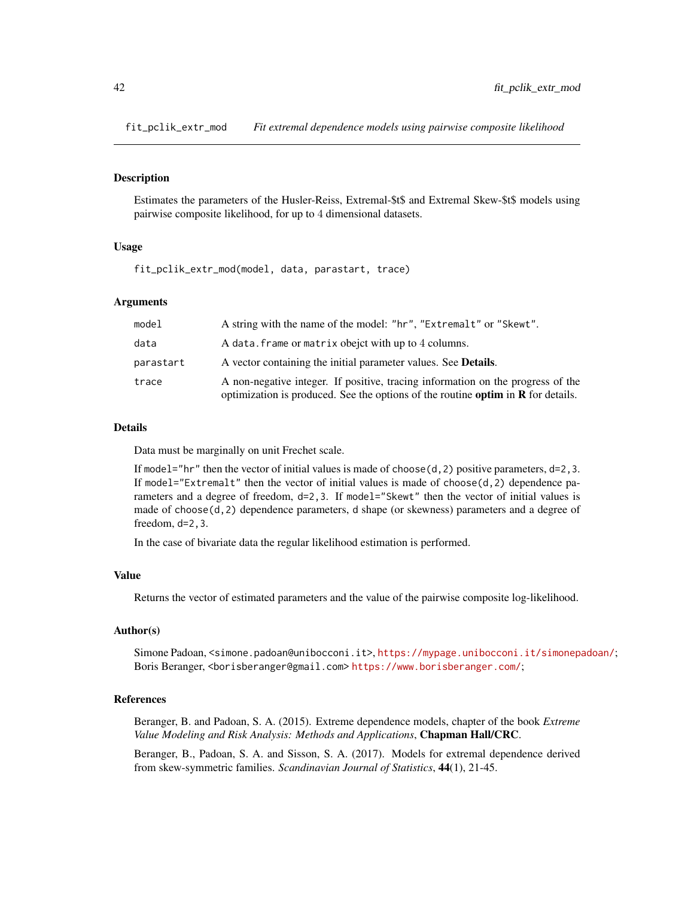## fit_pclik_extr_mod — *Fit extremal dependence models using pairwise composite likelihood*

### Description

Estimates the parameters of the Husler-Reiss, Extremal-$t$ and Extremal Skew-$t$ models using pairwise composite likelihood, for up to 4 dimensional datasets.

### Usage

```
fit_pclik_extr_mod(model, data, parastart, trace)
```

### Arguments

| | |
|---|---|
| `model` | A string with the name of the model: `"hr"`, `"Extremalt"` or `"Skewt"`. |
| `data` | A `data.frame` or `matrix` obejct with up to 4 columns. |
| `parastart` | A vector containing the initial parameter values. See **Details**. |
| `trace` | A non-negative integer. If positive, tracing information on the progress of the optimization is produced. See the options of the routine **optim** in **R** for details. |

### Details

Data must be marginally on unit Frechet scale.

If `model="hr"` then the vector of initial values is made of `choose(d,2)` positive parameters, `d=2,3`. If `model="Extremalt"` then the vector of initial values is made of `choose(d,2)` dependence parameters and a degree of freedom, `d=2,3`. If `model="Skewt"` then the vector of initial values is made of `choose(d,2)` dependence parameters, `d` shape (or skewness) parameters and a degree of freedom, `d=2,3`.

In the case of bivariate data the regular likelihood estimation is performed.

### Value

Returns the vector of estimated parameters and the value of the pairwise composite log-likelihood.

### Author(s)

Simone Padoan, <simone.padoan@unibocconi.it>, https://mypage.unibocconi.it/simonepadoan/; Boris Beranger, <borisberanger@gmail.com> https://www.borisberanger.com/;

### References

Beranger, B. and Padoan, S. A. (2015). Extreme dependence models, chapter of the book *Extreme Value Modeling and Risk Analysis: Methods and Applications*, **Chapman Hall/CRC**.

Beranger, B., Padoan, S. A. and Sisson, S. A. (2017). Models for extremal dependence derived from skew-symmetric families. *Scandinavian Journal of Statistics*, **44**(1), 21-45.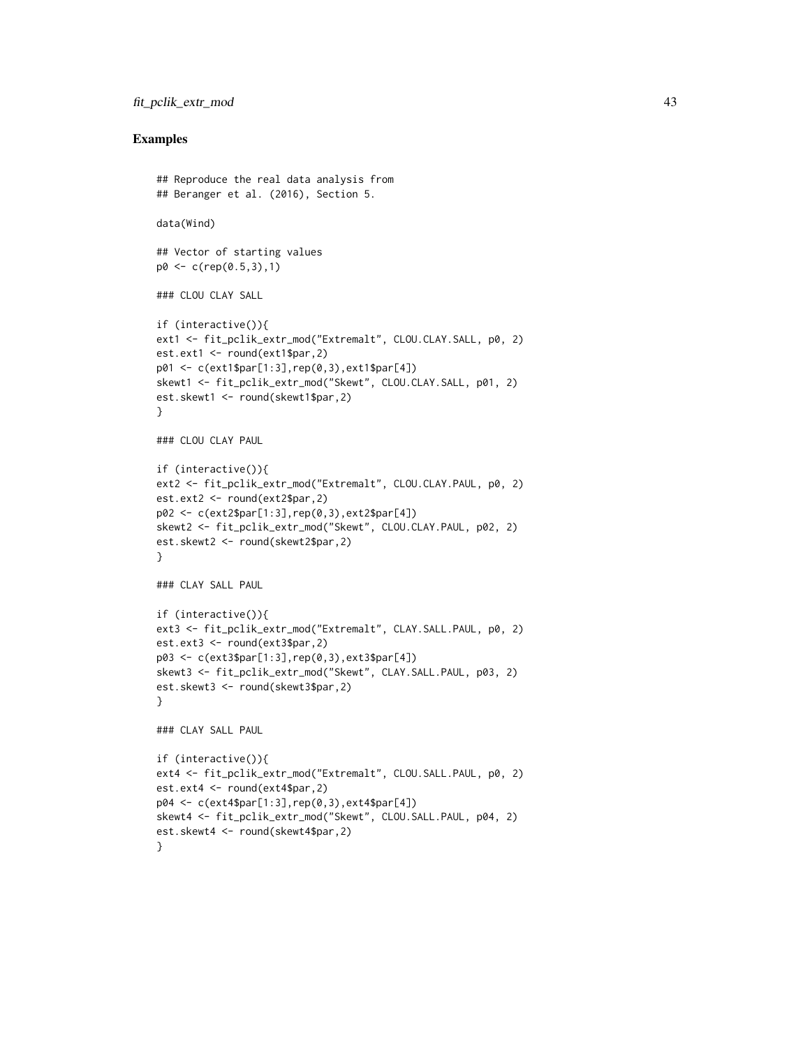## Examples

```
## Reproduce the real data analysis from
## Beranger et al. (2016), Section 5.

data(Wind)

## Vector of starting values
p0 <- c(rep(0.5,3),1)

### CLOU CLAY SALL

if (interactive()){
ext1 <- fit_pclik_extr_mod("Extremalt", CLOU.CLAY.SALL, p0, 2)
est.ext1 <- round(ext1$par,2)
p01 <- c(ext1$par[1:3],rep(0,3),ext1$par[4])
skewt1 <- fit_pclik_extr_mod("Skewt", CLOU.CLAY.SALL, p01, 2)
est.skewt1 <- round(skewt1$par,2)
}

### CLOU CLAY PAUL

if (interactive()){
ext2 <- fit_pclik_extr_mod("Extremalt", CLOU.CLAY.PAUL, p0, 2)
est.ext2 <- round(ext2$par,2)
p02 <- c(ext2$par[1:3],rep(0,3),ext2$par[4])
skewt2 <- fit_pclik_extr_mod("Skewt", CLOU.CLAY.PAUL, p02, 2)
est.skewt2 <- round(skewt2$par,2)
}

### CLAY SALL PAUL

if (interactive()){
ext3 <- fit_pclik_extr_mod("Extremalt", CLAY.SALL.PAUL, p0, 2)
est.ext3 <- round(ext3$par,2)
p03 <- c(ext3$par[1:3],rep(0,3),ext3$par[4])
skewt3 <- fit_pclik_extr_mod("Skewt", CLAY.SALL.PAUL, p03, 2)
est.skewt3 <- round(skewt3$par,2)
}

### CLAY SALL PAUL

if (interactive()){
ext4 <- fit_pclik_extr_mod("Extremalt", CLOU.SALL.PAUL, p0, 2)
est.ext4 <- round(ext4$par,2)
p04 <- c(ext4$par[1:3],rep(0,3),ext4$par[4])
skewt4 <- fit_pclik_extr_mod("Skewt", CLOU.SALL.PAUL, p04, 2)
est.skewt4 <- round(skewt4$par,2)
}
```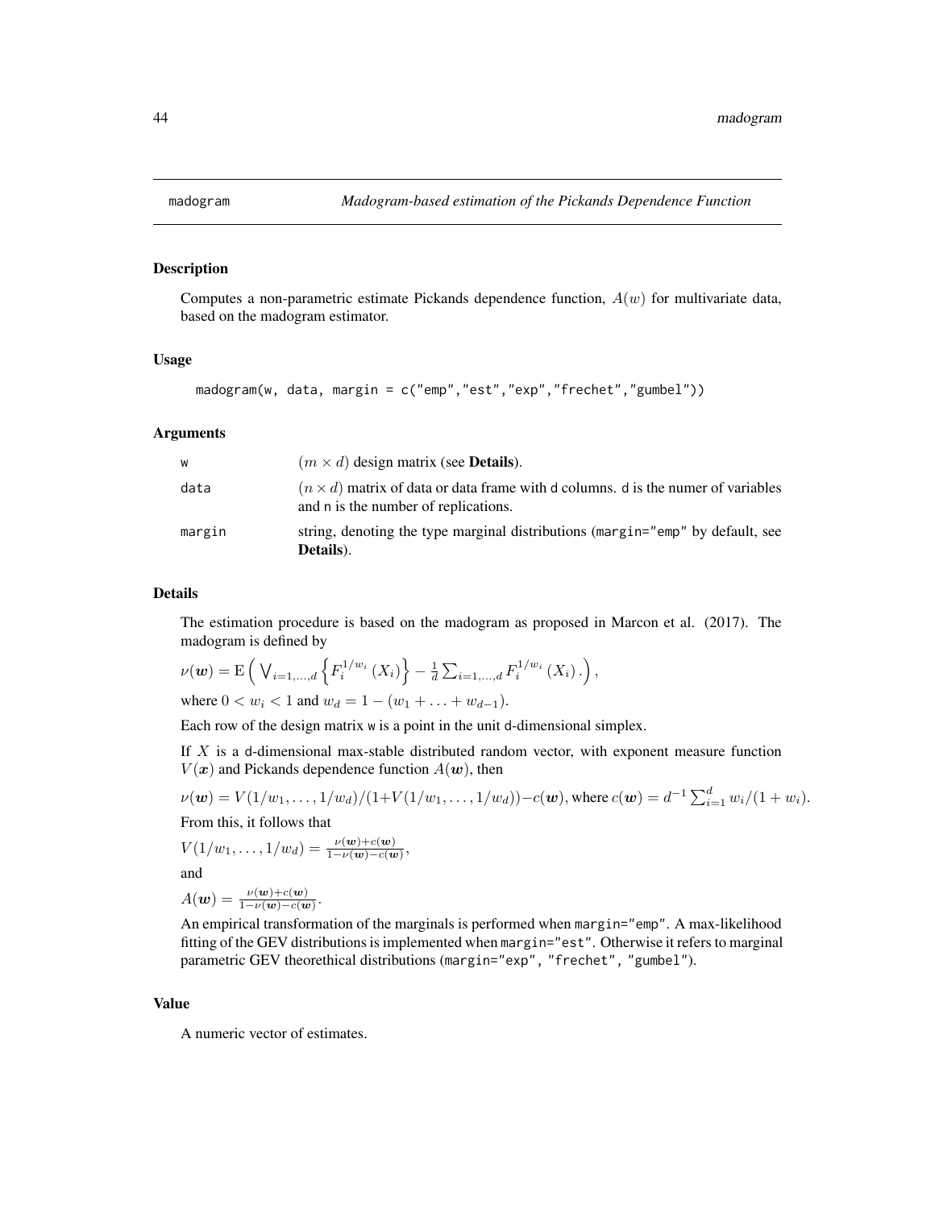# madogram *Madogram-based estimation of the Pickands Dependence Function*

## Description

Computes a non-parametric estimate Pickands dependence function, $A(w)$ for multivariate data, based on the madogram estimator.

## Usage

```
madogram(w, data, margin = c("emp","est","exp","frechet","gumbel"))
```

## Arguments

| | |
|---|---|
| w | $(m \times d)$ design matrix (see **Details**). |
| data | $(n \times d)$ matrix of data or data frame with d columns. d is the numer of variables and n is the number of replications. |
| margin | string, denoting the type marginal distributions (margin="emp" by default, see **Details**). |

## Details

The estimation procedure is based on the madogram as proposed in Marcon et al. (2017). The madogram is defined by

$$\nu(\boldsymbol{w}) = \mathrm{E}\left( \bigvee_{i=1,\dots,d} \left\{ F_i^{1/w_i}(X_i) \right\} - \frac{1}{d} \sum_{i=1,\dots,d} F_i^{1/w_i}(X_i) . \right),$$

where $0 < w_i < 1$ and $w_d = 1 - (w_1 + \ldots + w_{d-1})$.

Each row of the design matrix w is a point in the unit d-dimensional simplex.

If $X$ is a d-dimensional max-stable distributed random vector, with exponent measure function $V(\boldsymbol{x})$ and Pickands dependence function $A(\boldsymbol{w})$, then

$\nu(\boldsymbol{w}) = V(1/w_1, \dots, 1/w_d)/(1+V(1/w_1, \dots, 1/w_d)) - c(\boldsymbol{w})$, where $c(\boldsymbol{w}) = d^{-1} \sum_{i=1}^{d} w_i/(1 + w_i)$.

From this, it follows that

$$V(1/w_1, \dots, 1/w_d) = \frac{\nu(\boldsymbol{w}) + c(\boldsymbol{w})}{1 - \nu(\boldsymbol{w}) - c(\boldsymbol{w})},$$

and

$$A(\boldsymbol{w}) = \frac{\nu(\boldsymbol{w}) + c(\boldsymbol{w})}{1 - \nu(\boldsymbol{w}) - c(\boldsymbol{w})}.$$

An empirical transformation of the marginals is performed when margin="emp". A max-likelihood fitting of the GEV distributions is implemented when margin="est". Otherwise it refers to marginal parametric GEV theorethical distributions (margin="exp", "frechet", "gumbel").

## Value

A numeric vector of estimates.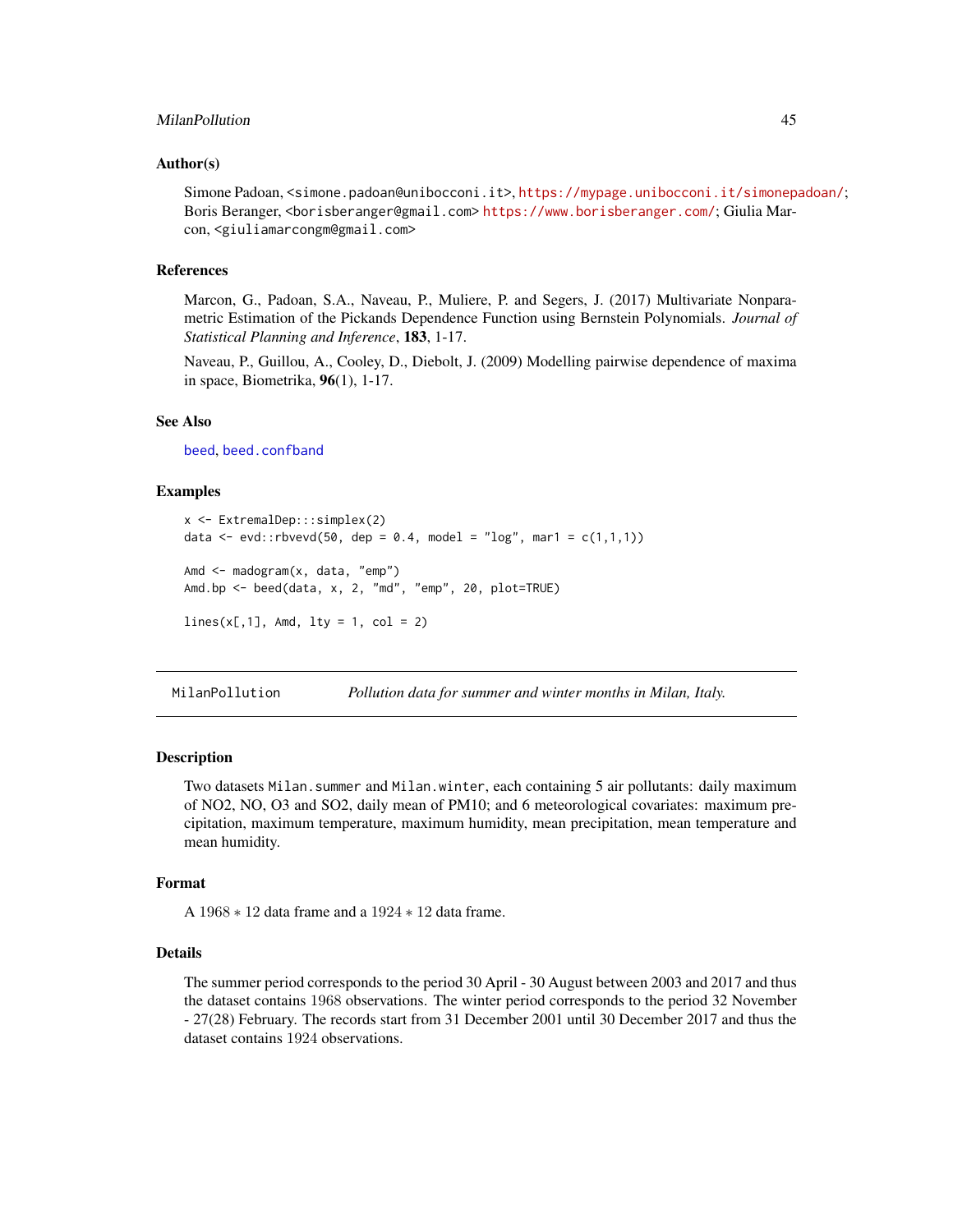### Author(s)

Simone Padoan, <simone.padoan@unibocconi.it>, https://mypage.unibocconi.it/simonepadoan/; Boris Beranger, <borisberanger@gmail.com> https://www.borisberanger.com/; Giulia Marcon, <giuliamarcongm@gmail.com>

### References

Marcon, G., Padoan, S.A., Naveau, P., Muliere, P. and Segers, J. (2017) Multivariate Nonparametric Estimation of the Pickands Dependence Function using Bernstein Polynomials. *Journal of Statistical Planning and Inference*, **183**, 1-17.

Naveau, P., Guillou, A., Cooley, D., Diebolt, J. (2009) Modelling pairwise dependence of maxima in space, Biometrika, **96**(1), 1-17.

### See Also

beed, beed.confband

### Examples

```
x <- ExtremalDep:::simplex(2)
data <- evd::rbvevd(50, dep = 0.4, model = "log", mar1 = c(1,1,1))

Amd <- madogram(x, data, "emp")
Amd.bp <- beed(data, x, 2, "md", "emp", 20, plot=TRUE)

lines(x[,1], Amd, lty = 1, col = 2)
```

---

## MilanPollution — *Pollution data for summer and winter months in Milan, Italy.*

### Description

Two datasets Milan.summer and Milan.winter, each containing 5 air pollutants: daily maximum of NO2, NO, O3 and SO2, daily mean of PM10; and 6 meteorological covariates: maximum precipitation, maximum temperature, maximum humidity, mean precipitation, mean temperature and mean humidity.

### Format

A $1968 * 12$ data frame and a $1924 * 12$ data frame.

### Details

The summer period corresponds to the period 30 April - 30 August between 2003 and 2017 and thus the dataset contains $1968$ observations. The winter period corresponds to the period 32 November - 27(28) February. The records start from 31 December 2001 until 30 December 2017 and thus the dataset contains $1924$ observations.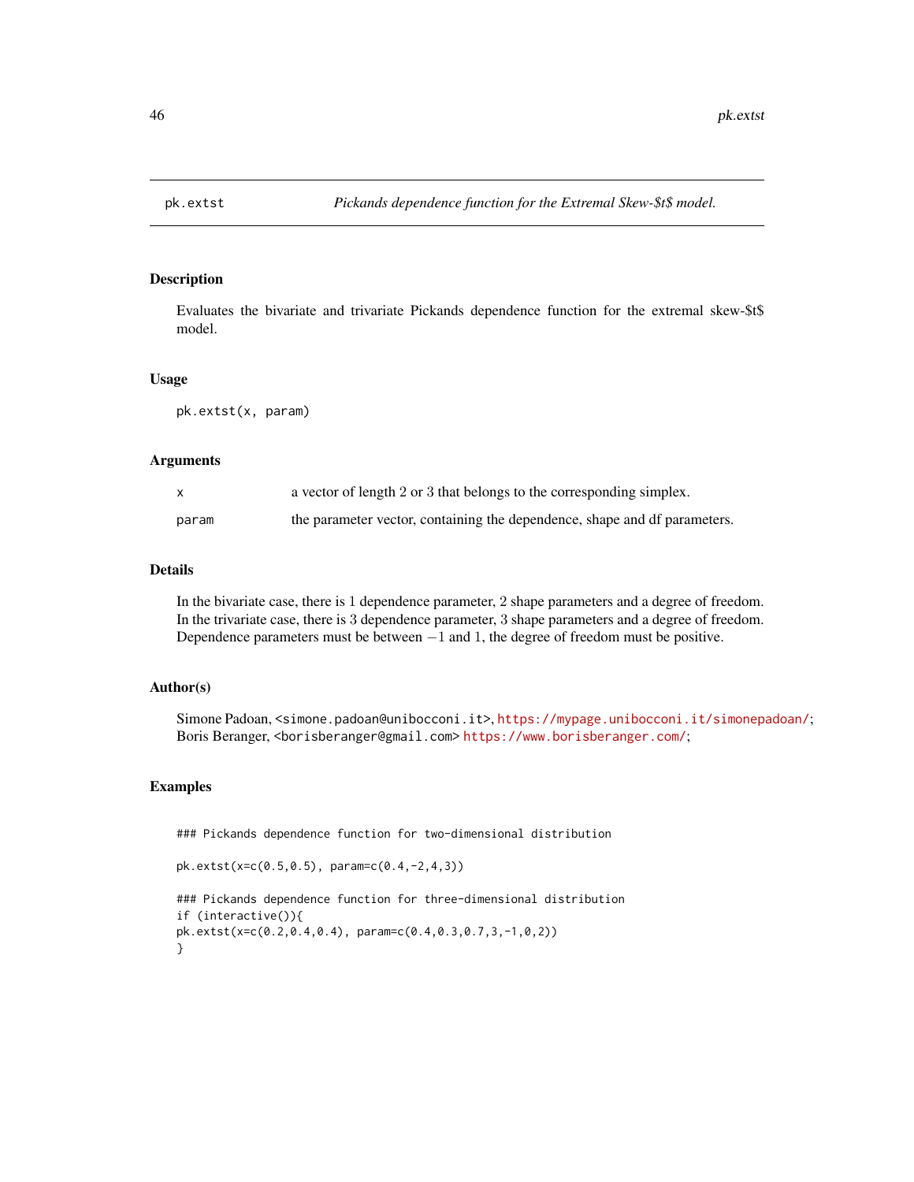# pk.extst — *Pickands dependence function for the Extremal Skew-$t$ model.*

## Description

Evaluates the bivariate and trivariate Pickands dependence function for the extremal skew-$t$ model.

## Usage

```
pk.extst(x, param)
```

## Arguments

| | |
|---|---|
| `x` | a vector of length 2 or 3 that belongs to the corresponding simplex. |
| `param` | the parameter vector, containing the dependence, shape and df parameters. |

## Details

In the bivariate case, there is 1 dependence parameter, 2 shape parameters and a degree of freedom. In the trivariate case, there is 3 dependence parameter, 3 shape parameters and a degree of freedom. Dependence parameters must be between $-1$ and 1, the degree of freedom must be positive.

## Author(s)

Simone Padoan, <simone.padoan@unibocconi.it>, https://mypage.unibocconi.it/simonepadoan/; Boris Beranger, <borisberanger@gmail.com> https://www.borisberanger.com/;

## Examples

```
### Pickands dependence function for two-dimensional distribution

pk.extst(x=c(0.5,0.5), param=c(0.4,-2,4,3))

### Pickands dependence function for three-dimensional distribution
if (interactive()){
pk.extst(x=c(0.2,0.4,0.4), param=c(0.4,0.3,0.7,3,-1,0,2))
}
```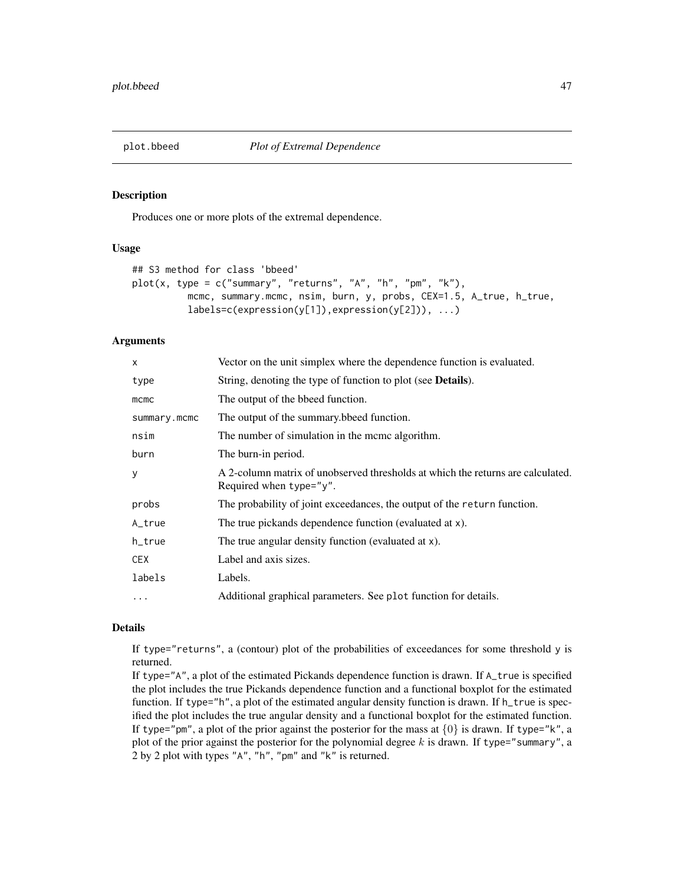## plot.bbeed *Plot of Extremal Dependence*

### Description

Produces one or more plots of the extremal dependence.

### Usage

```
## S3 method for class 'bbeed'
plot(x, type = c("summary", "returns", "A", "h", "pm", "k"),
          mcmc, summary.mcmc, nsim, burn, y, probs, CEX=1.5, A_true, h_true,
          labels=c(expression(y[1]),expression(y[2])), ...)
```

### Arguments

| | |
|---|---|
| x | Vector on the unit simplex where the dependence function is evaluated. |
| type | String, denoting the type of function to plot (see **Details**). |
| mcmc | The output of the bbeed function. |
| summary.mcmc | The output of the summary.bbeed function. |
| nsim | The number of simulation in the mcmc algorithm. |
| burn | The burn-in period. |
| y | A 2-column matrix of unobserved thresholds at which the returns are calculated. Required when type="y". |
| probs | The probability of joint exceedances, the output of the return function. |
| A_true | The true pickands dependence function (evaluated at x). |
| h_true | The true angular density function (evaluated at x). |
| CEX | Label and axis sizes. |
| labels | Labels. |
| ... | Additional graphical parameters. See plot function for details. |

### Details

If type="returns", a (contour) plot of the probabilities of exceedances for some threshold y is returned.
If type="A", a plot of the estimated Pickands dependence function is drawn. If A_true is specified the plot includes the true Pickands dependence function and a functional boxplot for the estimated function. If type="h", a plot of the estimated angular density function is drawn. If h_true is specified the plot includes the true angular density and a functional boxplot for the estimated function. If type="pm", a plot of the prior against the posterior for the mass at $\{0\}$ is drawn. If type="k", a plot of the prior against the posterior for the polynomial degree $k$ is drawn. If type="summary", a 2 by 2 plot with types "A", "h", "pm" and "k" is returned.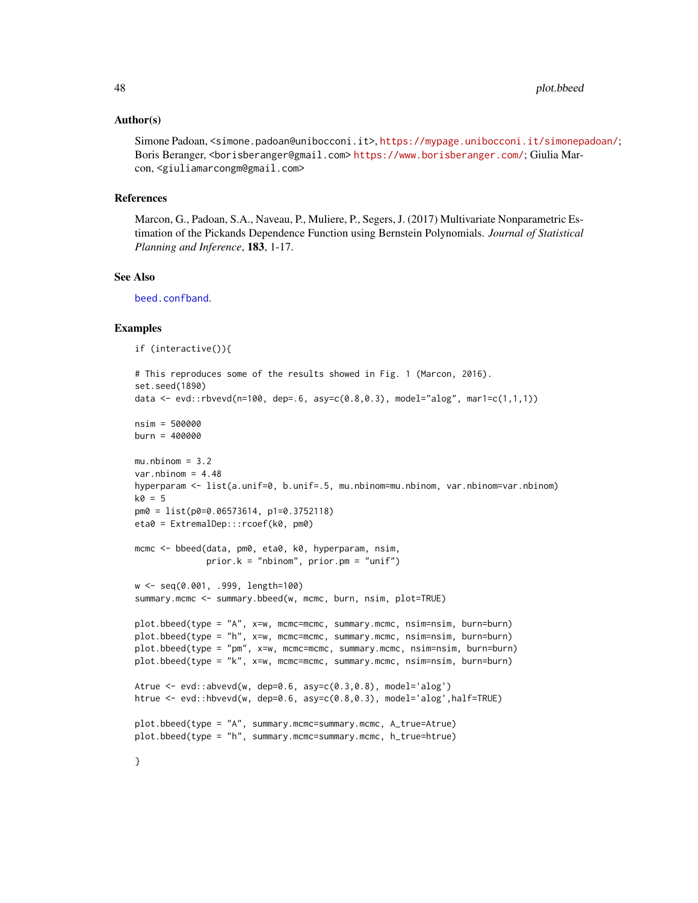### Author(s)

Simone Padoan, <simone.padoan@unibocconi.it>, https://mypage.unibocconi.it/simonepadoan/; Boris Beranger, <borisberanger@gmail.com> https://www.borisberanger.com/; Giulia Marcon, <giuliamarcongm@gmail.com>

### References

Marcon, G., Padoan, S.A., Naveau, P., Muliere, P., Segers, J. (2017) Multivariate Nonparametric Estimation of the Pickands Dependence Function using Bernstein Polynomials. *Journal of Statistical Planning and Inference*, **183**, 1-17.

### See Also

beed.confband.

### Examples

```
if (interactive()){

# This reproduces some of the results showed in Fig. 1 (Marcon, 2016).
set.seed(1890)
data <- evd::rbvevd(n=100, dep=.6, asy=c(0.8,0.3), model="alog", mar1=c(1,1,1))

nsim = 500000
burn = 400000

mu.nbinom = 3.2
var.nbinom = 4.48
hyperparam <- list(a.unif=0, b.unif=.5, mu.nbinom=mu.nbinom, var.nbinom=var.nbinom)
k0 = 5
pm0 = list(p0=0.06573614, p1=0.3752118)
eta0 = ExtremalDep:::rcoef(k0, pm0)

mcmc <- bbeed(data, pm0, eta0, k0, hyperparam, nsim,
              prior.k = "nbinom", prior.pm = "unif")

w <- seq(0.001, .999, length=100)
summary.mcmc <- summary.bbeed(w, mcmc, burn, nsim, plot=TRUE)

plot.bbeed(type = "A", x=w, mcmc=mcmc, summary.mcmc, nsim=nsim, burn=burn)
plot.bbeed(type = "h", x=w, mcmc=mcmc, summary.mcmc, nsim=nsim, burn=burn)
plot.bbeed(type = "pm", x=w, mcmc=mcmc, summary.mcmc, nsim=nsim, burn=burn)
plot.bbeed(type = "k", x=w, mcmc=mcmc, summary.mcmc, nsim=nsim, burn=burn)

Atrue <- evd::abvevd(w, dep=0.6, asy=c(0.3,0.8), model='alog')
htrue <- evd::hbvevd(w, dep=0.6, asy=c(0.8,0.3), model='alog',half=TRUE)

plot.bbeed(type = "A", summary.mcmc=summary.mcmc, A_true=Atrue)
plot.bbeed(type = "h", summary.mcmc=summary.mcmc, h_true=htrue)

}
```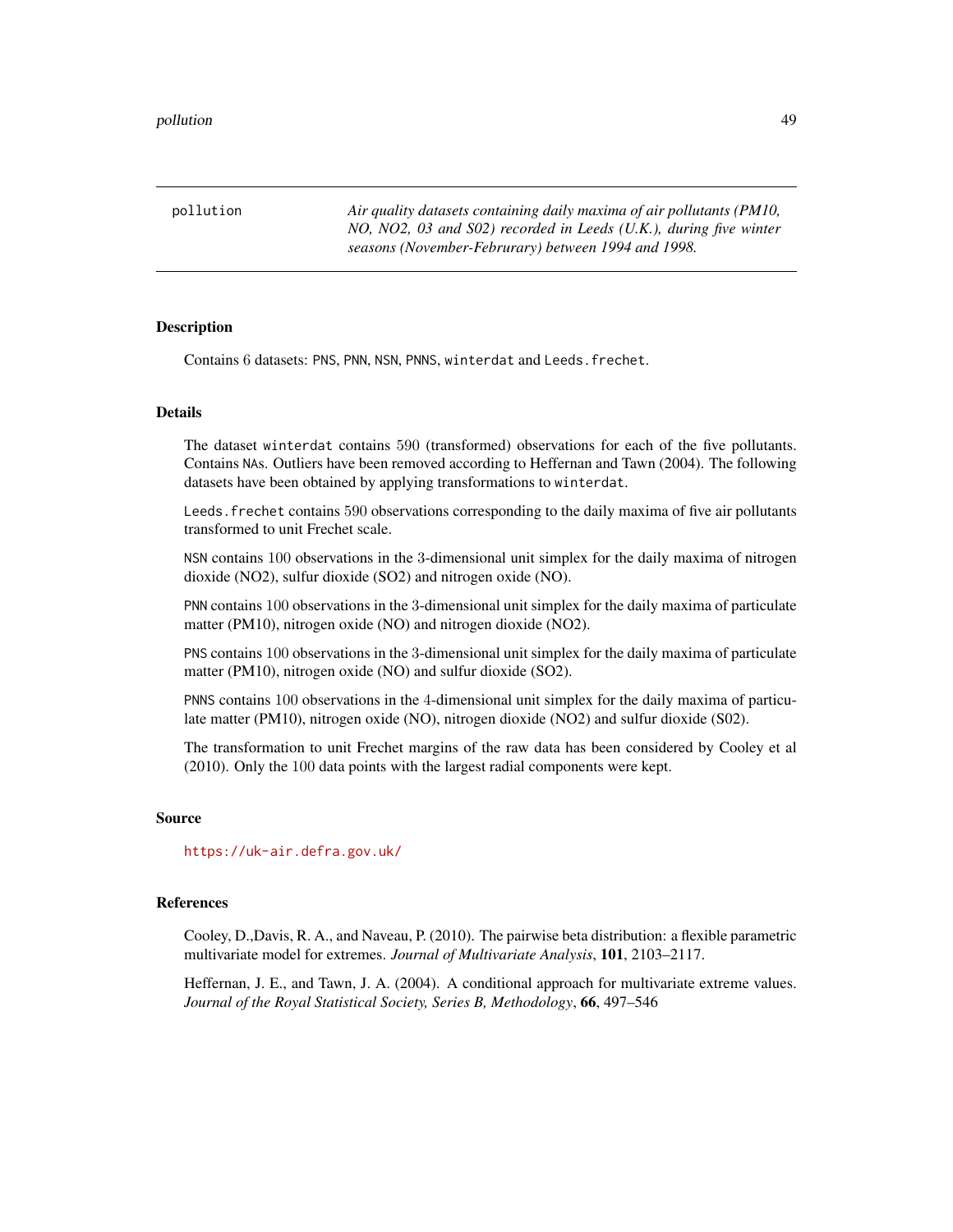pollution — *Air quality datasets containing daily maxima of air pollutants (PM10, NO, NO2, 03 and S02) recorded in Leeds (U.K.), during five winter seasons (November-Februrary) between 1994 and 1998.*

## Description

Contains 6 datasets: PNS, PNN, NSN, PNNS, winterdat and Leeds.frechet.

## Details

The dataset winterdat contains 590 (transformed) observations for each of the five pollutants. Contains NAs. Outliers have been removed according to Heffernan and Tawn (2004). The following datasets have been obtained by applying transformations to winterdat.

Leeds.frechet contains 590 observations corresponding to the daily maxima of five air pollutants transformed to unit Frechet scale.

NSN contains 100 observations in the 3-dimensional unit simplex for the daily maxima of nitrogen dioxide (NO2), sulfur dioxide (SO2) and nitrogen oxide (NO).

PNN contains 100 observations in the 3-dimensional unit simplex for the daily maxima of particulate matter (PM10), nitrogen oxide (NO) and nitrogen dioxide (NO2).

PNS contains 100 observations in the 3-dimensional unit simplex for the daily maxima of particulate matter (PM10), nitrogen oxide (NO) and sulfur dioxide (SO2).

PNNS contains 100 observations in the 4-dimensional unit simplex for the daily maxima of particulate matter (PM10), nitrogen oxide (NO), nitrogen dioxide (NO2) and sulfur dioxide (S02).

The transformation to unit Frechet margins of the raw data has been considered by Cooley et al (2010). Only the 100 data points with the largest radial components were kept.

## Source

https://uk-air.defra.gov.uk/

## References

Cooley, D.,Davis, R. A., and Naveau, P. (2010). The pairwise beta distribution: a flexible parametric multivariate model for extremes. *Journal of Multivariate Analysis*, **101**, 2103–2117.

Heffernan, J. E., and Tawn, J. A. (2004). A conditional approach for multivariate extreme values. *Journal of the Royal Statistical Society, Series B, Methodology*, **66**, 497–546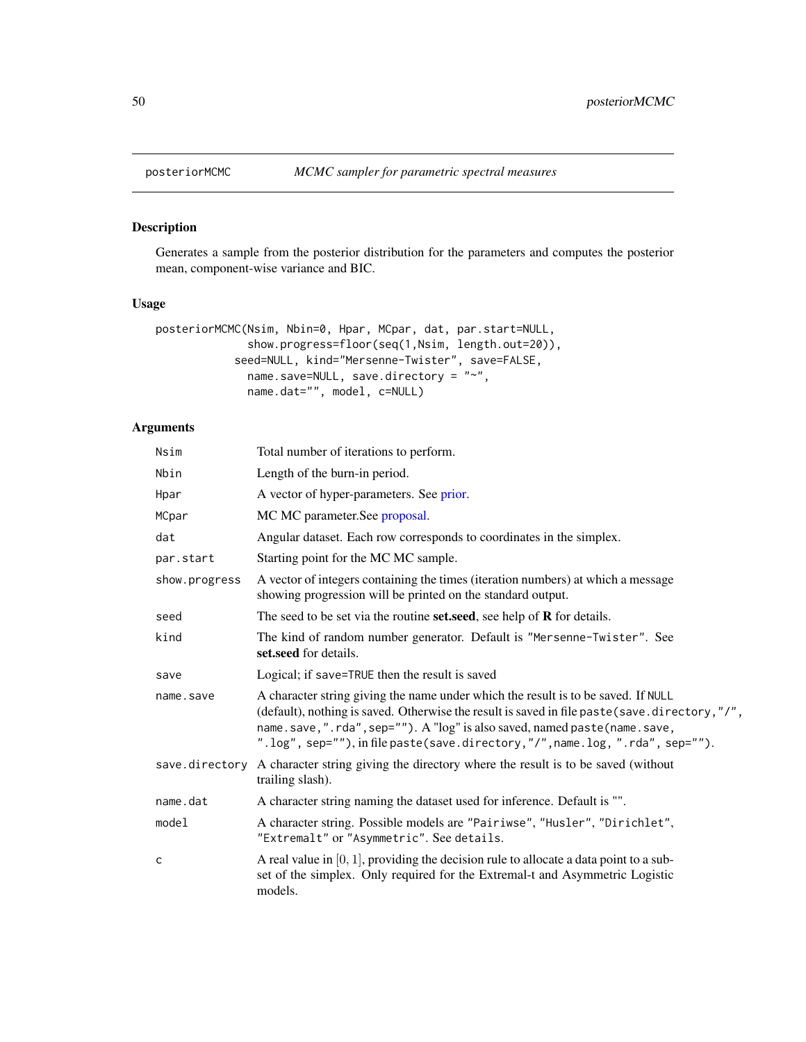## posteriorMCMC — *MCMC sampler for parametric spectral measures*

### Description

Generates a sample from the posterior distribution for the parameters and computes the posterior mean, component-wise variance and BIC.

### Usage

```
posteriorMCMC(Nsim, Nbin=0, Hpar, MCpar, dat, par.start=NULL,
              show.progress=floor(seq(1,Nsim, length.out=20)),
            seed=NULL, kind="Mersenne-Twister", save=FALSE,
              name.save=NULL, save.directory = "~",
              name.dat="", model, c=NULL)
```

### Arguments

| | |
|---|---|
| `Nsim` | Total number of iterations to perform. |
| `Nbin` | Length of the burn-in period. |
| `Hpar` | A vector of hyper-parameters. See prior. |
| `MCpar` | MC MC parameter.See proposal. |
| `dat` | Angular dataset. Each row corresponds to coordinates in the simplex. |
| `par.start` | Starting point for the MC MC sample. |
| `show.progress` | A vector of integers containing the times (iteration numbers) at which a message showing progression will be printed on the standard output. |
| `seed` | The seed to be set via the routine **set.seed**, see help of **R** for details. |
| `kind` | The kind of random number generator. Default is `"Mersenne-Twister"`. See **set.seed** for details. |
| `save` | Logical; if `save=TRUE` then the result is saved |
| `name.save` | A character string giving the name under which the result is to be saved. If `NULL` (default), nothing is saved. Otherwise the result is saved in file `paste(save.directory,"/", name.save,".rda",sep="")`. A "log" is also saved, named `paste(name.save, ".log", sep="")`, in file `paste(save.directory,"/",name.log, ".rda", sep="")`. |
| `save.directory` | A character string giving the directory where the result is to be saved (without trailing slash). |
| `name.dat` | A character string naming the dataset used for inference. Default is "". |
| `model` | A character string. Possible models are `"Pairiwse"`, `"Husler"`, `"Dirichlet"`, `"Extremalt"` or `"Asymmetric"`. See `details`. |
| `c` | A real value in $[0,1]$, providing the decision rule to allocate a data point to a subset of the simplex. Only required for the Extremal-t and Asymmetric Logistic models. |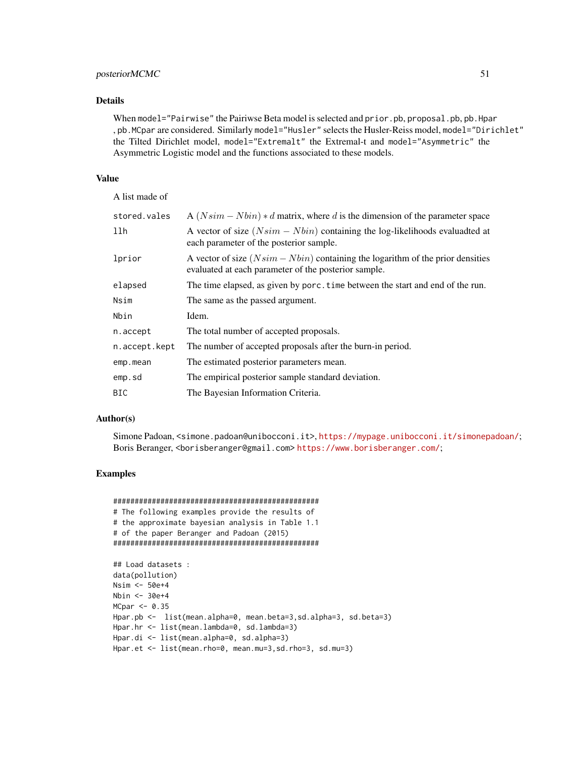## Details

When `model="Pairwise"` the Pairiwse Beta model is selected and `prior.pb`, `proposal.pb`, `pb.Hpar` , `pb.MCpar` are considered. Similarly `model="Husler"` selects the Husler-Reiss model, `model="Dirichlet"` the Tilted Dirichlet model, `model="Extremalt"` the Extremal-t and `model="Asymmetric"` the Asymmetric Logistic model and the functions associated to these models.

## Value

A list made of

| | |
|---|---|
| `stored.vales` | A $(Nsim - Nbin) * d$ matrix, where $d$ is the dimension of the parameter space |
| `llh` | A vector of size $(Nsim - Nbin)$ containing the log-likelihoods evaluadted at each parameter of the posterior sample. |
| `lprior` | A vector of size $(Nsim - Nbin)$ containing the logarithm of the prior densities evaluated at each parameter of the posterior sample. |
| `elapsed` | The time elapsed, as given by `porc.time` between the start and end of the run. |
| `Nsim` | The same as the passed argument. |
| `Nbin` | Idem. |
| `n.accept` | The total number of accepted proposals. |
| `n.accept.kept` | The number of accepted proposals after the burn-in period. |
| `emp.mean` | The estimated posterior parameters mean. |
| `emp.sd` | The empirical posterior sample standard deviation. |
| `BIC` | The Bayesian Information Criteria. |

## Author(s)

Simone Padoan, <simone.padoan@unibocconi.it>, https://mypage.unibocconi.it/simonepadoan/; Boris Beranger, <borisberanger@gmail.com> https://www.borisberanger.com/;

## Examples

```
#################################################
# The following examples provide the results of
# the approximate bayesian analysis in Table 1.1
# of the paper Beranger and Padoan (2015)
#################################################

## Load datasets :
data(pollution)
Nsim <- 50e+4
Nbin <- 30e+4
MCpar <- 0.35
Hpar.pb <-  list(mean.alpha=0, mean.beta=3,sd.alpha=3, sd.beta=3)
Hpar.hr <- list(mean.lambda=0, sd.lambda=3)
Hpar.di <- list(mean.alpha=0, sd.alpha=3)
Hpar.et <- list(mean.rho=0, mean.mu=3,sd.rho=3, sd.mu=3)
```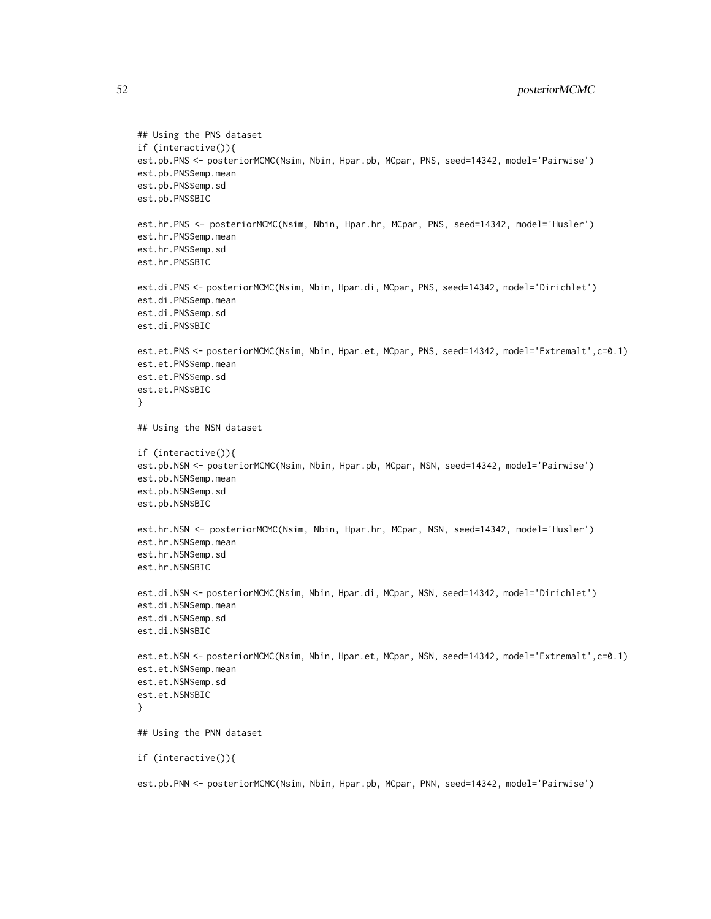```
## Using the PNS dataset
if (interactive()){
est.pb.PNS <- posteriorMCMC(Nsim, Nbin, Hpar.pb, MCpar, PNS, seed=14342, model='Pairwise')
est.pb.PNS$emp.mean
est.pb.PNS$emp.sd
est.pb.PNS$BIC

est.hr.PNS <- posteriorMCMC(Nsim, Nbin, Hpar.hr, MCpar, PNS, seed=14342, model='Husler')
est.hr.PNS$emp.mean
est.hr.PNS$emp.sd
est.hr.PNS$BIC

est.di.PNS <- posteriorMCMC(Nsim, Nbin, Hpar.di, MCpar, PNS, seed=14342, model='Dirichlet')
est.di.PNS$emp.mean
est.di.PNS$emp.sd
est.di.PNS$BIC

est.et.PNS <- posteriorMCMC(Nsim, Nbin, Hpar.et, MCpar, PNS, seed=14342, model='Extremalt',c=0.1)
est.et.PNS$emp.mean
est.et.PNS$emp.sd
est.et.PNS$BIC
}

## Using the NSN dataset

if (interactive()){
est.pb.NSN <- posteriorMCMC(Nsim, Nbin, Hpar.pb, MCpar, NSN, seed=14342, model='Pairwise')
est.pb.NSN$emp.mean
est.pb.NSN$emp.sd
est.pb.NSN$BIC

est.hr.NSN <- posteriorMCMC(Nsim, Nbin, Hpar.hr, MCpar, NSN, seed=14342, model='Husler')
est.hr.NSN$emp.mean
est.hr.NSN$emp.sd
est.hr.NSN$BIC

est.di.NSN <- posteriorMCMC(Nsim, Nbin, Hpar.di, MCpar, NSN, seed=14342, model='Dirichlet')
est.di.NSN$emp.mean
est.di.NSN$emp.sd
est.di.NSN$BIC

est.et.NSN <- posteriorMCMC(Nsim, Nbin, Hpar.et, MCpar, NSN, seed=14342, model='Extremalt',c=0.1)
est.et.NSN$emp.mean
est.et.NSN$emp.sd
est.et.NSN$BIC
}

## Using the PNN dataset

if (interactive()){

est.pb.PNN <- posteriorMCMC(Nsim, Nbin, Hpar.pb, MCpar, PNN, seed=14342, model='Pairwise')
```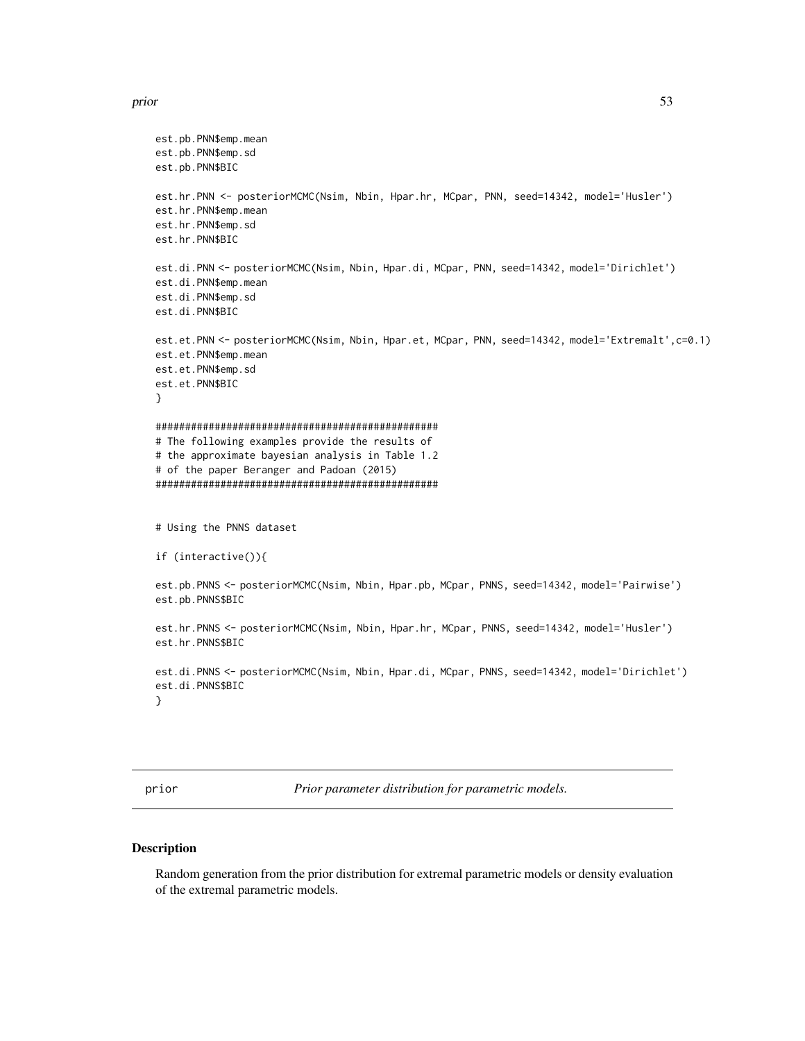```
est.pb.PNN$emp.mean
est.pb.PNN$emp.sd
est.pb.PNN$BIC

est.hr.PNN <- posteriorMCMC(Nsim, Nbin, Hpar.hr, MCpar, PNN, seed=14342, model='Husler')
est.hr.PNN$emp.mean
est.hr.PNN$emp.sd
est.hr.PNN$BIC

est.di.PNN <- posteriorMCMC(Nsim, Nbin, Hpar.di, MCpar, PNN, seed=14342, model='Dirichlet')
est.di.PNN$emp.mean
est.di.PNN$emp.sd
est.di.PNN$BIC

est.et.PNN <- posteriorMCMC(Nsim, Nbin, Hpar.et, MCpar, PNN, seed=14342, model='Extremalt',c=0.1)
est.et.PNN$emp.mean
est.et.PNN$emp.sd
est.et.PNN$BIC
}

################################################
# The following examples provide the results of
# the approximate bayesian analysis in Table 1.2
# of the paper Beranger and Padoan (2015)
################################################


# Using the PNNS dataset

if (interactive()){

est.pb.PNNS <- posteriorMCMC(Nsim, Nbin, Hpar.pb, MCpar, PNNS, seed=14342, model='Pairwise')
est.pb.PNNS$BIC

est.hr.PNNS <- posteriorMCMC(Nsim, Nbin, Hpar.hr, MCpar, PNNS, seed=14342, model='Husler')
est.hr.PNNS$BIC

est.di.PNNS <- posteriorMCMC(Nsim, Nbin, Hpar.di, MCpar, PNNS, seed=14342, model='Dirichlet')
est.di.PNNS$BIC
}
```

---

prior — *Prior parameter distribution for parametric models.*

---

## Description

Random generation from the prior distribution for extremal parametric models or density evaluation of the extremal parametric models.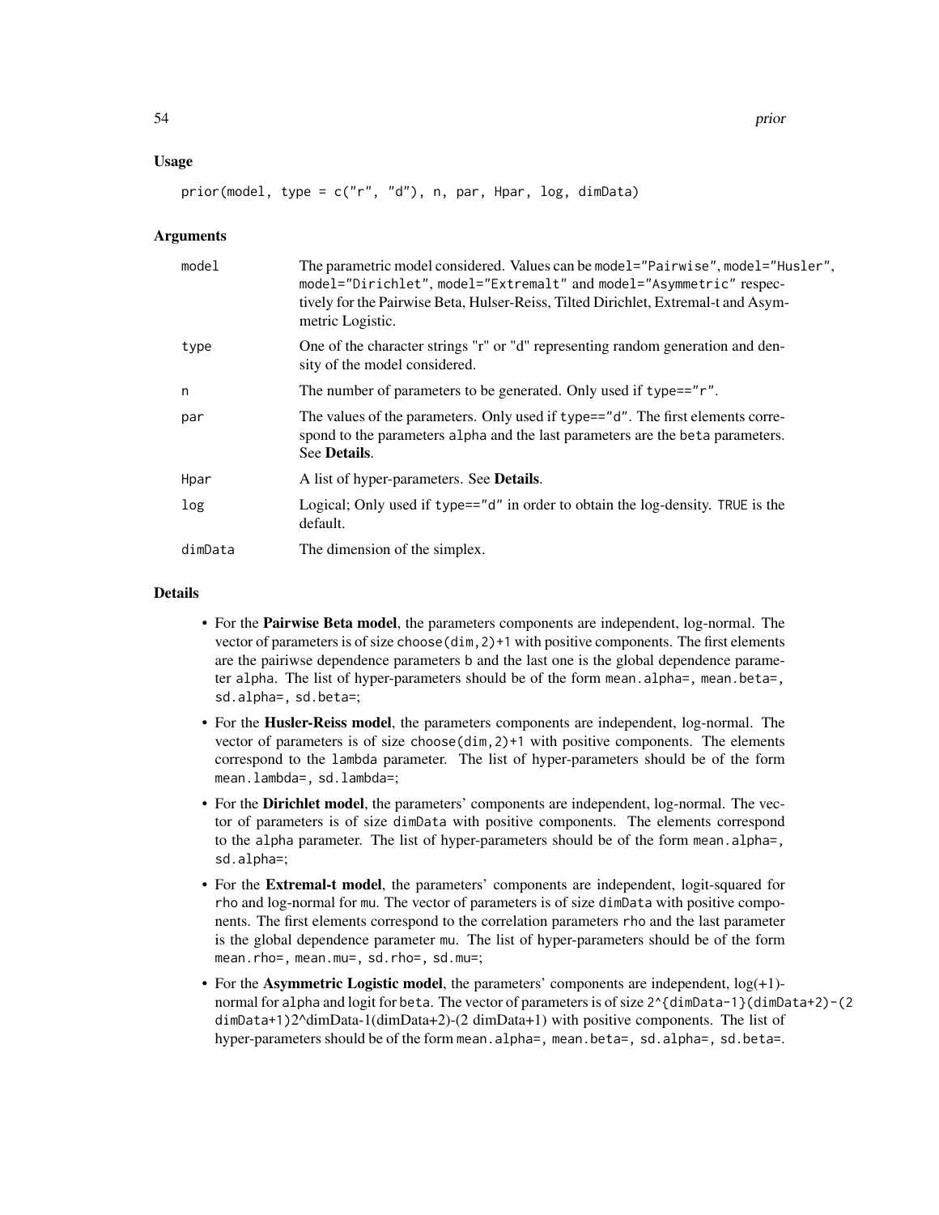## Usage

```
prior(model, type = c("r", "d"), n, par, Hpar, log, dimData)
```

## Arguments

| | |
|---|---|
| model | The parametric model considered. Values can be `model="Pairwise"`, `model="Husler"`, `model="Dirichlet"`, `model="Extremalt"` and `model="Asymmetric"` respectively for the Pairwise Beta, Hulser-Reiss, Tilted Dirichlet, Extremal-t and Asymmetric Logistic. |
| type | One of the character strings "r" or "d" representing random generation and density of the model considered. |
| n | The number of parameters to be generated. Only used if `type=="r"`. |
| par | The values of the parameters. Only used if `type=="d"`. The first elements correspond to the parameters `alpha` and the last parameters are the `beta` parameters. See **Details**. |
| Hpar | A list of hyper-parameters. See **Details**. |
| log | Logical; Only used if `type=="d"` in order to obtain the log-density. `TRUE` is the default. |
| dimData | The dimension of the simplex. |

## Details

- For the **Pairwise Beta model**, the parameters components are independent, log-normal. The vector of parameters is of size `choose(dim,2)+1` with positive components. The first elements are the pairiwse dependence parameters `b` and the last one is the global dependence parameter `alpha`. The list of hyper-parameters should be of the form `mean.alpha=, mean.beta=, sd.alpha=, sd.beta=;`
- For the **Husler-Reiss model**, the parameters components are independent, log-normal. The vector of parameters is of size `choose(dim,2)+1` with positive components. The elements correspond to the `lambda` parameter. The list of hyper-parameters should be of the form `mean.lambda=, sd.lambda=;`
- For the **Dirichlet model**, the parameters' components are independent, log-normal. The vector of parameters is of size `dimData` with positive components. The elements correspond to the `alpha` parameter. The list of hyper-parameters should be of the form `mean.alpha=, sd.alpha=;`
- For the **Extremal-t model**, the parameters' components are independent, logit-squared for `rho` and log-normal for `mu`. The vector of parameters is of size `dimData` with positive components. The first elements correspond to the correlation parameters `rho` and the last parameter is the global dependence parameter `mu`. The list of hyper-parameters should be of the form `mean.rho=, mean.mu=, sd.rho=, sd.mu=;`
- For the **Asymmetric Logistic model**, the parameters' components are independent, log(+1)-normal for `alpha` and logit for `beta`. The vector of parameters is of size `2^{dimData-1}(dimData+2)-(2 dimData+1)`2^dimData-1(dimData+2)-(2 dimData+1) with positive components. The list of hyper-parameters should be of the form `mean.alpha=, mean.beta=, sd.alpha=, sd.beta=`.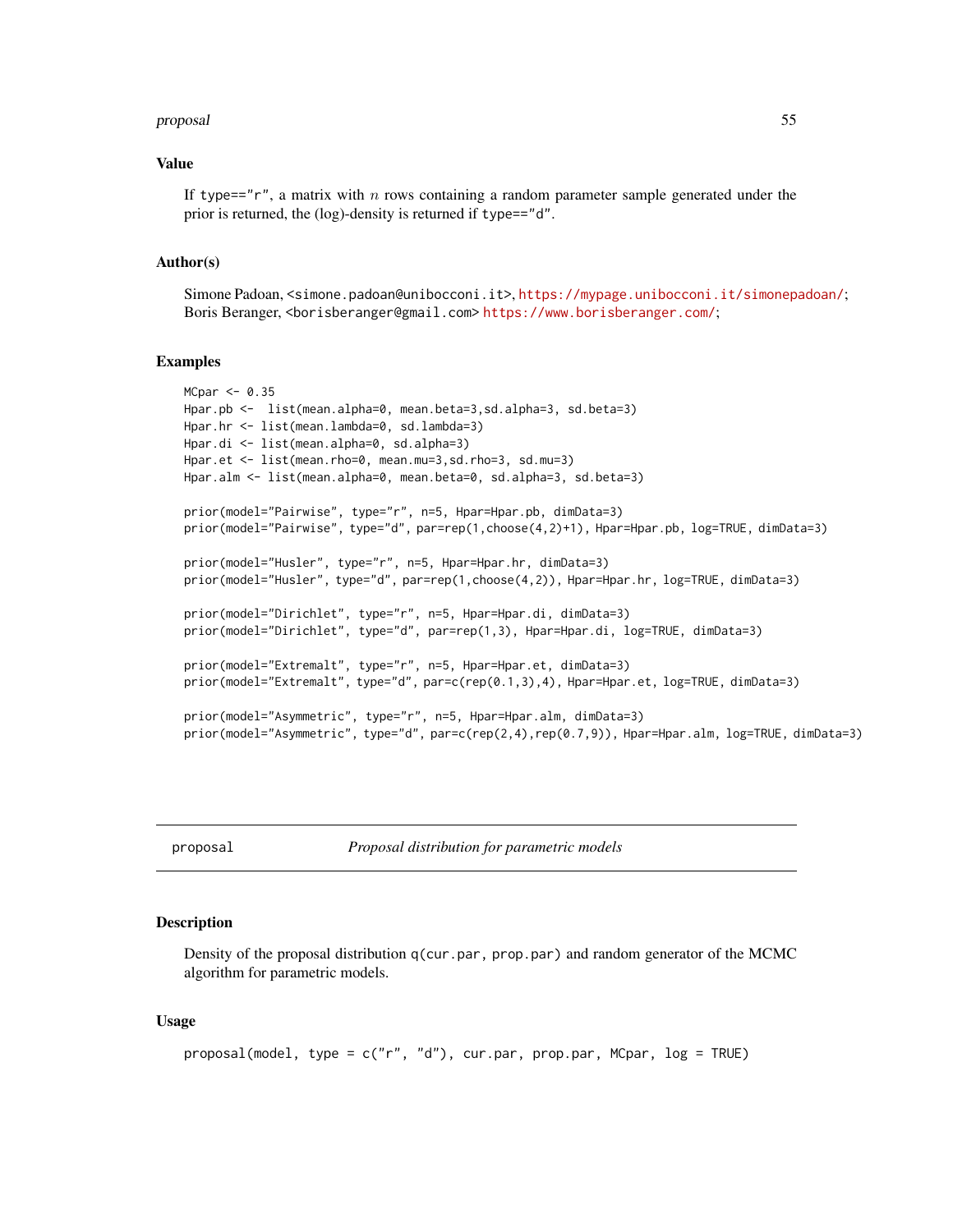## Value

If `type=="r"`, a matrix with $n$ rows containing a random parameter sample generated under the prior is returned, the (log)-density is returned if `type=="d"`.

## Author(s)

Simone Padoan, <simone.padoan@unibocconi.it>, https://mypage.unibocconi.it/simonepadoan/; Boris Beranger, <borisberanger@gmail.com> https://www.borisberanger.com/;

## Examples

```
MCpar <- 0.35
Hpar.pb <-  list(mean.alpha=0, mean.beta=3,sd.alpha=3, sd.beta=3)
Hpar.hr <- list(mean.lambda=0, sd.lambda=3)
Hpar.di <- list(mean.alpha=0, sd.alpha=3)
Hpar.et <- list(mean.rho=0, mean.mu=3,sd.rho=3, sd.mu=3)
Hpar.alm <- list(mean.alpha=0, mean.beta=0, sd.alpha=3, sd.beta=3)

prior(model="Pairwise", type="r", n=5, Hpar=Hpar.pb, dimData=3)
prior(model="Pairwise", type="d", par=rep(1,choose(4,2)+1), Hpar=Hpar.pb, log=TRUE, dimData=3)

prior(model="Husler", type="r", n=5, Hpar=Hpar.hr, dimData=3)
prior(model="Husler", type="d", par=rep(1,choose(4,2)), Hpar=Hpar.hr, log=TRUE, dimData=3)

prior(model="Dirichlet", type="r", n=5, Hpar=Hpar.di, dimData=3)
prior(model="Dirichlet", type="d", par=rep(1,3), Hpar=Hpar.di, log=TRUE, dimData=3)

prior(model="Extremalt", type="r", n=5, Hpar=Hpar.et, dimData=3)
prior(model="Extremalt", type="d", par=c(rep(0.1,3),4), Hpar=Hpar.et, log=TRUE, dimData=3)

prior(model="Asymmetric", type="r", n=5, Hpar=Hpar.alm, dimData=3)
prior(model="Asymmetric", type="d", par=c(rep(2,4),rep(0.7,9)), Hpar=Hpar.alm, log=TRUE, dimData=3)
```

---

# proposal — *Proposal distribution for parametric models*

## Description

Density of the proposal distribution `q(cur.par, prop.par)` and random generator of the MCMC algorithm for parametric models.

## Usage

```
proposal(model, type = c("r", "d"), cur.par, prop.par, MCpar, log = TRUE)
```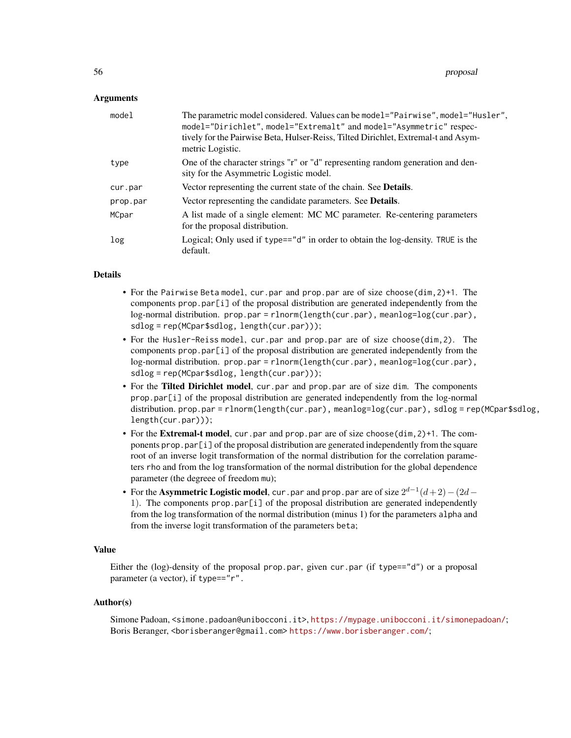### Arguments

| | |
|---|---|
| `model` | The parametric model considered. Values can be `model="Pairwise"`, `model="Husler"`, `model="Dirichlet"`, `model="Extremalt"` and `model="Asymmetric"` respectively for the Pairwise Beta, Hulser-Reiss, Tilted Dirichlet, Extremal-t and Asymmetric Logistic. |
| `type` | One of the character strings "r" or "d" representing random generation and density for the Asymmetric Logistic model. |
| `cur.par` | Vector representing the current state of the chain. See **Details**. |
| `prop.par` | Vector representing the candidate parameters. See **Details**. |
| `MCpar` | A list made of a single element: MC MC parameter. Re-centering parameters for the proposal distribution. |
| `log` | Logical; Only used if `type=="d"` in order to obtain the log-density. `TRUE` is the default. |

### Details

- For the `Pairwise Beta` model, `cur.par` and `prop.par` are of size `choose(dim,2)+1`. The components `prop.par[i]` of the proposal distribution are generated independently from the log-normal distribution. `prop.par = rlnorm(length(cur.par), meanlog=log(cur.par), sdlog = rep(MCpar$sdlog, length(cur.par)));`
- For the `Husler-Reiss` model, `cur.par` and `prop.par` are of size `choose(dim,2)`. The components `prop.par[i]` of the proposal distribution are generated independently from the log-normal distribution. `prop.par = rlnorm(length(cur.par), meanlog=log(cur.par), sdlog = rep(MCpar$sdlog, length(cur.par)));`
- For the **Tilted Dirichlet model**, `cur.par` and `prop.par` are of size `dim`. The components `prop.par[i]` of the proposal distribution are generated independently from the log-normal distribution. `prop.par = rlnorm(length(cur.par), meanlog=log(cur.par), sdlog = rep(MCpar$sdlog, length(cur.par)));`
- For the **Extremal-t model**, `cur.par` and `prop.par` are of size `choose(dim,2)+1`. The components `prop.par[i]` of the proposal distribution are generated independently from the square root of an inverse logit transformation of the normal distribution for the correlation parameters `rho` and from the log transformation of the normal distribution for the global dependence parameter (the degreee of freedom `mu`);
- For the **Asymmetric Logistic model**, `cur.par` and `prop.par` are of size $2^{d-1}(d+2)-(2d-1)$. The components `prop.par[i]` of the proposal distribution are generated independently from the log transformation of the normal distribution (minus 1) for the parameters `alpha` and from the inverse logit transformation of the parameters `beta`;

### Value

Either the (log)-density of the proposal `prop.par`, given `cur.par` (if `type=="d"`) or a proposal parameter (a vector), if `type=="r"`.

### Author(s)

Simone Padoan, <simone.padoan@unibocconi.it>, https://mypage.unibocconi.it/simonepadoan/;
Boris Beranger, <borisberanger@gmail.com> https://www.borisberanger.com/;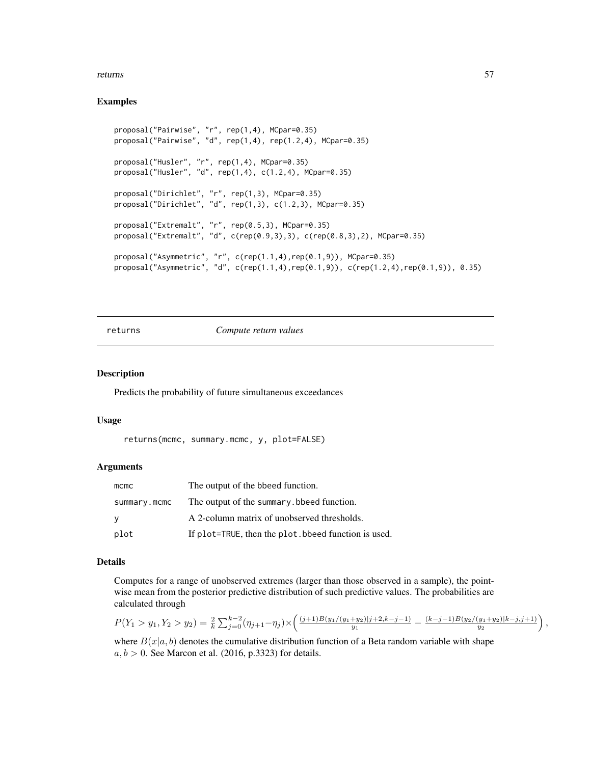### Examples

```
proposal("Pairwise", "r", rep(1,4), MCpar=0.35)
proposal("Pairwise", "d", rep(1,4), rep(1.2,4), MCpar=0.35)

proposal("Husler", "r", rep(1,4), MCpar=0.35)
proposal("Husler", "d", rep(1,4), c(1.2,4), MCpar=0.35)

proposal("Dirichlet", "r", rep(1,3), MCpar=0.35)
proposal("Dirichlet", "d", rep(1,3), c(1.2,3), MCpar=0.35)

proposal("Extremalt", "r", rep(0.5,3), MCpar=0.35)
proposal("Extremalt", "d", c(rep(0.9,3),3), c(rep(0.8,3),2), MCpar=0.35)

proposal("Asymmetric", "r", c(rep(1.1,4),rep(0.1,9)), MCpar=0.35)
proposal("Asymmetric", "d", c(rep(1.1,4),rep(0.1,9)), c(rep(1.2,4),rep(0.1,9)), 0.35)
```

---

## returns — *Compute return values*

### Description

Predicts the probability of future simultaneous exceedances

### Usage

```
returns(mcmc, summary.mcmc, y, plot=FALSE)
```

### Arguments

| | |
|---|---|
| `mcmc` | The output of the bbeed function. |
| `summary.mcmc` | The output of the `summary.bbeed` function. |
| `y` | A 2-column matrix of unobserved thresholds. |
| `plot` | If `plot=TRUE`, then the `plot.bbeed` function is used. |

### Details

Computes for a range of unobserved extremes (larger than those observed in a sample), the pointwise mean from the posterior predictive distribution of such predictive values. The probabilities are calculated through

$$P(Y_1 > y_1, Y_2 > y_2) = \frac{2}{k} \sum_{j=0}^{k-2} (\eta_{j+1} - \eta_j) \times \left( \frac{(j+1) B(y_1/(y_1+y_2)|j+2, k-j-1)}{y_1} - \frac{(k-j-1) B(y_2/(y_1+y_2)|k-j, j+1)}{y_2} \right),$$

where $B(x|a,b)$ denotes the cumulative distribution function of a Beta random variable with shape $a, b > 0$. See Marcon et al. (2016, p.3323) for details.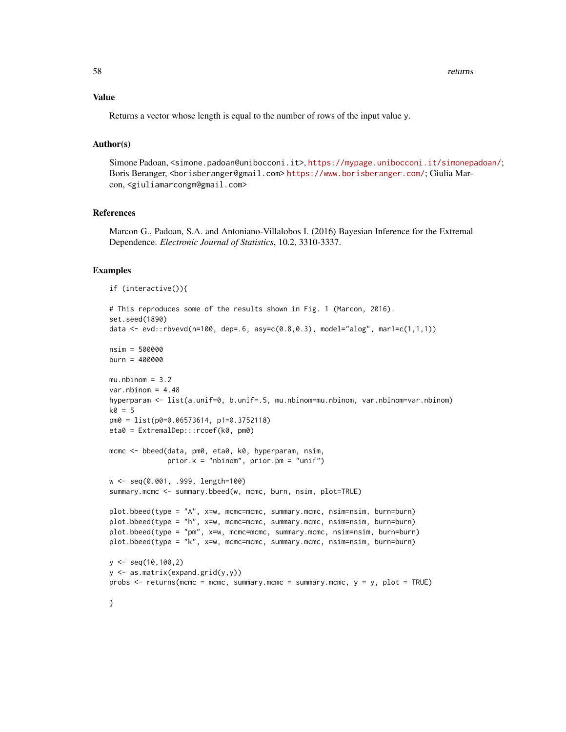## Value

Returns a vector whose length is equal to the number of rows of the input value `y`.

## Author(s)

Simone Padoan, <simone.padoan@unibocconi.it>, https://mypage.unibocconi.it/simonepadoan/; Boris Beranger, <borisberanger@gmail.com> https://www.borisberanger.com/; Giulia Marcon, <giuliamarcongm@gmail.com>

## References

Marcon G., Padoan, S.A. and Antoniano-Villalobos I. (2016) Bayesian Inference for the Extremal Dependence. *Electronic Journal of Statistics*, 10.2, 3310-3337.

## Examples

```
if (interactive()){

# This reproduces some of the results shown in Fig. 1 (Marcon, 2016).
set.seed(1890)
data <- evd::rbvevd(n=100, dep=.6, asy=c(0.8,0.3), model="alog", mar1=c(1,1,1))

nsim = 500000
burn = 400000

mu.nbinom = 3.2
var.nbinom = 4.48
hyperparam <- list(a.unif=0, b.unif=.5, mu.nbinom=mu.nbinom, var.nbinom=var.nbinom)
k0 = 5
pm0 = list(p0=0.06573614, p1=0.3752118)
eta0 = ExtremalDep:::rcoef(k0, pm0)

mcmc <- bbeed(data, pm0, eta0, k0, hyperparam, nsim,
              prior.k = "nbinom", prior.pm = "unif")

w <- seq(0.001, .999, length=100)
summary.mcmc <- summary.bbeed(w, mcmc, burn, nsim, plot=TRUE)

plot.bbeed(type = "A", x=w, mcmc=mcmc, summary.mcmc, nsim=nsim, burn=burn)
plot.bbeed(type = "h", x=w, mcmc=mcmc, summary.mcmc, nsim=nsim, burn=burn)
plot.bbeed(type = "pm", x=w, mcmc=mcmc, summary.mcmc, nsim=nsim, burn=burn)
plot.bbeed(type = "k", x=w, mcmc=mcmc, summary.mcmc, nsim=nsim, burn=burn)

y <- seq(10,100,2)
y <- as.matrix(expand.grid(y,y))
probs <- returns(mcmc = mcmc, summary.mcmc = summary.mcmc, y = y, plot = TRUE)

}
```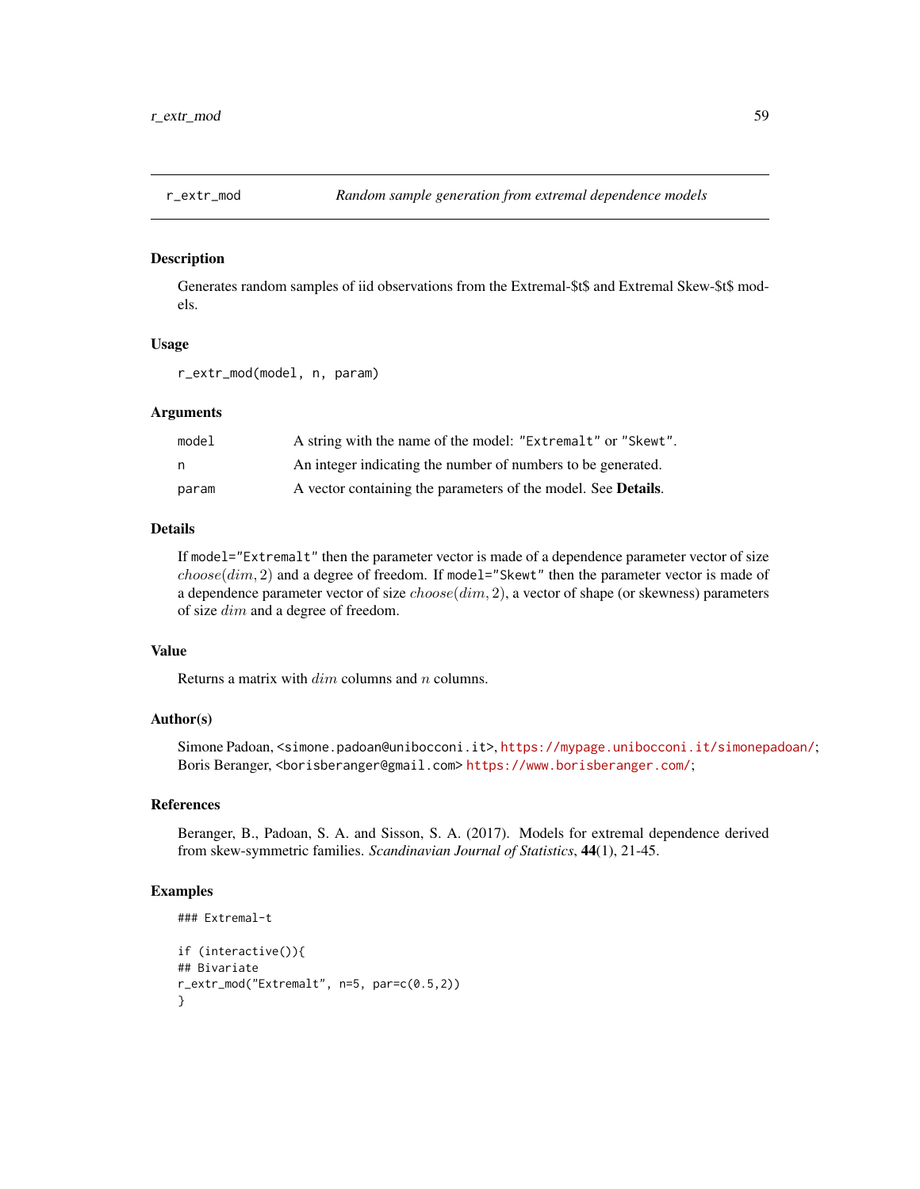# r_extr_mod — *Random sample generation from extremal dependence models*

## Description

Generates random samples of iid observations from the Extremal-$t$ and Extremal Skew-$t$ models.

## Usage

```
r_extr_mod(model, n, param)
```

## Arguments

| | |
|---|---|
| `model` | A string with the name of the model: `"Extremalt"` or `"Skewt"`. |
| `n` | An integer indicating the number of numbers to be generated. |
| `param` | A vector containing the parameters of the model. See **Details**. |

## Details

If `model="Extremalt"` then the parameter vector is made of a dependence parameter vector of size $choose(dim, 2)$ and a degree of freedom. If `model="Skewt"` then the parameter vector is made of a dependence parameter vector of size $choose(dim, 2)$, a vector of shape (or skewness) parameters of size $dim$ and a degree of freedom.

## Value

Returns a matrix with $dim$ columns and $n$ columns.

## Author(s)

Simone Padoan, <simone.padoan@unibocconi.it>, https://mypage.unibocconi.it/simonepadoan/;
Boris Beranger, <borisberanger@gmail.com> https://www.borisberanger.com/;

## References

Beranger, B., Padoan, S. A. and Sisson, S. A. (2017). Models for extremal dependence derived from skew-symmetric families. *Scandinavian Journal of Statistics*, **44**(1), 21-45.

## Examples

```
### Extremal-t

if (interactive()){
## Bivariate
r_extr_mod("Extremalt", n=5, par=c(0.5,2))
}
```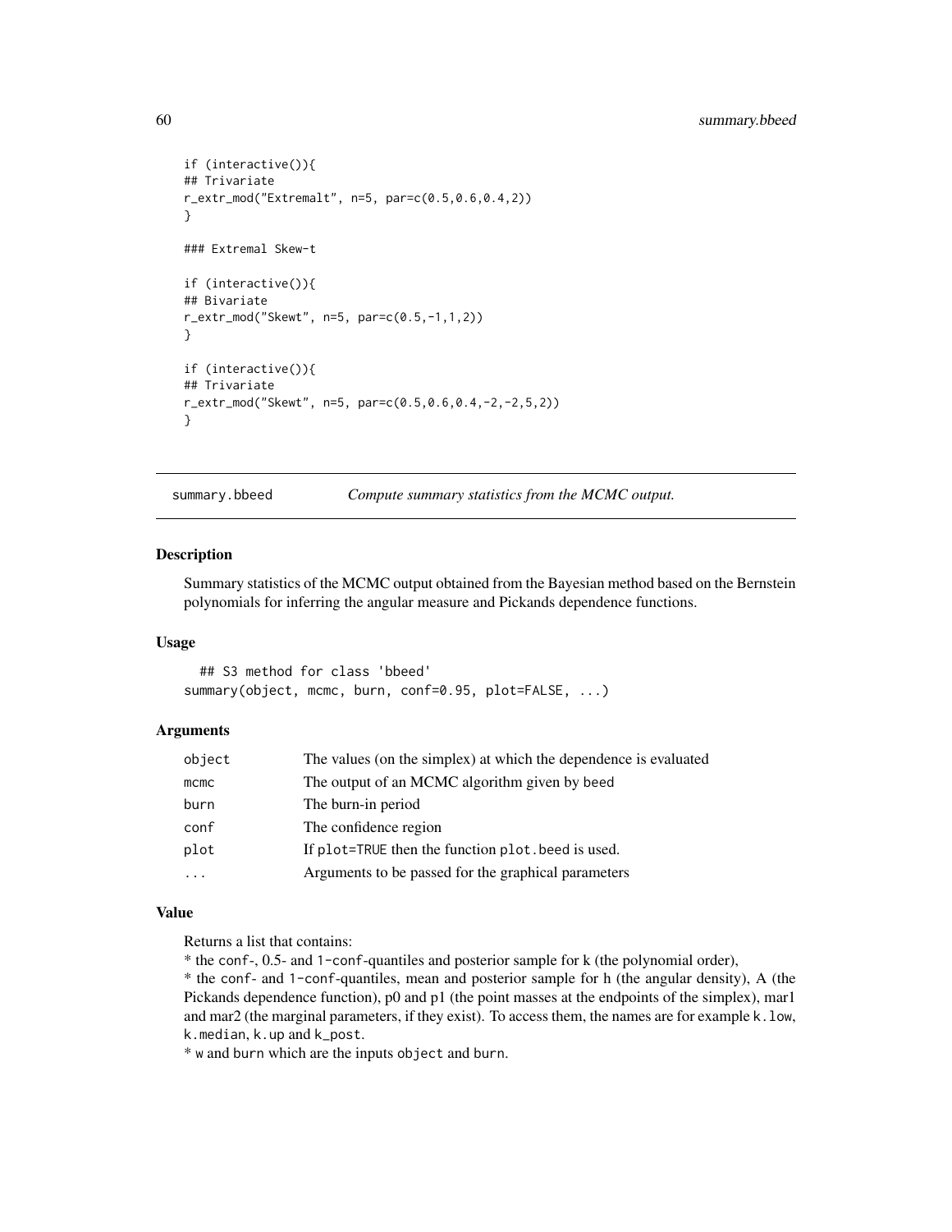```
if (interactive()){
## Trivariate
r_extr_mod("Extremalt", n=5, par=c(0.5,0.6,0.4,2))
}

### Extremal Skew-t

if (interactive()){
## Bivariate
r_extr_mod("Skewt", n=5, par=c(0.5,-1,1,2))
}

if (interactive()){
## Trivariate
r_extr_mod("Skewt", n=5, par=c(0.5,0.6,0.4,-2,-2,5,2))
}
```

---

## summary.bbeed — *Compute summary statistics from the MCMC output.*

### Description

Summary statistics of the MCMC output obtained from the Bayesian method based on the Bernstein polynomials for inferring the angular measure and Pickands dependence functions.

### Usage

```
## S3 method for class 'bbeed'
summary(object, mcmc, burn, conf=0.95, plot=FALSE, ...)
```

### Arguments

| | |
|---|---|
| `object` | The values (on the simplex) at which the dependence is evaluated |
| `mcmc` | The output of an MCMC algorithm given by `beed` |
| `burn` | The burn-in period |
| `conf` | The confidence region |
| `plot` | If `plot=TRUE` then the function `plot.beed` is used. |
| `...` | Arguments to be passed for the graphical parameters |

### Value

Returns a list that contains:

* the `conf`-, 0.5- and `1-conf`-quantiles and posterior sample for k (the polynomial order),
* the `conf`- and `1-conf`-quantiles, mean and posterior sample for h (the angular density), A (the Pickands dependence function), p0 and p1 (the point masses at the endpoints of the simplex), mar1 and mar2 (the marginal parameters, if they exist). To access them, the names are for example `k.low`, `k.median`, `k.up` and `k_post`.
* `w` and `burn` which are the inputs `object` and `burn`.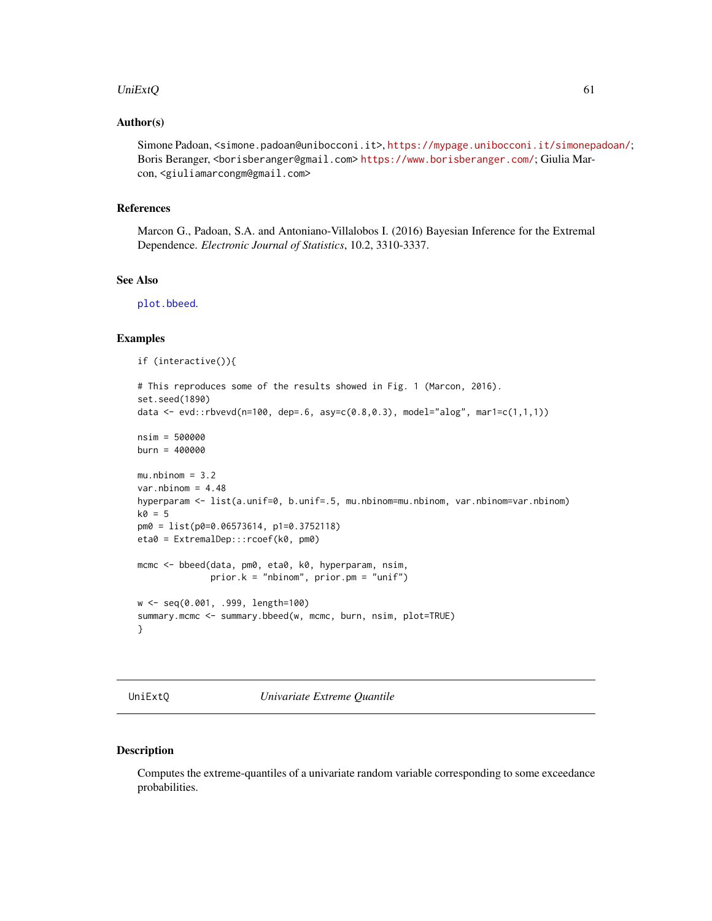## Author(s)

Simone Padoan, <simone.padoan@unibocconi.it>, https://mypage.unibocconi.it/simonepadoan/; Boris Beranger, <borisberanger@gmail.com> https://www.borisberanger.com/; Giulia Marcon, <giuliamarcongm@gmail.com>

## References

Marcon G., Padoan, S.A. and Antoniano-Villalobos I. (2016) Bayesian Inference for the Extremal Dependence. *Electronic Journal of Statistics*, 10.2, 3310-3337.

## See Also

plot.bbeed.

## Examples

```
if (interactive()){

# This reproduces some of the results showed in Fig. 1 (Marcon, 2016).
set.seed(1890)
data <- evd::rbvevd(n=100, dep=.6, asy=c(0.8,0.3), model="alog", mar1=c(1,1,1))

nsim = 500000
burn = 400000

mu.nbinom = 3.2
var.nbinom = 4.48
hyperparam <- list(a.unif=0, b.unif=.5, mu.nbinom=mu.nbinom, var.nbinom=var.nbinom)
k0 = 5
pm0 = list(p0=0.06573614, p1=0.3752118)
eta0 = ExtremalDep:::rcoef(k0, pm0)

mcmc <- bbeed(data, pm0, eta0, k0, hyperparam, nsim,
              prior.k = "nbinom", prior.pm = "unif")

w <- seq(0.001, .999, length=100)
summary.mcmc <- summary.bbeed(w, mcmc, burn, nsim, plot=TRUE)
}
```

---

# UniExtQ *Univariate Extreme Quantile*

## Description

Computes the extreme-quantiles of a univariate random variable corresponding to some exceedance probabilities.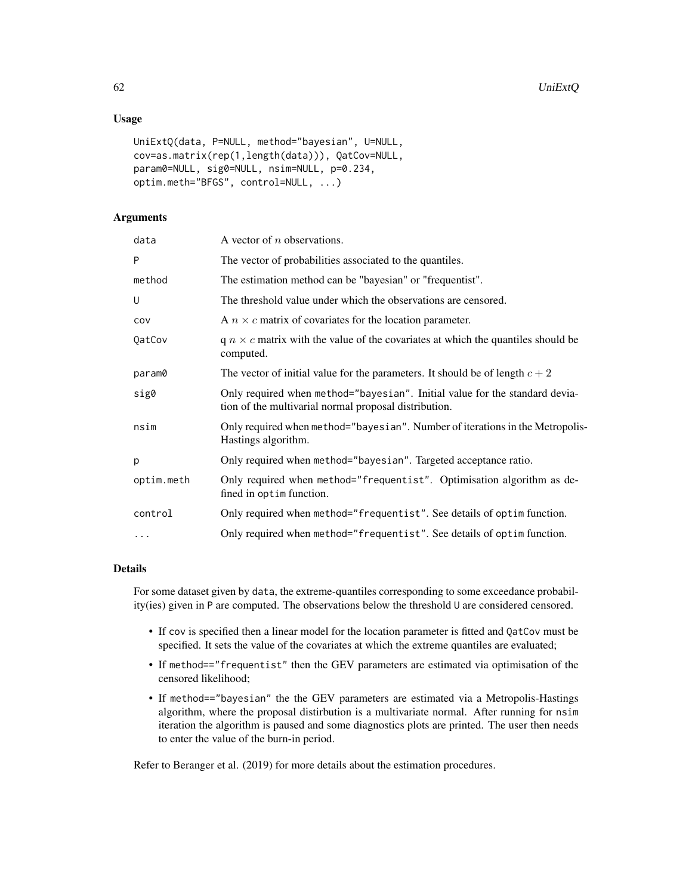## Usage

```
UniExtQ(data, P=NULL, method="bayesian", U=NULL,
cov=as.matrix(rep(1,length(data))), QatCov=NULL,
param0=NULL, sig0=NULL, nsim=NULL, p=0.234,
optim.meth="BFGS", control=NULL, ...)
```

## Arguments

| | |
|---|---|
| data | A vector of $n$ observations. |
| P | The vector of probabilities associated to the quantiles. |
| method | The estimation method can be "bayesian" or "frequentist". |
| U | The threshold value under which the observations are censored. |
| cov | A $n \times c$ matrix of covariates for the location parameter. |
| QatCov | q $n \times c$ matrix with the value of the covariates at which the quantiles should be computed. |
| param0 | The vector of initial value for the parameters. It should be of length $c + 2$ |
| sig0 | Only required when `method="bayesian"`. Initial value for the standard deviation of the multivarial normal proposal distribution. |
| nsim | Only required when `method="bayesian"`. Number of iterations in the Metropolis-Hastings algorithm. |
| p | Only required when `method="bayesian"`. Targeted acceptance ratio. |
| optim.meth | Only required when `method="frequentist"`. Optimisation algorithm as defined in `optim` function. |
| control | Only required when `method="frequentist"`. See details of `optim` function. |
| ... | Only required when `method="frequentist"`. See details of `optim` function. |

## Details

For some dataset given by `data`, the extreme-quantiles corresponding to some exceedance probability(ies) given in `P` are computed. The observations below the threshold `U` are considered censored.

- If `cov` is specified then a linear model for the location parameter is fitted and `QatCov` must be specified. It sets the value of the covariates at which the extreme quantiles are evaluated;
- If `method=="frequentist"` then the GEV parameters are estimated via optimisation of the censored likelihood;
- If `method=="bayesian"` the the GEV parameters are estimated via a Metropolis-Hastings algorithm, where the proposal distirbution is a multivariate normal. After running for `nsim` iteration the algorithm is paused and some diagnostics plots are printed. The user then needs to enter the value of the burn-in period.

Refer to Beranger et al. (2019) for more details about the estimation procedures.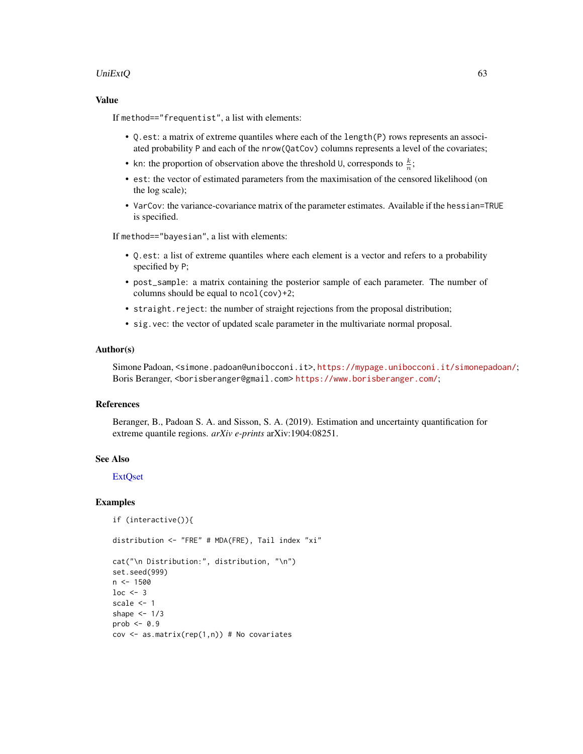## Value

If `method=="frequentist"`, a list with elements:

- `Q.est`: a matrix of extreme quantiles where each of the `length(P)` rows represents an associated probability `P` and each of the `nrow(QatCov)` columns represents a level of the covariates;
- `kn`: the proportion of observation above the threshold `U`, corresponds to $\frac{k}{n}$;
- `est`: the vector of estimated parameters from the maximisation of the censored likelihood (on the log scale);
- `VarCov`: the variance-covariance matrix of the parameter estimates. Available if the `hessian=TRUE` is specified.

If `method=="bayesian"`, a list with elements:

- `Q.est`: a list of extreme quantiles where each element is a vector and refers to a probability specified by `P`;
- `post_sample`: a matrix containing the posterior sample of each parameter. The number of columns should be equal to `ncol(cov)+2`;
- `straight.reject`: the number of straight rejections from the proposal distribution;
- `sig.vec`: the vector of updated scale parameter in the multivariate normal proposal.

## Author(s)

Simone Padoan, <simone.padoan@unibocconi.it>, https://mypage.unibocconi.it/simonepadoan/;
Boris Beranger, <borisberanger@gmail.com> https://www.borisberanger.com/;

## References

Beranger, B., Padoan S. A. and Sisson, S. A. (2019). Estimation and uncertainty quantification for extreme quantile regions. *arXiv e-prints* arXiv:1904:08251.

## See Also

ExtQset

## Examples

```
if (interactive()){

distribution <- "FRE" # MDA(FRE), Tail index "xi"

cat("\n Distribution:", distribution, "\n")
set.seed(999)
n <- 1500
loc <- 3
scale <- 1
shape <- 1/3
prob <- 0.9
cov <- as.matrix(rep(1,n)) # No covariates
```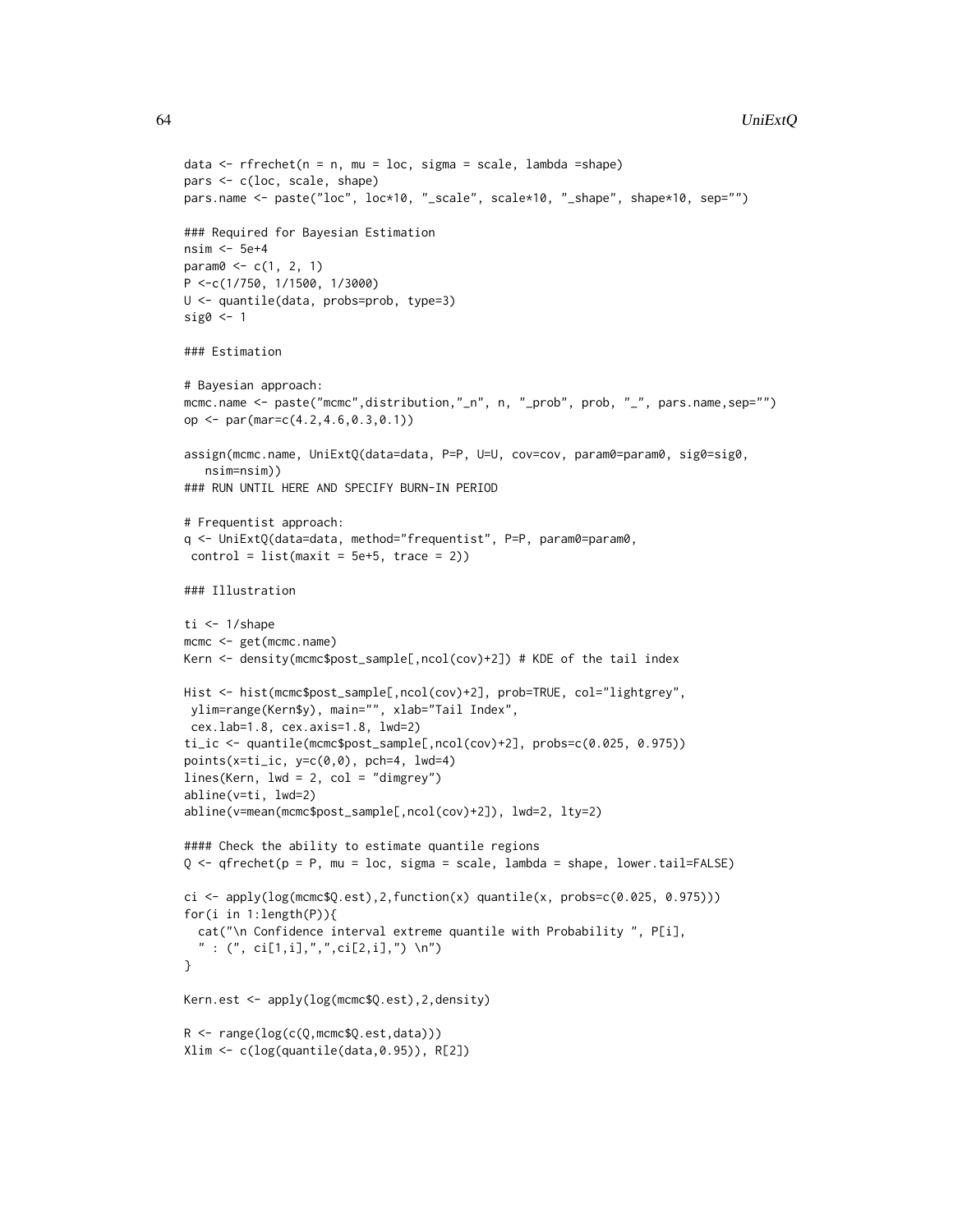```
data <- rfrechet(n = n, mu = loc, sigma = scale, lambda =shape)
pars <- c(loc, scale, shape)
pars.name <- paste("loc", loc*10, "_scale", scale*10, "_shape", shape*10, sep="")

### Required for Bayesian Estimation
nsim <- 5e+4
param0 <- c(1, 2, 1)
P <-c(1/750, 1/1500, 1/3000)
U <- quantile(data, probs=prob, type=3)
sig0 <- 1

### Estimation

# Bayesian approach:
mcmc.name <- paste("mcmc",distribution,"_n", n, "_prob", prob, "_", pars.name,sep="")
op <- par(mar=c(4.2,4.6,0.3,0.1))

assign(mcmc.name, UniExtQ(data=data, P=P, U=U, cov=cov, param0=param0, sig0=sig0,
   nsim=nsim))
### RUN UNTIL HERE AND SPECIFY BURN-IN PERIOD

# Frequentist approach:
q <- UniExtQ(data=data, method="frequentist", P=P, param0=param0,
 control = list(maxit = 5e+5, trace = 2))

### Illustration

ti <- 1/shape
mcmc <- get(mcmc.name)
Kern <- density(mcmc$post_sample[,ncol(cov)+2]) # KDE of the tail index

Hist <- hist(mcmc$post_sample[,ncol(cov)+2], prob=TRUE, col="lightgrey",
 ylim=range(Kern$y), main="", xlab="Tail Index",
 cex.lab=1.8, cex.axis=1.8, lwd=2)
ti_ic <- quantile(mcmc$post_sample[,ncol(cov)+2], probs=c(0.025, 0.975))
points(x=ti_ic, y=c(0,0), pch=4, lwd=4)
lines(Kern, lwd = 2, col = "dimgrey")
abline(v=ti, lwd=2)
abline(v=mean(mcmc$post_sample[,ncol(cov)+2]), lwd=2, lty=2)

#### Check the ability to estimate quantile regions
Q <- qfrechet(p = P, mu = loc, sigma = scale, lambda = shape, lower.tail=FALSE)

ci <- apply(log(mcmc$Q.est),2,function(x) quantile(x, probs=c(0.025, 0.975)))
for(i in 1:length(P)){
  cat("\n Confidence interval extreme quantile with Probability ", P[i],
  " : (", ci[1,i],",",ci[2,i],") \n")
}

Kern.est <- apply(log(mcmc$Q.est),2,density)

R <- range(log(c(Q,mcmc$Q.est,data)))
Xlim <- c(log(quantile(data,0.95)), R[2])
```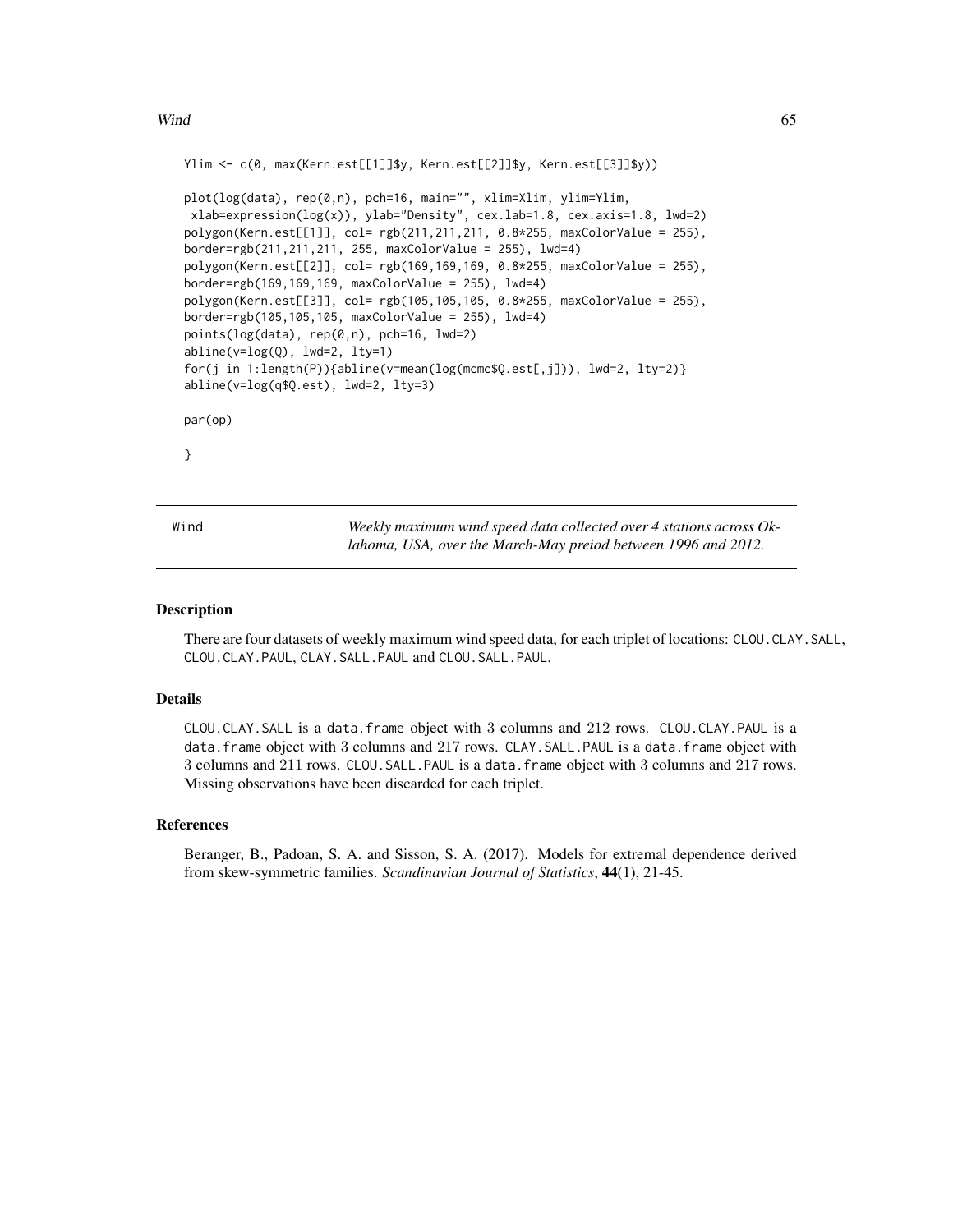```
Ylim <- c(0, max(Kern.est[[1]]$y, Kern.est[[2]]$y, Kern.est[[3]]$y))

plot(log(data), rep(0,n), pch=16, main="", xlim=Xlim, ylim=Ylim,
 xlab=expression(log(x)), ylab="Density", cex.lab=1.8, cex.axis=1.8, lwd=2)
polygon(Kern.est[[1]], col= rgb(211,211,211, 0.8*255, maxColorValue = 255),
border=rgb(211,211,211, 255, maxColorValue = 255), lwd=4)
polygon(Kern.est[[2]], col= rgb(169,169,169, 0.8*255, maxColorValue = 255),
border=rgb(169,169,169, maxColorValue = 255), lwd=4)
polygon(Kern.est[[3]], col= rgb(105,105,105, 0.8*255, maxColorValue = 255),
border=rgb(105,105,105, maxColorValue = 255), lwd=4)
points(log(data), rep(0,n), pch=16, lwd=2)
abline(v=log(Q), lwd=2, lty=1)
for(j in 1:length(P)){abline(v=mean(log(mcmc$Q.est[,j])), lwd=2, lty=2)}
abline(v=log(q$Q.est), lwd=2, lty=3)

par(op)

}
```

---

## Wind — *Weekly maximum wind speed data collected over 4 stations across Oklahoma, USA, over the March-May preiod between 1996 and 2012.*

---

### Description

There are four datasets of weekly maximum wind speed data, for each triplet of locations: `CLOU.CLAY.SALL`, `CLOU.CLAY.PAUL`, `CLAY.SALL.PAUL` and `CLOU.SALL.PAUL`.

### Details

`CLOU.CLAY.SALL` is a `data.frame` object with 3 columns and 212 rows. `CLOU.CLAY.PAUL` is a `data.frame` object with 3 columns and 217 rows. `CLAY.SALL.PAUL` is a `data.frame` object with 3 columns and 211 rows. `CLOU.SALL.PAUL` is a `data.frame` object with 3 columns and 217 rows. Missing observations have been discarded for each triplet.

### References

Beranger, B., Padoan, S. A. and Sisson, S. A. (2017). Models for extremal dependence derived from skew-symmetric families. *Scandinavian Journal of Statistics*, **44**(1), 21-45.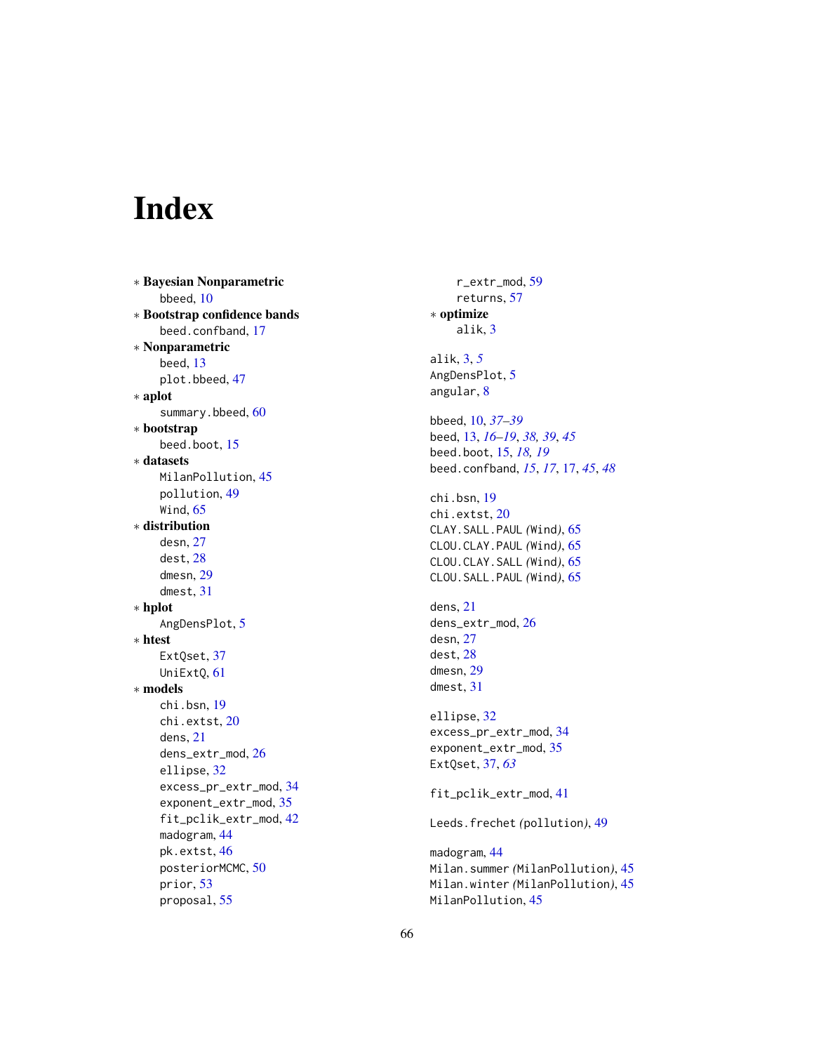# Index

∗ **Bayesian Nonparametric**
  bbeed, 10
∗ **Bootstrap confidence bands**
  beed.confband, 17
∗ **Nonparametric**
  beed, 13
  plot.bbeed, 47
∗ **aplot**
  summary.bbeed, 60
∗ **bootstrap**
  beed.boot, 15
∗ **datasets**
  MilanPollution, 45
  pollution, 49
  Wind, 65
∗ **distribution**
  desn, 27
  dest, 28
  dmesn, 29
  dmest, 31
∗ **hplot**
  AngDensPlot, 5
∗ **htest**
  ExtQset, 37
  UniExtQ, 61
∗ **models**
  chi.bsn, 19
  chi.extst, 20
  dens, 21
  dens_extr_mod, 26
  ellipse, 32
  excess_pr_extr_mod, 34
  exponent_extr_mod, 35
  fit_pclik_extr_mod, 42
  madogram, 44
  pk.extst, 46
  posteriorMCMC, 50
  prior, 53
  proposal, 55
  r_extr_mod, 59
  returns, 57
∗ **optimize**
  alik, 3

alik, 3, *5*
AngDensPlot, 5
angular, 8

bbeed, 10, *37–39*
beed, 13, *16–19*, *38, 39*, *45*
beed.boot, 15, *18, 19*
beed.confband, *15*, *17*, 17, *45*, *48*

chi.bsn, 19
chi.extst, 20
CLAY.SALL.PAUL *(*Wind*)*, 65
CLOU.CLAY.PAUL *(*Wind*)*, 65
CLOU.CLAY.SALL *(*Wind*)*, 65
CLOU.SALL.PAUL *(*Wind*)*, 65

dens, 21
dens_extr_mod, 26
desn, 27
dest, 28
dmesn, 29
dmest, 31

ellipse, 32
excess_pr_extr_mod, 34
exponent_extr_mod, 35
ExtQset, 37, *63*

fit_pclik_extr_mod, 41

Leeds.frechet *(*pollution*)*, 49

madogram, 44
Milan.summer *(*MilanPollution*)*, 45
Milan.winter *(*MilanPollution*)*, 45
MilanPollution, 45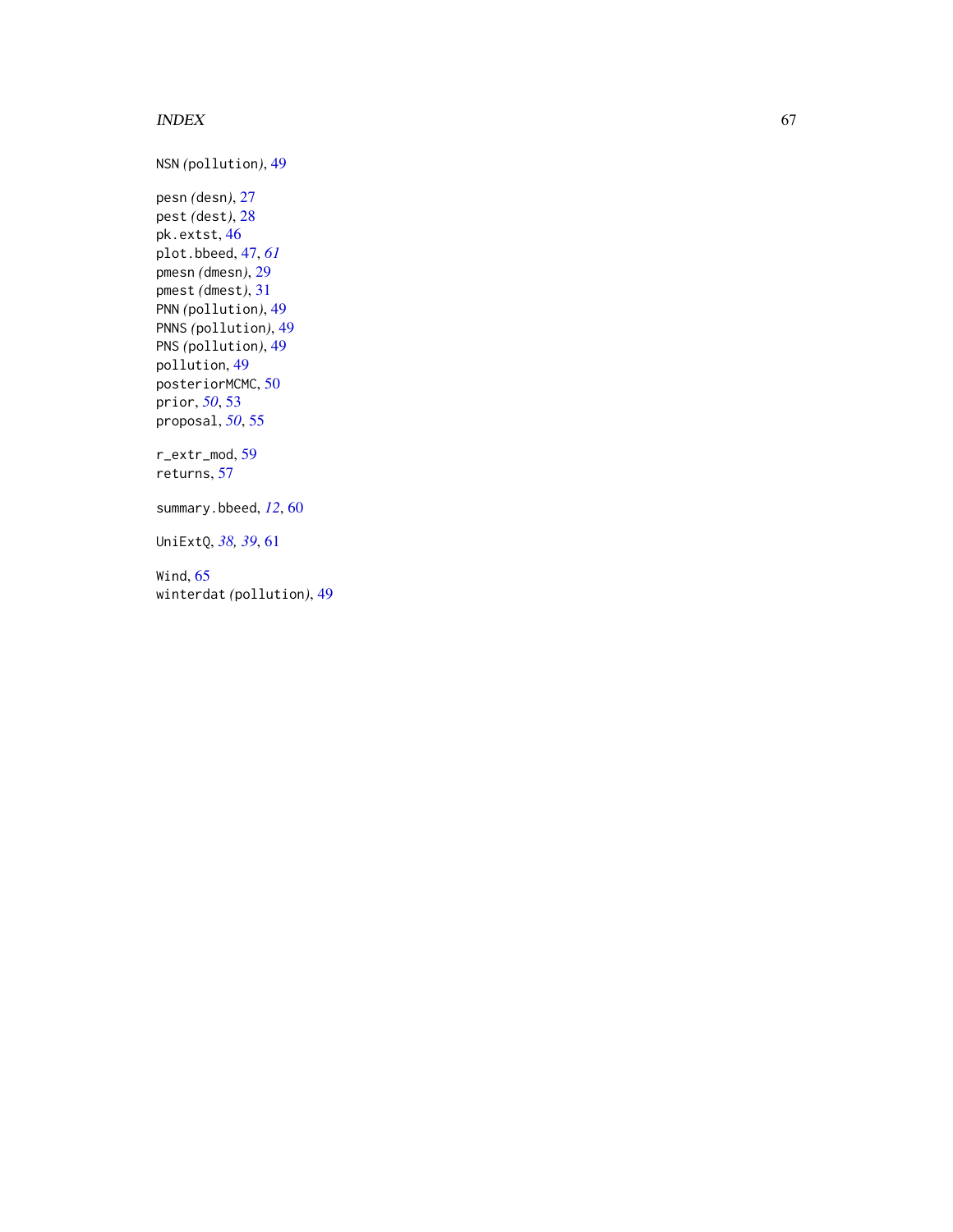NSN *(pollution)*, 49

pesn *(desn)*, 27
pest *(dest)*, 28
pk.extst, 46
plot.bbeed, 47, *61*
pmesn *(dmesn)*, 29
pmest *(dmest)*, 31
PNN *(pollution)*, 49
PNNS *(pollution)*, 49
PNS *(pollution)*, 49
pollution, 49
posteriorMCMC, 50
prior, *50*, 53
proposal, *50*, 55

r_extr_mod, 59
returns, 57

summary.bbeed, *12*, 60

UniExtQ, *38, 39*, 61

Wind, 65
winterdat *(pollution)*, 49